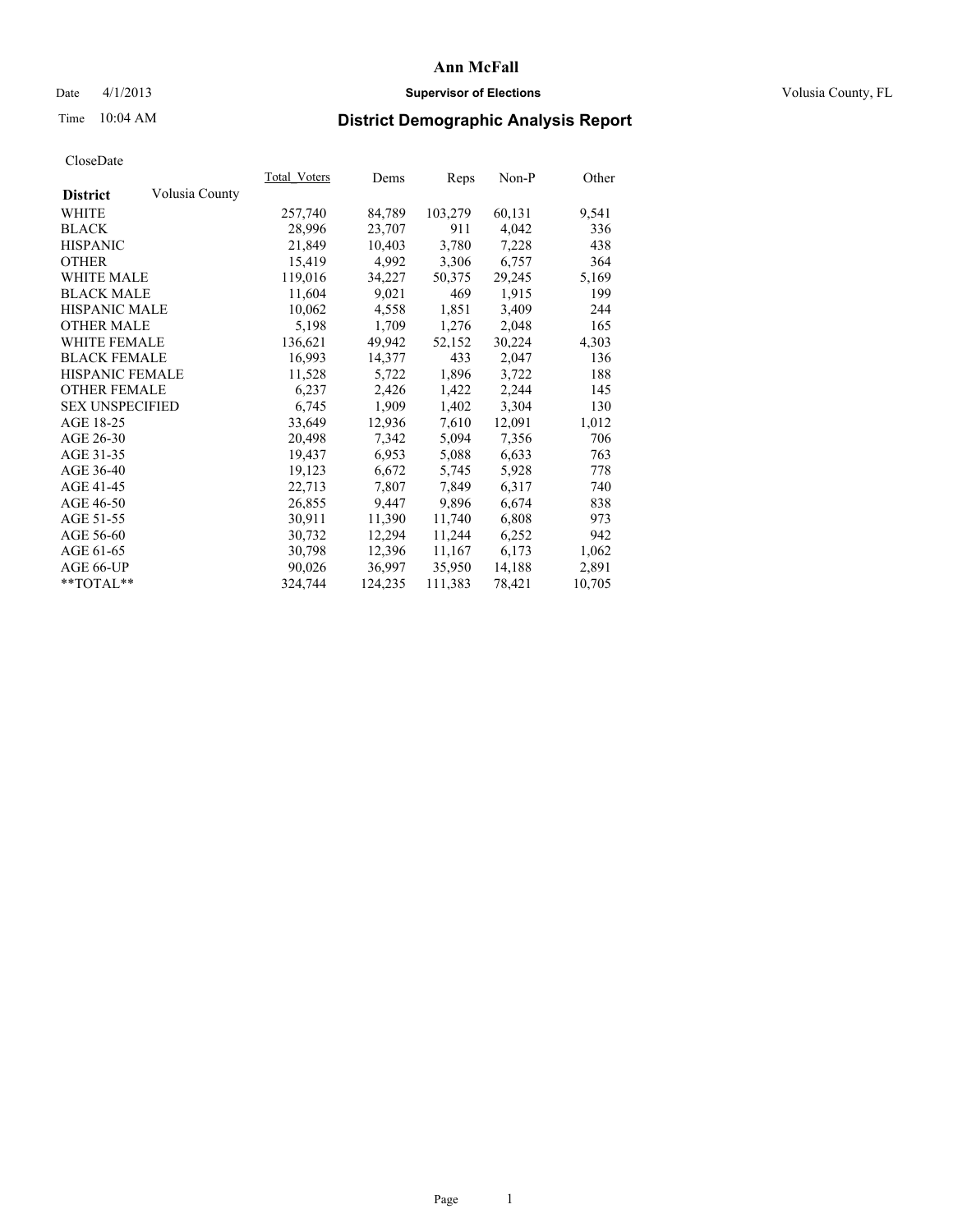# Ann McFall

Date 4/1/2013 **Supervisor of Elections** Volusia County, FL

Time 10:04 AM

## District Demographic Analysis Report

CloseDate

| **District** Volusia County | Total_Voters | Dems | Reps | Non-P | Other |
|---|---|---|---|---|---|
| WHITE | 257,740 | 84,789 | 103,279 | 60,131 | 9,541 |
| BLACK | 28,996 | 23,707 | 911 | 4,042 | 336 |
| HISPANIC | 21,849 | 10,403 | 3,780 | 7,228 | 438 |
| OTHER | 15,419 | 4,992 | 3,306 | 6,757 | 364 |
| WHITE MALE | 119,016 | 34,227 | 50,375 | 29,245 | 5,169 |
| BLACK MALE | 11,604 | 9,021 | 469 | 1,915 | 199 |
| HISPANIC MALE | 10,062 | 4,558 | 1,851 | 3,409 | 244 |
| OTHER MALE | 5,198 | 1,709 | 1,276 | 2,048 | 165 |
| WHITE FEMALE | 136,621 | 49,942 | 52,152 | 30,224 | 4,303 |
| BLACK FEMALE | 16,993 | 14,377 | 433 | 2,047 | 136 |
| HISPANIC FEMALE | 11,528 | 5,722 | 1,896 | 3,722 | 188 |
| OTHER FEMALE | 6,237 | 2,426 | 1,422 | 2,244 | 145 |
| SEX UNSPECIFIED | 6,745 | 1,909 | 1,402 | 3,304 | 130 |
| AGE 18-25 | 33,649 | 12,936 | 7,610 | 12,091 | 1,012 |
| AGE 26-30 | 20,498 | 7,342 | 5,094 | 7,356 | 706 |
| AGE 31-35 | 19,437 | 6,953 | 5,088 | 6,633 | 763 |
| AGE 36-40 | 19,123 | 6,672 | 5,745 | 5,928 | 778 |
| AGE 41-45 | 22,713 | 7,807 | 7,849 | 6,317 | 740 |
| AGE 46-50 | 26,855 | 9,447 | 9,896 | 6,674 | 838 |
| AGE 51-55 | 30,911 | 11,390 | 11,740 | 6,808 | 973 |
| AGE 56-60 | 30,732 | 12,294 | 11,244 | 6,252 | 942 |
| AGE 61-65 | 30,798 | 12,396 | 11,167 | 6,173 | 1,062 |
| AGE 66-UP | 90,026 | 36,997 | 35,950 | 14,188 | 2,891 |
| **TOTAL** | 324,744 | 124,235 | 111,383 | 78,421 | 10,705 |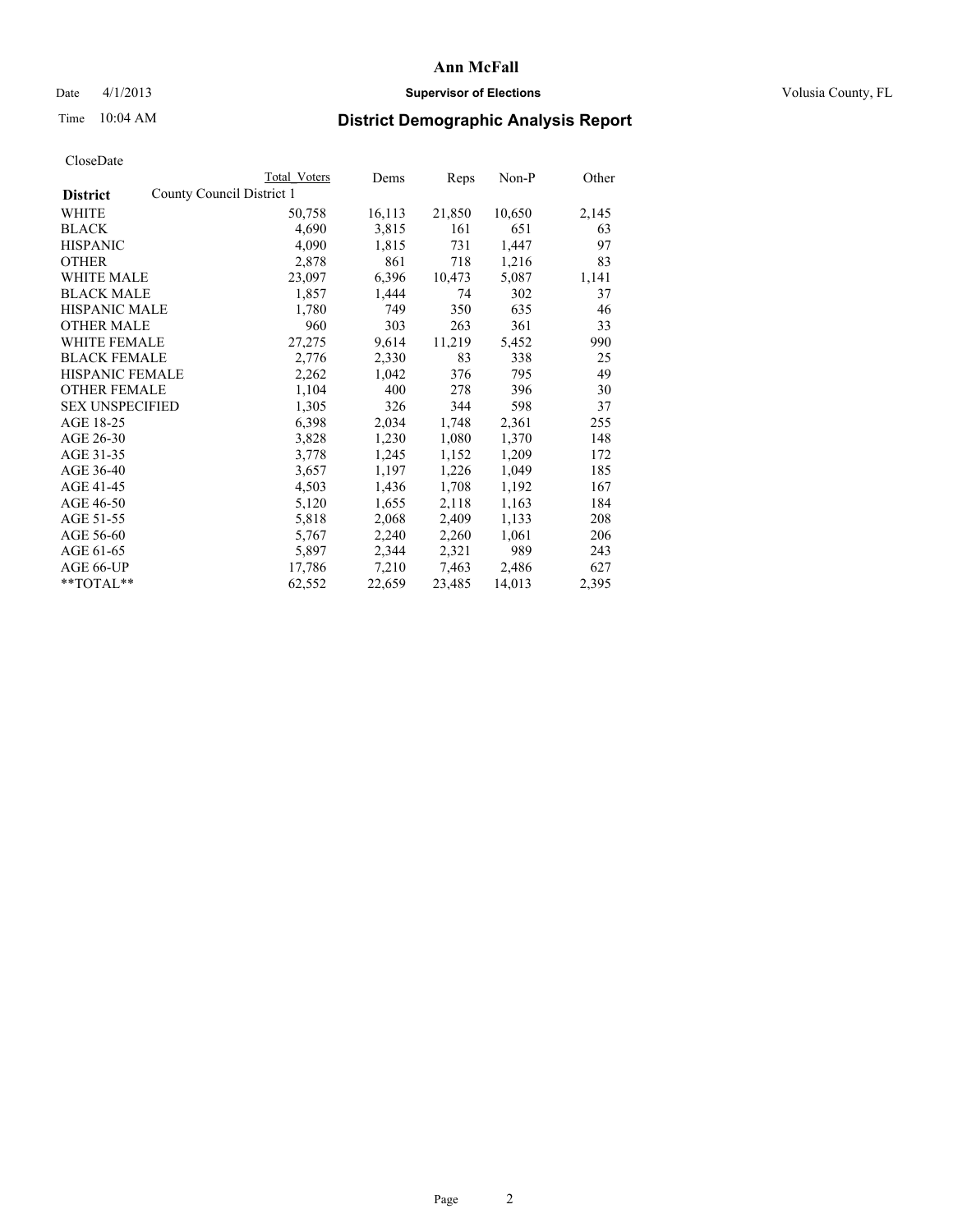# Ann McFall

Date 4/1/2013 **Supervisor of Elections** Volusia County, FL

Time 10:04 AM **District Demographic Analysis Report**

CloseDate

| District | Total Voters | Dems | Reps | Non-P | Other |
|---|---|---|---|---|---|
| County Council District 1 | | | | | |
| WHITE | 50,758 | 16,113 | 21,850 | 10,650 | 2,145 |
| BLACK | 4,690 | 3,815 | 161 | 651 | 63 |
| HISPANIC | 4,090 | 1,815 | 731 | 1,447 | 97 |
| OTHER | 2,878 | 861 | 718 | 1,216 | 83 |
| WHITE MALE | 23,097 | 6,396 | 10,473 | 5,087 | 1,141 |
| BLACK MALE | 1,857 | 1,444 | 74 | 302 | 37 |
| HISPANIC MALE | 1,780 | 749 | 350 | 635 | 46 |
| OTHER MALE | 960 | 303 | 263 | 361 | 33 |
| WHITE FEMALE | 27,275 | 9,614 | 11,219 | 5,452 | 990 |
| BLACK FEMALE | 2,776 | 2,330 | 83 | 338 | 25 |
| HISPANIC FEMALE | 2,262 | 1,042 | 376 | 795 | 49 |
| OTHER FEMALE | 1,104 | 400 | 278 | 396 | 30 |
| SEX UNSPECIFIED | 1,305 | 326 | 344 | 598 | 37 |
| AGE 18-25 | 6,398 | 2,034 | 1,748 | 2,361 | 255 |
| AGE 26-30 | 3,828 | 1,230 | 1,080 | 1,370 | 148 |
| AGE 31-35 | 3,778 | 1,245 | 1,152 | 1,209 | 172 |
| AGE 36-40 | 3,657 | 1,197 | 1,226 | 1,049 | 185 |
| AGE 41-45 | 4,503 | 1,436 | 1,708 | 1,192 | 167 |
| AGE 46-50 | 5,120 | 1,655 | 2,118 | 1,163 | 184 |
| AGE 51-55 | 5,818 | 2,068 | 2,409 | 1,133 | 208 |
| AGE 56-60 | 5,767 | 2,240 | 2,260 | 1,061 | 206 |
| AGE 61-65 | 5,897 | 2,344 | 2,321 | 989 | 243 |
| AGE 66-UP | 17,786 | 7,210 | 7,463 | 2,486 | 627 |
| **TOTAL** | 62,552 | 22,659 | 23,485 | 14,013 | 2,395 |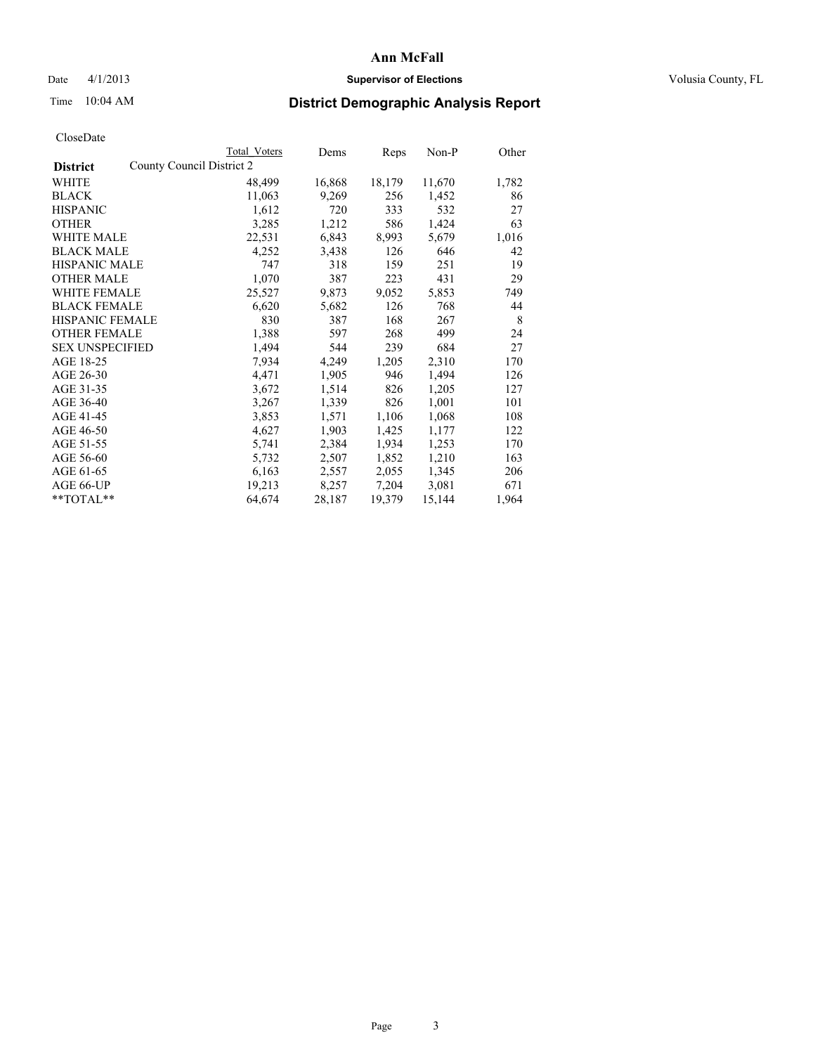# Ann McFall

Date 4/1/2013 **Supervisor of Elections** Volusia County, FL

Time 10:04 AM

## District Demographic Analysis Report

CloseDate

| | Total Voters | Dems | Reps | Non-P | Other |
|---|---|---|---|---|---|
| **District** County Council District 2 | | | | | |
| WHITE | 48,499 | 16,868 | 18,179 | 11,670 | 1,782 |
| BLACK | 11,063 | 9,269 | 256 | 1,452 | 86 |
| HISPANIC | 1,612 | 720 | 333 | 532 | 27 |
| OTHER | 3,285 | 1,212 | 586 | 1,424 | 63 |
| WHITE MALE | 22,531 | 6,843 | 8,993 | 5,679 | 1,016 |
| BLACK MALE | 4,252 | 3,438 | 126 | 646 | 42 |
| HISPANIC MALE | 747 | 318 | 159 | 251 | 19 |
| OTHER MALE | 1,070 | 387 | 223 | 431 | 29 |
| WHITE FEMALE | 25,527 | 9,873 | 9,052 | 5,853 | 749 |
| BLACK FEMALE | 6,620 | 5,682 | 126 | 768 | 44 |
| HISPANIC FEMALE | 830 | 387 | 168 | 267 | 8 |
| OTHER FEMALE | 1,388 | 597 | 268 | 499 | 24 |
| SEX UNSPECIFIED | 1,494 | 544 | 239 | 684 | 27 |
| AGE 18-25 | 7,934 | 4,249 | 1,205 | 2,310 | 170 |
| AGE 26-30 | 4,471 | 1,905 | 946 | 1,494 | 126 |
| AGE 31-35 | 3,672 | 1,514 | 826 | 1,205 | 127 |
| AGE 36-40 | 3,267 | 1,339 | 826 | 1,001 | 101 |
| AGE 41-45 | 3,853 | 1,571 | 1,106 | 1,068 | 108 |
| AGE 46-50 | 4,627 | 1,903 | 1,425 | 1,177 | 122 |
| AGE 51-55 | 5,741 | 2,384 | 1,934 | 1,253 | 170 |
| AGE 56-60 | 5,732 | 2,507 | 1,852 | 1,210 | 163 |
| AGE 61-65 | 6,163 | 2,557 | 2,055 | 1,345 | 206 |
| AGE 66-UP | 19,213 | 8,257 | 7,204 | 3,081 | 671 |
| **TOTAL** | 64,674 | 28,187 | 19,379 | 15,144 | 1,964 |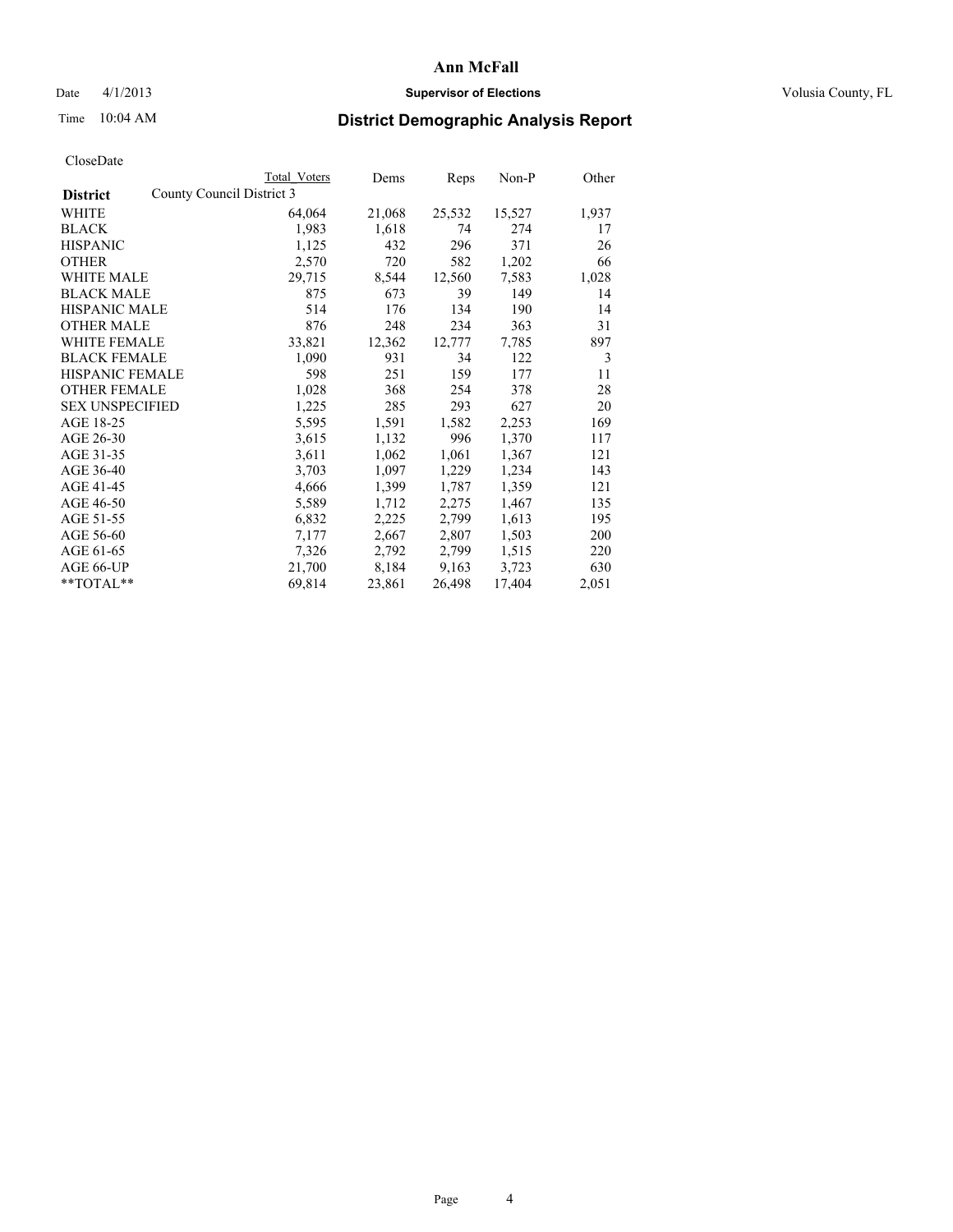# Ann McFall

Date 4/1/2013 **Supervisor of Elections** Volusia County, FL

Time 10:04 AM **District Demographic Analysis Report**

CloseDate

| | Total Voters | Dems | Reps | Non-P | Other |
|---|---|---|---|---|---|
| **District** County Council District 3 | | | | | |
| WHITE | 64,064 | 21,068 | 25,532 | 15,527 | 1,937 |
| BLACK | 1,983 | 1,618 | 74 | 274 | 17 |
| HISPANIC | 1,125 | 432 | 296 | 371 | 26 |
| OTHER | 2,570 | 720 | 582 | 1,202 | 66 |
| WHITE MALE | 29,715 | 8,544 | 12,560 | 7,583 | 1,028 |
| BLACK MALE | 875 | 673 | 39 | 149 | 14 |
| HISPANIC MALE | 514 | 176 | 134 | 190 | 14 |
| OTHER MALE | 876 | 248 | 234 | 363 | 31 |
| WHITE FEMALE | 33,821 | 12,362 | 12,777 | 7,785 | 897 |
| BLACK FEMALE | 1,090 | 931 | 34 | 122 | 3 |
| HISPANIC FEMALE | 598 | 251 | 159 | 177 | 11 |
| OTHER FEMALE | 1,028 | 368 | 254 | 378 | 28 |
| SEX UNSPECIFIED | 1,225 | 285 | 293 | 627 | 20 |
| AGE 18-25 | 5,595 | 1,591 | 1,582 | 2,253 | 169 |
| AGE 26-30 | 3,615 | 1,132 | 996 | 1,370 | 117 |
| AGE 31-35 | 3,611 | 1,062 | 1,061 | 1,367 | 121 |
| AGE 36-40 | 3,703 | 1,097 | 1,229 | 1,234 | 143 |
| AGE 41-45 | 4,666 | 1,399 | 1,787 | 1,359 | 121 |
| AGE 46-50 | 5,589 | 1,712 | 2,275 | 1,467 | 135 |
| AGE 51-55 | 6,832 | 2,225 | 2,799 | 1,613 | 195 |
| AGE 56-60 | 7,177 | 2,667 | 2,807 | 1,503 | 200 |
| AGE 61-65 | 7,326 | 2,792 | 2,799 | 1,515 | 220 |
| AGE 66-UP | 21,700 | 8,184 | 9,163 | 3,723 | 630 |
| **TOTAL** | 69,814 | 23,861 | 26,498 | 17,404 | 2,051 |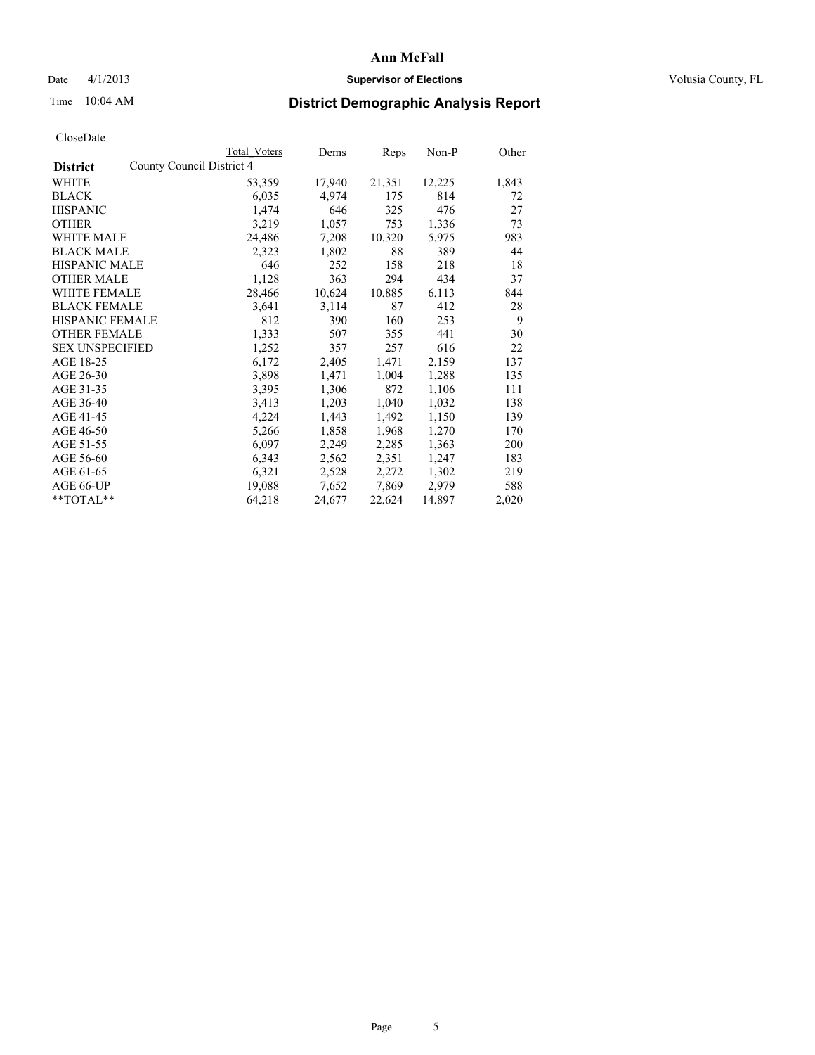**Ann McFall**

Date 4/1/2013 **Supervisor of Elections** Volusia County, FL

Time 10:04 AM

## District Demographic Analysis Report

CloseDate

| | Total Voters | Dems | Reps | Non-P | Other |
|---|---|---|---|---|---|
| **District** County Council District 4 | | | | | |
| WHITE | 53,359 | 17,940 | 21,351 | 12,225 | 1,843 |
| BLACK | 6,035 | 4,974 | 175 | 814 | 72 |
| HISPANIC | 1,474 | 646 | 325 | 476 | 27 |
| OTHER | 3,219 | 1,057 | 753 | 1,336 | 73 |
| WHITE MALE | 24,486 | 7,208 | 10,320 | 5,975 | 983 |
| BLACK MALE | 2,323 | 1,802 | 88 | 389 | 44 |
| HISPANIC MALE | 646 | 252 | 158 | 218 | 18 |
| OTHER MALE | 1,128 | 363 | 294 | 434 | 37 |
| WHITE FEMALE | 28,466 | 10,624 | 10,885 | 6,113 | 844 |
| BLACK FEMALE | 3,641 | 3,114 | 87 | 412 | 28 |
| HISPANIC FEMALE | 812 | 390 | 160 | 253 | 9 |
| OTHER FEMALE | 1,333 | 507 | 355 | 441 | 30 |
| SEX UNSPECIFIED | 1,252 | 357 | 257 | 616 | 22 |
| AGE 18-25 | 6,172 | 2,405 | 1,471 | 2,159 | 137 |
| AGE 26-30 | 3,898 | 1,471 | 1,004 | 1,288 | 135 |
| AGE 31-35 | 3,395 | 1,306 | 872 | 1,106 | 111 |
| AGE 36-40 | 3,413 | 1,203 | 1,040 | 1,032 | 138 |
| AGE 41-45 | 4,224 | 1,443 | 1,492 | 1,150 | 139 |
| AGE 46-50 | 5,266 | 1,858 | 1,968 | 1,270 | 170 |
| AGE 51-55 | 6,097 | 2,249 | 2,285 | 1,363 | 200 |
| AGE 56-60 | 6,343 | 2,562 | 2,351 | 1,247 | 183 |
| AGE 61-65 | 6,321 | 2,528 | 2,272 | 1,302 | 219 |
| AGE 66-UP | 19,088 | 7,652 | 7,869 | 2,979 | 588 |
| **TOTAL** | 64,218 | 24,677 | 22,624 | 14,897 | 2,020 |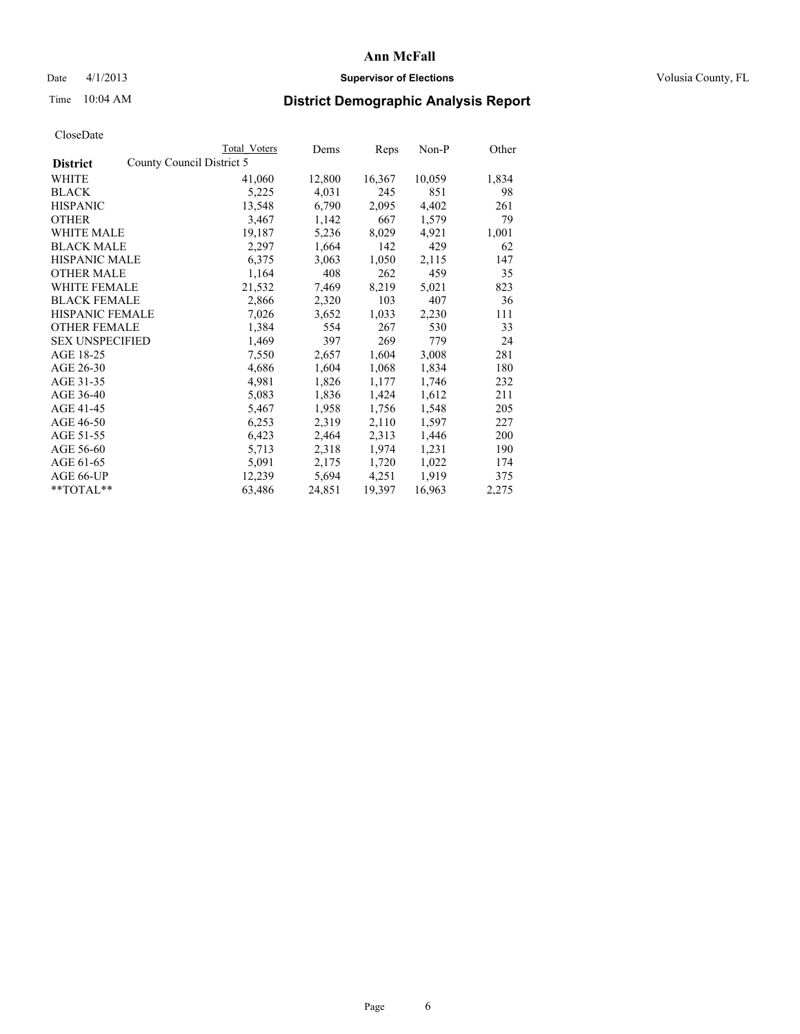# Ann McFall

Date 4/1/2013 **Supervisor of Elections** Volusia County, FL

Time 10:04 AM

## District Demographic Analysis Report

CloseDate

| | Total Voters | Dems | Reps | Non-P | Other |
|---|---|---|---|---|---|
| **District** County Council District 5 | | | | | |
| WHITE | 41,060 | 12,800 | 16,367 | 10,059 | 1,834 |
| BLACK | 5,225 | 4,031 | 245 | 851 | 98 |
| HISPANIC | 13,548 | 6,790 | 2,095 | 4,402 | 261 |
| OTHER | 3,467 | 1,142 | 667 | 1,579 | 79 |
| WHITE MALE | 19,187 | 5,236 | 8,029 | 4,921 | 1,001 |
| BLACK MALE | 2,297 | 1,664 | 142 | 429 | 62 |
| HISPANIC MALE | 6,375 | 3,063 | 1,050 | 2,115 | 147 |
| OTHER MALE | 1,164 | 408 | 262 | 459 | 35 |
| WHITE FEMALE | 21,532 | 7,469 | 8,219 | 5,021 | 823 |
| BLACK FEMALE | 2,866 | 2,320 | 103 | 407 | 36 |
| HISPANIC FEMALE | 7,026 | 3,652 | 1,033 | 2,230 | 111 |
| OTHER FEMALE | 1,384 | 554 | 267 | 530 | 33 |
| SEX UNSPECIFIED | 1,469 | 397 | 269 | 779 | 24 |
| AGE 18-25 | 7,550 | 2,657 | 1,604 | 3,008 | 281 |
| AGE 26-30 | 4,686 | 1,604 | 1,068 | 1,834 | 180 |
| AGE 31-35 | 4,981 | 1,826 | 1,177 | 1,746 | 232 |
| AGE 36-40 | 5,083 | 1,836 | 1,424 | 1,612 | 211 |
| AGE 41-45 | 5,467 | 1,958 | 1,756 | 1,548 | 205 |
| AGE 46-50 | 6,253 | 2,319 | 2,110 | 1,597 | 227 |
| AGE 51-55 | 6,423 | 2,464 | 2,313 | 1,446 | 200 |
| AGE 56-60 | 5,713 | 2,318 | 1,974 | 1,231 | 190 |
| AGE 61-65 | 5,091 | 2,175 | 1,720 | 1,022 | 174 |
| AGE 66-UP | 12,239 | 5,694 | 4,251 | 1,919 | 375 |
| **TOTAL** | 63,486 | 24,851 | 19,397 | 16,963 | 2,275 |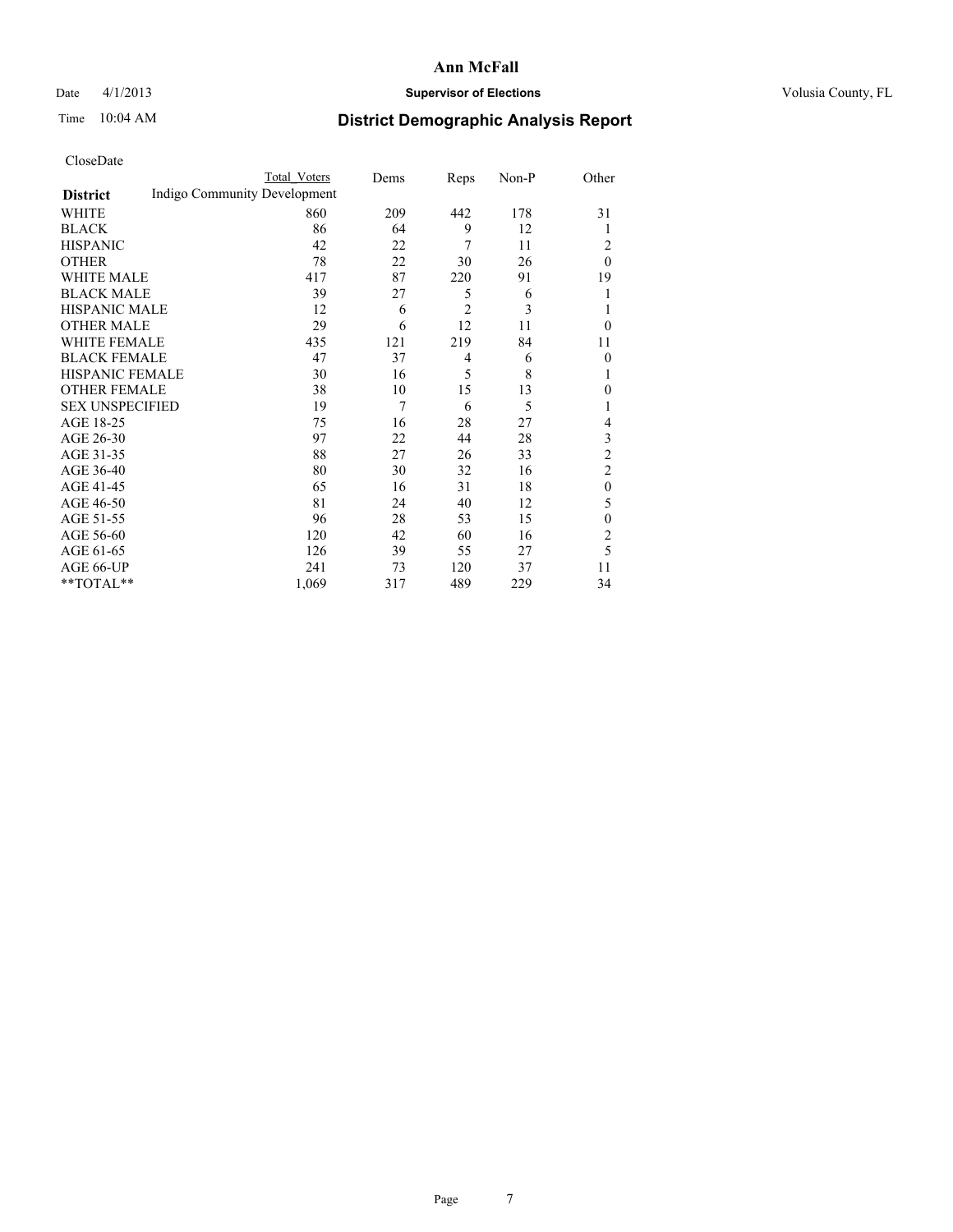# Ann McFall

Date 4/1/2013 **Supervisor of Elections** Volusia County, FL

Time 10:04 AM **District Demographic Analysis Report**

CloseDate

| **District** | Total Voters | Dems | Reps | Non-P | Other |
|---|---|---|---|---|---|
| Indigo Community Development | | | | | |
| WHITE | 860 | 209 | 442 | 178 | 31 |
| BLACK | 86 | 64 | 9 | 12 | 1 |
| HISPANIC | 42 | 22 | 7 | 11 | 2 |
| OTHER | 78 | 22 | 30 | 26 | 0 |
| WHITE MALE | 417 | 87 | 220 | 91 | 19 |
| BLACK MALE | 39 | 27 | 5 | 6 | 1 |
| HISPANIC MALE | 12 | 6 | 2 | 3 | 1 |
| OTHER MALE | 29 | 6 | 12 | 11 | 0 |
| WHITE FEMALE | 435 | 121 | 219 | 84 | 11 |
| BLACK FEMALE | 47 | 37 | 4 | 6 | 0 |
| HISPANIC FEMALE | 30 | 16 | 5 | 8 | 1 |
| OTHER FEMALE | 38 | 10 | 15 | 13 | 0 |
| SEX UNSPECIFIED | 19 | 7 | 6 | 5 | 1 |
| AGE 18-25 | 75 | 16 | 28 | 27 | 4 |
| AGE 26-30 | 97 | 22 | 44 | 28 | 3 |
| AGE 31-35 | 88 | 27 | 26 | 33 | 2 |
| AGE 36-40 | 80 | 30 | 32 | 16 | 2 |
| AGE 41-45 | 65 | 16 | 31 | 18 | 0 |
| AGE 46-50 | 81 | 24 | 40 | 12 | 5 |
| AGE 51-55 | 96 | 28 | 53 | 15 | 0 |
| AGE 56-60 | 120 | 42 | 60 | 16 | 2 |
| AGE 61-65 | 126 | 39 | 55 | 27 | 5 |
| AGE 66-UP | 241 | 73 | 120 | 37 | 11 |
| **TOTAL** | 1,069 | 317 | 489 | 229 | 34 |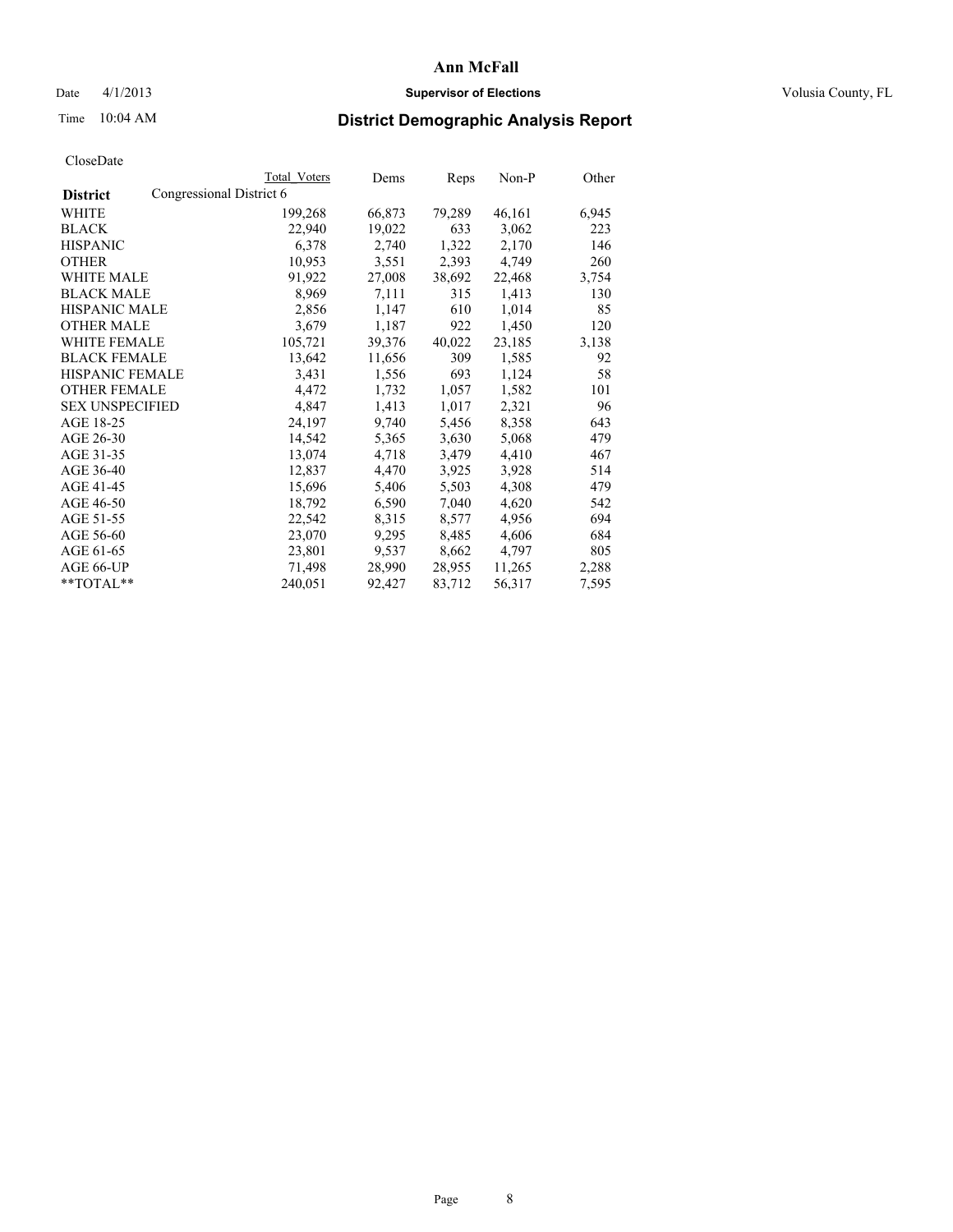# Ann McFall

Date 4/1/2013 **Supervisor of Elections** Volusia County, FL

Time 10:04 AM

## District Demographic Analysis Report

CloseDate

| | Total Voters | Dems | Reps | Non-P | Other |
|---|---|---|---|---|---|
| **District** Congressional District 6 | | | | | |
| WHITE | 199,268 | 66,873 | 79,289 | 46,161 | 6,945 |
| BLACK | 22,940 | 19,022 | 633 | 3,062 | 223 |
| HISPANIC | 6,378 | 2,740 | 1,322 | 2,170 | 146 |
| OTHER | 10,953 | 3,551 | 2,393 | 4,749 | 260 |
| WHITE MALE | 91,922 | 27,008 | 38,692 | 22,468 | 3,754 |
| BLACK MALE | 8,969 | 7,111 | 315 | 1,413 | 130 |
| HISPANIC MALE | 2,856 | 1,147 | 610 | 1,014 | 85 |
| OTHER MALE | 3,679 | 1,187 | 922 | 1,450 | 120 |
| WHITE FEMALE | 105,721 | 39,376 | 40,022 | 23,185 | 3,138 |
| BLACK FEMALE | 13,642 | 11,656 | 309 | 1,585 | 92 |
| HISPANIC FEMALE | 3,431 | 1,556 | 693 | 1,124 | 58 |
| OTHER FEMALE | 4,472 | 1,732 | 1,057 | 1,582 | 101 |
| SEX UNSPECIFIED | 4,847 | 1,413 | 1,017 | 2,321 | 96 |
| AGE 18-25 | 24,197 | 9,740 | 5,456 | 8,358 | 643 |
| AGE 26-30 | 14,542 | 5,365 | 3,630 | 5,068 | 479 |
| AGE 31-35 | 13,074 | 4,718 | 3,479 | 4,410 | 467 |
| AGE 36-40 | 12,837 | 4,470 | 3,925 | 3,928 | 514 |
| AGE 41-45 | 15,696 | 5,406 | 5,503 | 4,308 | 479 |
| AGE 46-50 | 18,792 | 6,590 | 7,040 | 4,620 | 542 |
| AGE 51-55 | 22,542 | 8,315 | 8,577 | 4,956 | 694 |
| AGE 56-60 | 23,070 | 9,295 | 8,485 | 4,606 | 684 |
| AGE 61-65 | 23,801 | 9,537 | 8,662 | 4,797 | 805 |
| AGE 66-UP | 71,498 | 28,990 | 28,955 | 11,265 | 2,288 |
| **TOTAL** | 240,051 | 92,427 | 83,712 | 56,317 | 7,595 |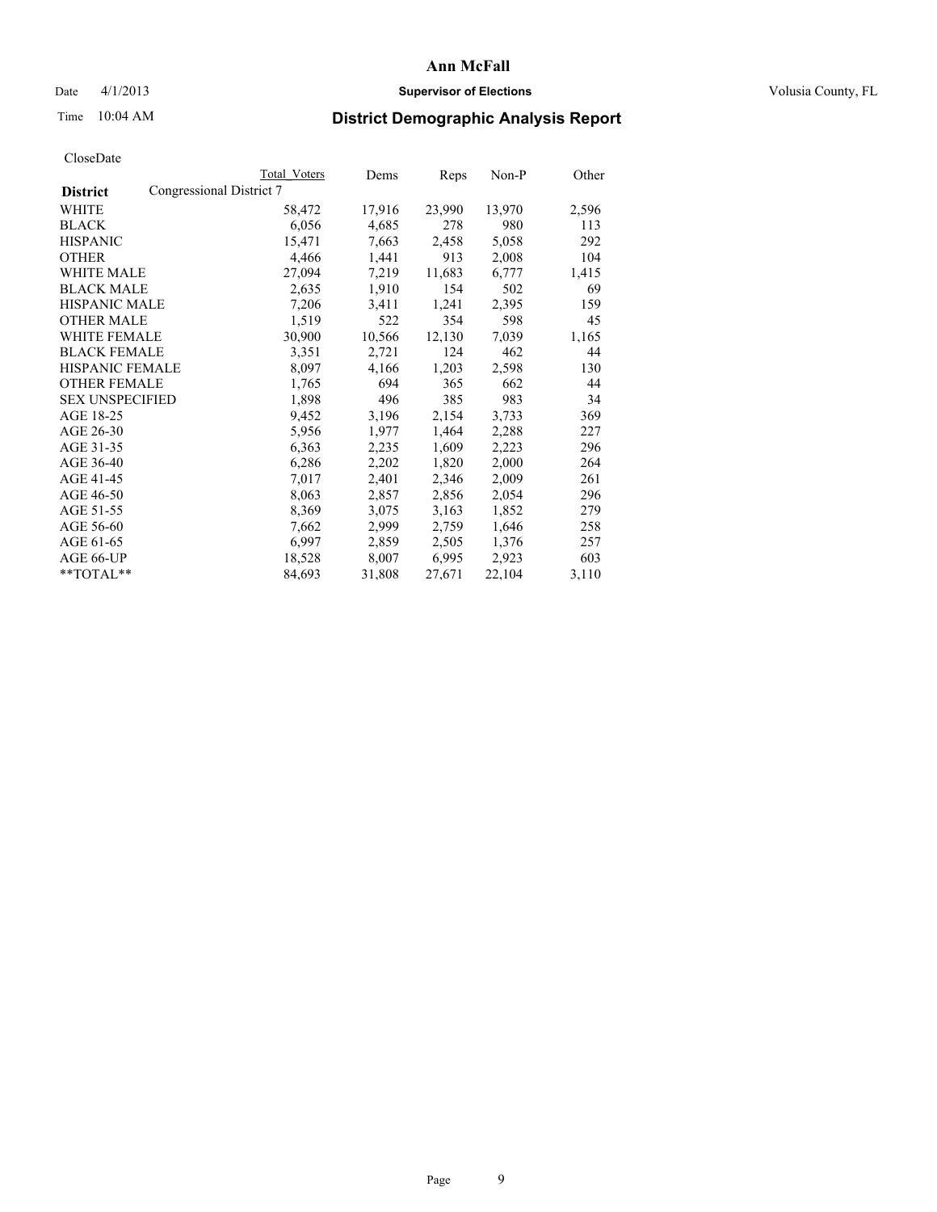# Ann McFall

Date 4/1/2013 **Supervisor of Elections** Volusia County, FL

Time 10:04 AM **District Demographic Analysis Report**

CloseDate

| **District** | Congressional District 7 | Total Voters | Dems | Reps | Non-P | Other |
|---|---|---|---|---|---|---|
| WHITE | | 58,472 | 17,916 | 23,990 | 13,970 | 2,596 |
| BLACK | | 6,056 | 4,685 | 278 | 980 | 113 |
| HISPANIC | | 15,471 | 7,663 | 2,458 | 5,058 | 292 |
| OTHER | | 4,466 | 1,441 | 913 | 2,008 | 104 |
| WHITE MALE | | 27,094 | 7,219 | 11,683 | 6,777 | 1,415 |
| BLACK MALE | | 2,635 | 1,910 | 154 | 502 | 69 |
| HISPANIC MALE | | 7,206 | 3,411 | 1,241 | 2,395 | 159 |
| OTHER MALE | | 1,519 | 522 | 354 | 598 | 45 |
| WHITE FEMALE | | 30,900 | 10,566 | 12,130 | 7,039 | 1,165 |
| BLACK FEMALE | | 3,351 | 2,721 | 124 | 462 | 44 |
| HISPANIC FEMALE | | 8,097 | 4,166 | 1,203 | 2,598 | 130 |
| OTHER FEMALE | | 1,765 | 694 | 365 | 662 | 44 |
| SEX UNSPECIFIED | | 1,898 | 496 | 385 | 983 | 34 |
| AGE 18-25 | | 9,452 | 3,196 | 2,154 | 3,733 | 369 |
| AGE 26-30 | | 5,956 | 1,977 | 1,464 | 2,288 | 227 |
| AGE 31-35 | | 6,363 | 2,235 | 1,609 | 2,223 | 296 |
| AGE 36-40 | | 6,286 | 2,202 | 1,820 | 2,000 | 264 |
| AGE 41-45 | | 7,017 | 2,401 | 2,346 | 2,009 | 261 |
| AGE 46-50 | | 8,063 | 2,857 | 2,856 | 2,054 | 296 |
| AGE 51-55 | | 8,369 | 3,075 | 3,163 | 1,852 | 279 |
| AGE 56-60 | | 7,662 | 2,999 | 2,759 | 1,646 | 258 |
| AGE 61-65 | | 6,997 | 2,859 | 2,505 | 1,376 | 257 |
| AGE 66-UP | | 18,528 | 8,007 | 6,995 | 2,923 | 603 |
| **TOTAL** | | 84,693 | 31,808 | 27,671 | 22,104 | 3,110 |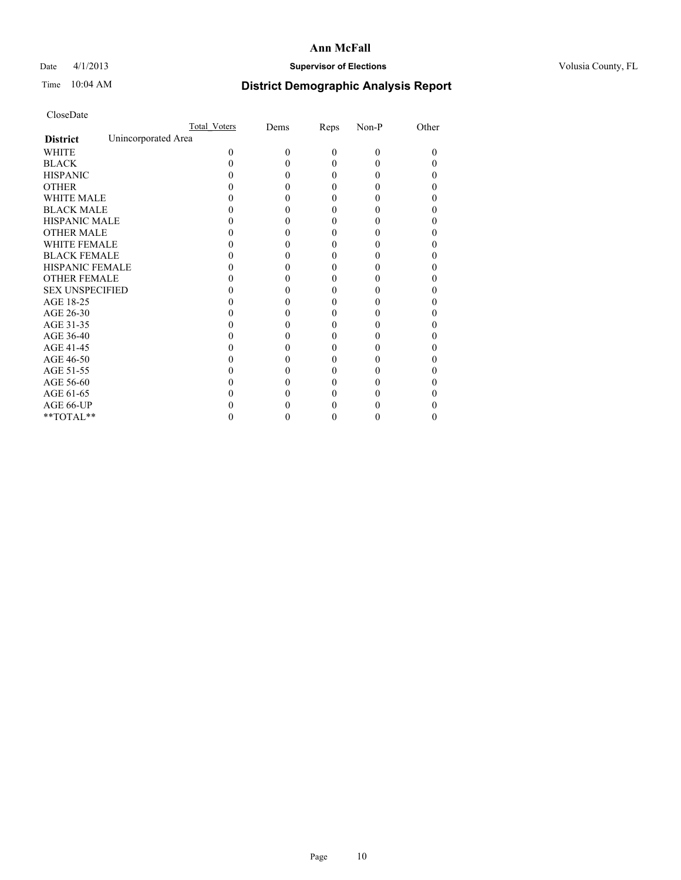# Ann McFall

Date 4/1/2013 **Supervisor of Elections** Volusia County, FL

Time 10:04 AM **District Demographic Analysis Report**

CloseDate

| | Total_Voters | Dems | Reps | Non-P | Other |
|---|---|---|---|---|---|
| **District** Unincorporated Area | | | | | |
| WHITE | 0 | 0 | 0 | 0 | 0 |
| BLACK | 0 | 0 | 0 | 0 | 0 |
| HISPANIC | 0 | 0 | 0 | 0 | 0 |
| OTHER | 0 | 0 | 0 | 0 | 0 |
| WHITE MALE | 0 | 0 | 0 | 0 | 0 |
| BLACK MALE | 0 | 0 | 0 | 0 | 0 |
| HISPANIC MALE | 0 | 0 | 0 | 0 | 0 |
| OTHER MALE | 0 | 0 | 0 | 0 | 0 |
| WHITE FEMALE | 0 | 0 | 0 | 0 | 0 |
| BLACK FEMALE | 0 | 0 | 0 | 0 | 0 |
| HISPANIC FEMALE | 0 | 0 | 0 | 0 | 0 |
| OTHER FEMALE | 0 | 0 | 0 | 0 | 0 |
| SEX UNSPECIFIED | 0 | 0 | 0 | 0 | 0 |
| AGE 18-25 | 0 | 0 | 0 | 0 | 0 |
| AGE 26-30 | 0 | 0 | 0 | 0 | 0 |
| AGE 31-35 | 0 | 0 | 0 | 0 | 0 |
| AGE 36-40 | 0 | 0 | 0 | 0 | 0 |
| AGE 41-45 | 0 | 0 | 0 | 0 | 0 |
| AGE 46-50 | 0 | 0 | 0 | 0 | 0 |
| AGE 51-55 | 0 | 0 | 0 | 0 | 0 |
| AGE 56-60 | 0 | 0 | 0 | 0 | 0 |
| AGE 61-65 | 0 | 0 | 0 | 0 | 0 |
| AGE 66-UP | 0 | 0 | 0 | 0 | 0 |
| **TOTAL** | 0 | 0 | 0 | 0 | 0 |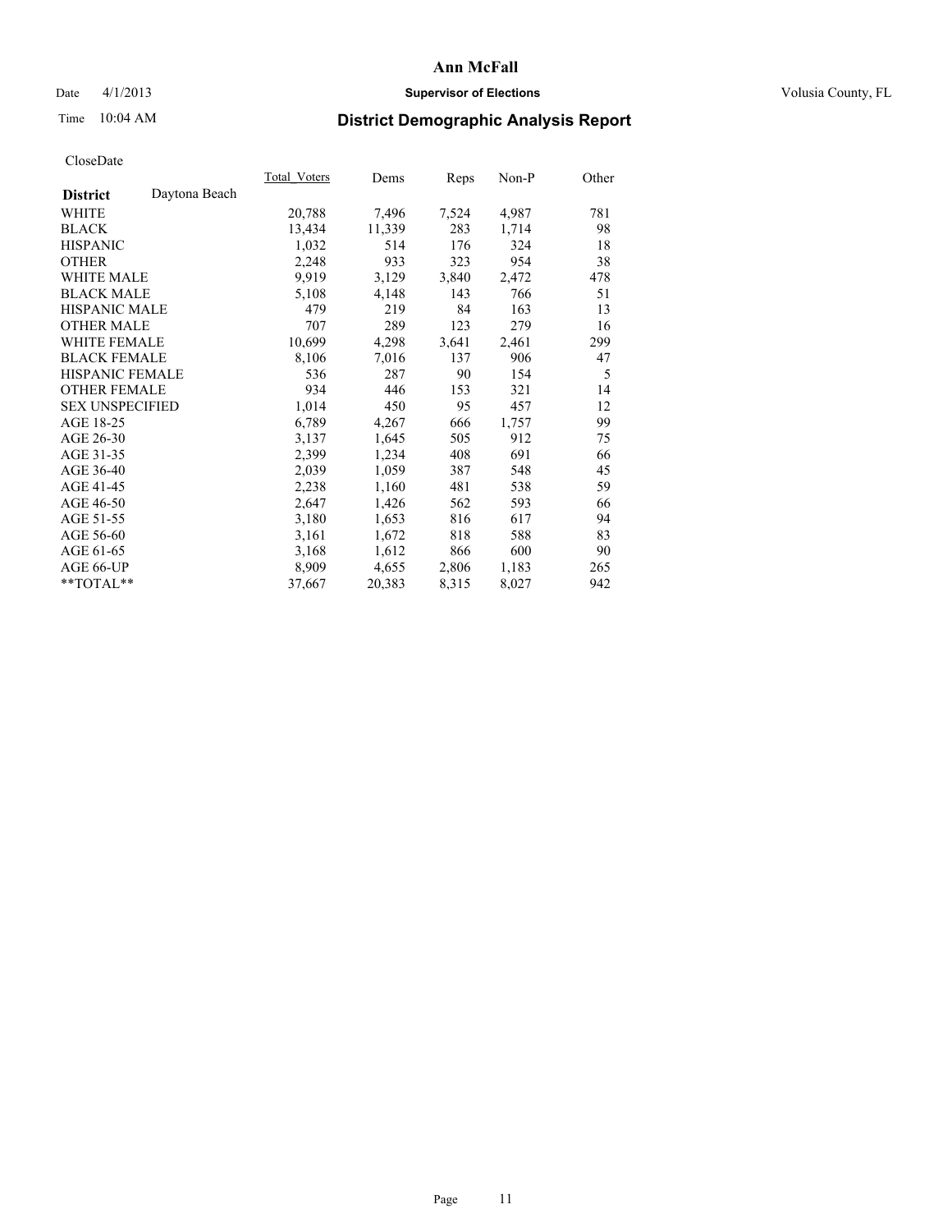# Ann McFall

Date 4/1/2013 **Supervisor of Elections** Volusia County, FL

Time 10:04 AM **District Demographic Analysis Report**

CloseDate

| **District** Daytona Beach | Total_Voters | Dems | Reps | Non-P | Other |
|---|---|---|---|---|---|
| WHITE | 20,788 | 7,496 | 7,524 | 4,987 | 781 |
| BLACK | 13,434 | 11,339 | 283 | 1,714 | 98 |
| HISPANIC | 1,032 | 514 | 176 | 324 | 18 |
| OTHER | 2,248 | 933 | 323 | 954 | 38 |
| WHITE MALE | 9,919 | 3,129 | 3,840 | 2,472 | 478 |
| BLACK MALE | 5,108 | 4,148 | 143 | 766 | 51 |
| HISPANIC MALE | 479 | 219 | 84 | 163 | 13 |
| OTHER MALE | 707 | 289 | 123 | 279 | 16 |
| WHITE FEMALE | 10,699 | 4,298 | 3,641 | 2,461 | 299 |
| BLACK FEMALE | 8,106 | 7,016 | 137 | 906 | 47 |
| HISPANIC FEMALE | 536 | 287 | 90 | 154 | 5 |
| OTHER FEMALE | 934 | 446 | 153 | 321 | 14 |
| SEX UNSPECIFIED | 1,014 | 450 | 95 | 457 | 12 |
| AGE 18-25 | 6,789 | 4,267 | 666 | 1,757 | 99 |
| AGE 26-30 | 3,137 | 1,645 | 505 | 912 | 75 |
| AGE 31-35 | 2,399 | 1,234 | 408 | 691 | 66 |
| AGE 36-40 | 2,039 | 1,059 | 387 | 548 | 45 |
| AGE 41-45 | 2,238 | 1,160 | 481 | 538 | 59 |
| AGE 46-50 | 2,647 | 1,426 | 562 | 593 | 66 |
| AGE 51-55 | 3,180 | 1,653 | 816 | 617 | 94 |
| AGE 56-60 | 3,161 | 1,672 | 818 | 588 | 83 |
| AGE 61-65 | 3,168 | 1,612 | 866 | 600 | 90 |
| AGE 66-UP | 8,909 | 4,655 | 2,806 | 1,183 | 265 |
| **TOTAL** | 37,667 | 20,383 | 8,315 | 8,027 | 942 |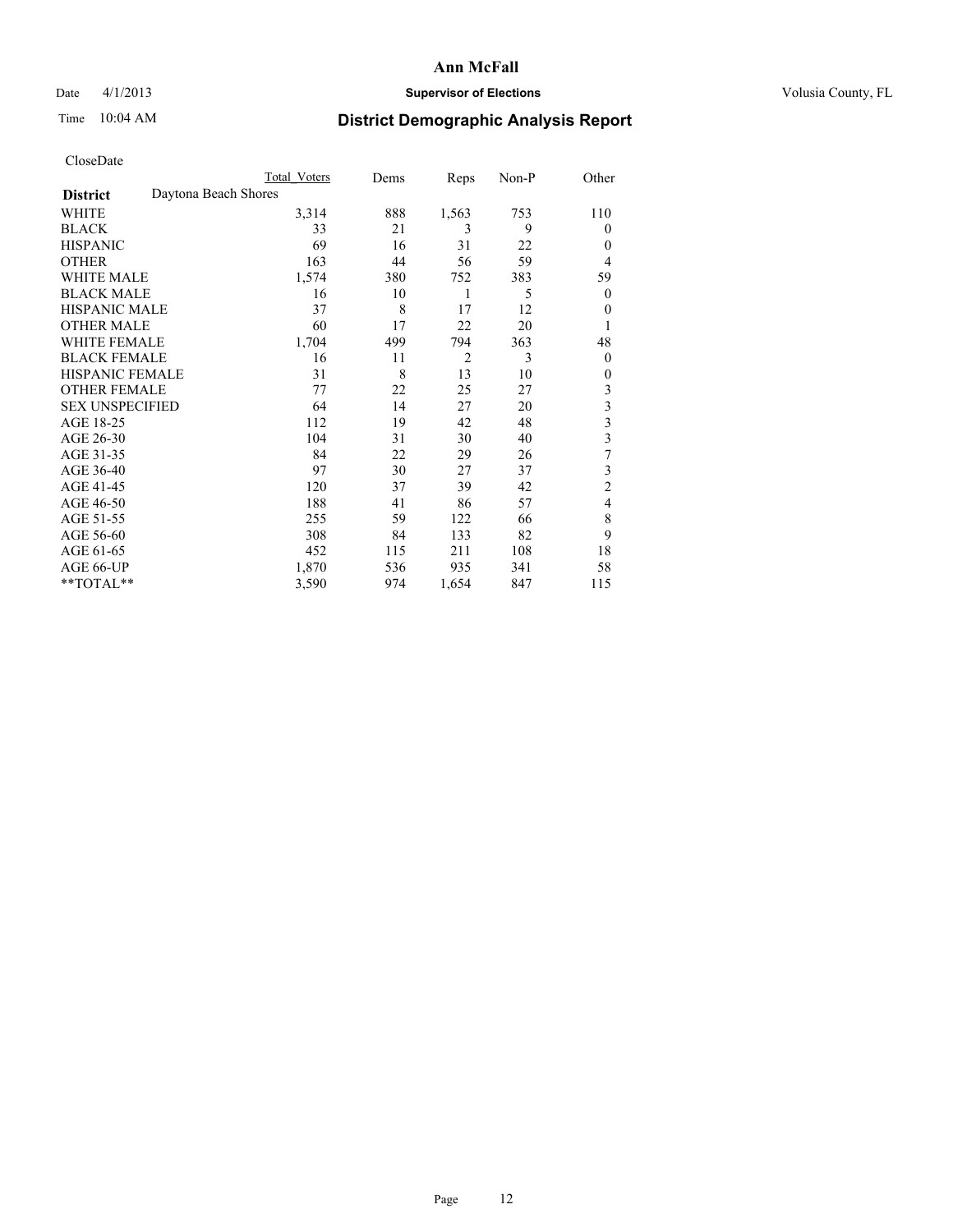# Ann McFall

Date 4/1/2013 **Supervisor of Elections** Volusia County, FL

Time 10:04 AM **District Demographic Analysis Report**

CloseDate

| | Total Voters | Dems | Reps | Non-P | Other |
|---|---|---|---|---|---|
| **District** Daytona Beach Shores | | | | | |
| WHITE | 3,314 | 888 | 1,563 | 753 | 110 |
| BLACK | 33 | 21 | 3 | 9 | 0 |
| HISPANIC | 69 | 16 | 31 | 22 | 0 |
| OTHER | 163 | 44 | 56 | 59 | 4 |
| WHITE MALE | 1,574 | 380 | 752 | 383 | 59 |
| BLACK MALE | 16 | 10 | 1 | 5 | 0 |
| HISPANIC MALE | 37 | 8 | 17 | 12 | 0 |
| OTHER MALE | 60 | 17 | 22 | 20 | 1 |
| WHITE FEMALE | 1,704 | 499 | 794 | 363 | 48 |
| BLACK FEMALE | 16 | 11 | 2 | 3 | 0 |
| HISPANIC FEMALE | 31 | 8 | 13 | 10 | 0 |
| OTHER FEMALE | 77 | 22 | 25 | 27 | 3 |
| SEX UNSPECIFIED | 64 | 14 | 27 | 20 | 3 |
| AGE 18-25 | 112 | 19 | 42 | 48 | 3 |
| AGE 26-30 | 104 | 31 | 30 | 40 | 3 |
| AGE 31-35 | 84 | 22 | 29 | 26 | 7 |
| AGE 36-40 | 97 | 30 | 27 | 37 | 3 |
| AGE 41-45 | 120 | 37 | 39 | 42 | 2 |
| AGE 46-50 | 188 | 41 | 86 | 57 | 4 |
| AGE 51-55 | 255 | 59 | 122 | 66 | 8 |
| AGE 56-60 | 308 | 84 | 133 | 82 | 9 |
| AGE 61-65 | 452 | 115 | 211 | 108 | 18 |
| AGE 66-UP | 1,870 | 536 | 935 | 341 | 58 |
| **TOTAL** | 3,590 | 974 | 1,654 | 847 | 115 |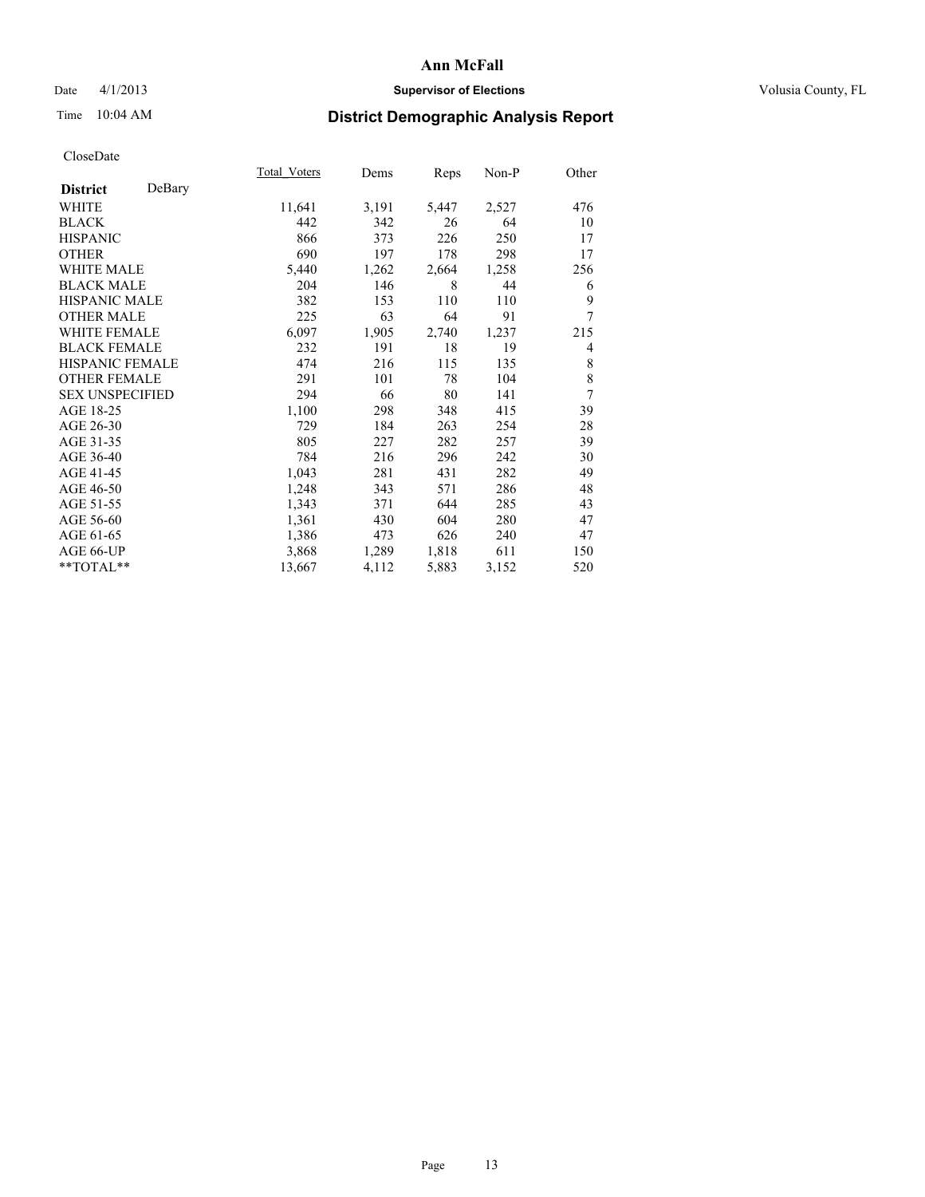# Ann McFall

Date 4/1/2013 **Supervisor of Elections** Volusia County, FL

Time 10:04 AM

## District Demographic Analysis Report

CloseDate

| District DeBary | Total_Voters | Dems | Reps | Non-P | Other |
|---|---|---|---|---|---|
| WHITE | 11,641 | 3,191 | 5,447 | 2,527 | 476 |
| BLACK | 442 | 342 | 26 | 64 | 10 |
| HISPANIC | 866 | 373 | 226 | 250 | 17 |
| OTHER | 690 | 197 | 178 | 298 | 17 |
| WHITE MALE | 5,440 | 1,262 | 2,664 | 1,258 | 256 |
| BLACK MALE | 204 | 146 | 8 | 44 | 6 |
| HISPANIC MALE | 382 | 153 | 110 | 110 | 9 |
| OTHER MALE | 225 | 63 | 64 | 91 | 7 |
| WHITE FEMALE | 6,097 | 1,905 | 2,740 | 1,237 | 215 |
| BLACK FEMALE | 232 | 191 | 18 | 19 | 4 |
| HISPANIC FEMALE | 474 | 216 | 115 | 135 | 8 |
| OTHER FEMALE | 291 | 101 | 78 | 104 | 8 |
| SEX UNSPECIFIED | 294 | 66 | 80 | 141 | 7 |
| AGE 18-25 | 1,100 | 298 | 348 | 415 | 39 |
| AGE 26-30 | 729 | 184 | 263 | 254 | 28 |
| AGE 31-35 | 805 | 227 | 282 | 257 | 39 |
| AGE 36-40 | 784 | 216 | 296 | 242 | 30 |
| AGE 41-45 | 1,043 | 281 | 431 | 282 | 49 |
| AGE 46-50 | 1,248 | 343 | 571 | 286 | 48 |
| AGE 51-55 | 1,343 | 371 | 644 | 285 | 43 |
| AGE 56-60 | 1,361 | 430 | 604 | 280 | 47 |
| AGE 61-65 | 1,386 | 473 | 626 | 240 | 47 |
| AGE 66-UP | 3,868 | 1,289 | 1,818 | 611 | 150 |
| **TOTAL** | 13,667 | 4,112 | 5,883 | 3,152 | 520 |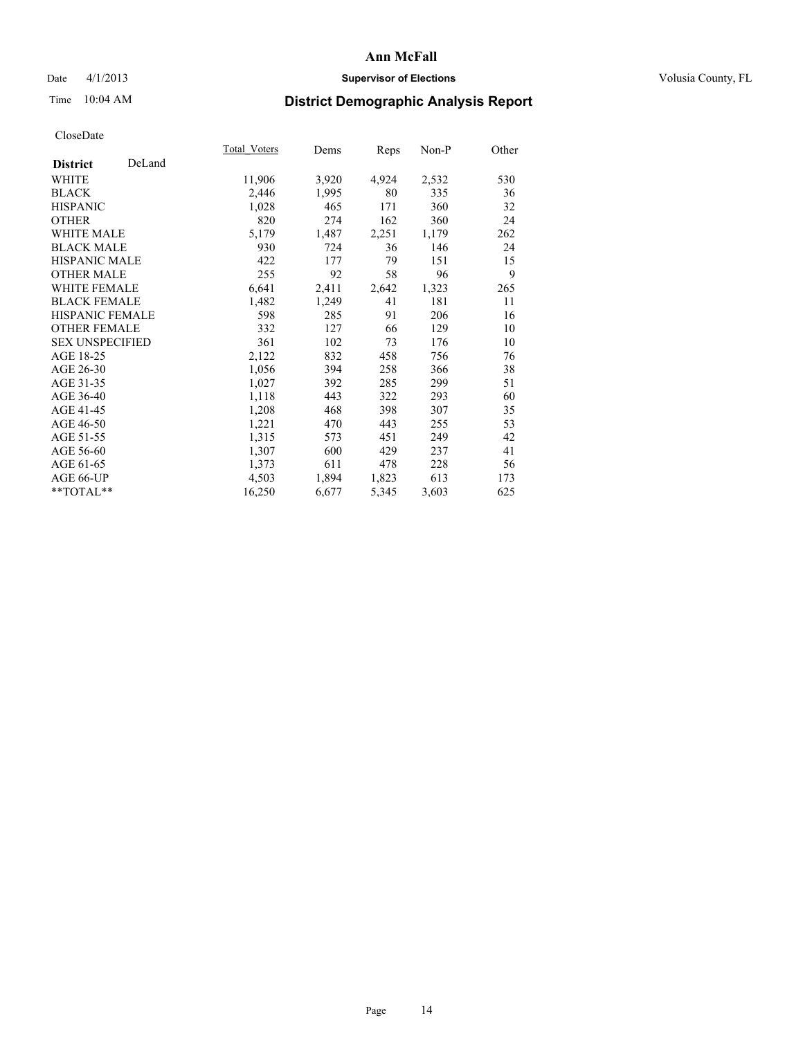# Ann McFall

Date 4/1/2013 **Supervisor of Elections** Volusia County, FL

Time 10:04 AM **District Demographic Analysis Report**

CloseDate

| **District** DeLand | Total_Voters | Dems | Reps | Non-P | Other |
|---|---|---|---|---|---|
| WHITE | 11,906 | 3,920 | 4,924 | 2,532 | 530 |
| BLACK | 2,446 | 1,995 | 80 | 335 | 36 |
| HISPANIC | 1,028 | 465 | 171 | 360 | 32 |
| OTHER | 820 | 274 | 162 | 360 | 24 |
| WHITE MALE | 5,179 | 1,487 | 2,251 | 1,179 | 262 |
| BLACK MALE | 930 | 724 | 36 | 146 | 24 |
| HISPANIC MALE | 422 | 177 | 79 | 151 | 15 |
| OTHER MALE | 255 | 92 | 58 | 96 | 9 |
| WHITE FEMALE | 6,641 | 2,411 | 2,642 | 1,323 | 265 |
| BLACK FEMALE | 1,482 | 1,249 | 41 | 181 | 11 |
| HISPANIC FEMALE | 598 | 285 | 91 | 206 | 16 |
| OTHER FEMALE | 332 | 127 | 66 | 129 | 10 |
| SEX UNSPECIFIED | 361 | 102 | 73 | 176 | 10 |
| AGE 18-25 | 2,122 | 832 | 458 | 756 | 76 |
| AGE 26-30 | 1,056 | 394 | 258 | 366 | 38 |
| AGE 31-35 | 1,027 | 392 | 285 | 299 | 51 |
| AGE 36-40 | 1,118 | 443 | 322 | 293 | 60 |
| AGE 41-45 | 1,208 | 468 | 398 | 307 | 35 |
| AGE 46-50 | 1,221 | 470 | 443 | 255 | 53 |
| AGE 51-55 | 1,315 | 573 | 451 | 249 | 42 |
| AGE 56-60 | 1,307 | 600 | 429 | 237 | 41 |
| AGE 61-65 | 1,373 | 611 | 478 | 228 | 56 |
| AGE 66-UP | 4,503 | 1,894 | 1,823 | 613 | 173 |
| **TOTAL** | 16,250 | 6,677 | 5,345 | 3,603 | 625 |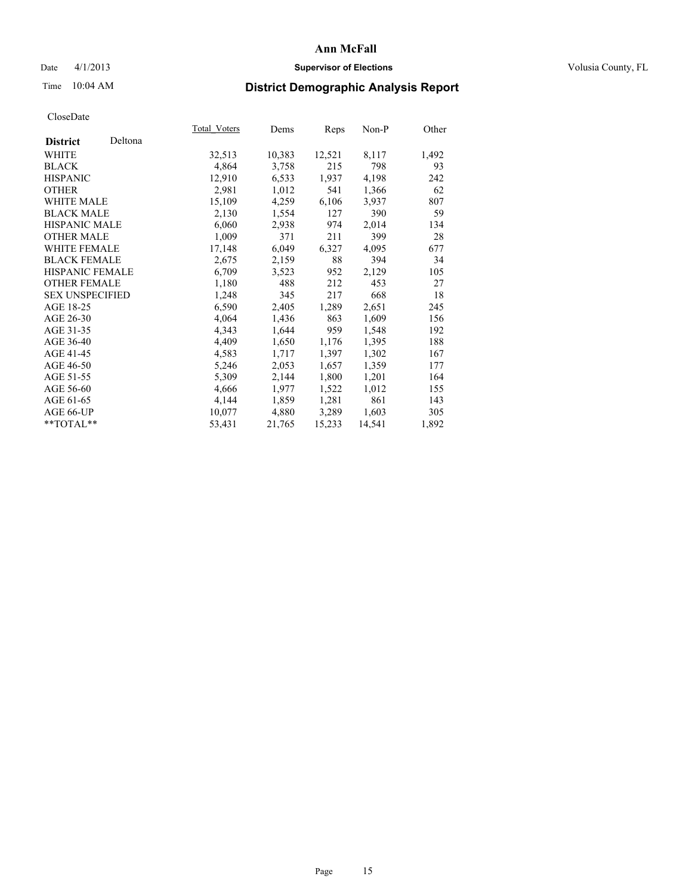# Ann McFall

Date 4/1/2013 **Supervisor of Elections** Volusia County, FL

Time 10:04 AM **District Demographic Analysis Report**

CloseDate

| **District** Deltona | Total_Voters | Dems | Reps | Non-P | Other |
|---|---|---|---|---|---|
| WHITE | 32,513 | 10,383 | 12,521 | 8,117 | 1,492 |
| BLACK | 4,864 | 3,758 | 215 | 798 | 93 |
| HISPANIC | 12,910 | 6,533 | 1,937 | 4,198 | 242 |
| OTHER | 2,981 | 1,012 | 541 | 1,366 | 62 |
| WHITE MALE | 15,109 | 4,259 | 6,106 | 3,937 | 807 |
| BLACK MALE | 2,130 | 1,554 | 127 | 390 | 59 |
| HISPANIC MALE | 6,060 | 2,938 | 974 | 2,014 | 134 |
| OTHER MALE | 1,009 | 371 | 211 | 399 | 28 |
| WHITE FEMALE | 17,148 | 6,049 | 6,327 | 4,095 | 677 |
| BLACK FEMALE | 2,675 | 2,159 | 88 | 394 | 34 |
| HISPANIC FEMALE | 6,709 | 3,523 | 952 | 2,129 | 105 |
| OTHER FEMALE | 1,180 | 488 | 212 | 453 | 27 |
| SEX UNSPECIFIED | 1,248 | 345 | 217 | 668 | 18 |
| AGE 18-25 | 6,590 | 2,405 | 1,289 | 2,651 | 245 |
| AGE 26-30 | 4,064 | 1,436 | 863 | 1,609 | 156 |
| AGE 31-35 | 4,343 | 1,644 | 959 | 1,548 | 192 |
| AGE 36-40 | 4,409 | 1,650 | 1,176 | 1,395 | 188 |
| AGE 41-45 | 4,583 | 1,717 | 1,397 | 1,302 | 167 |
| AGE 46-50 | 5,246 | 2,053 | 1,657 | 1,359 | 177 |
| AGE 51-55 | 5,309 | 2,144 | 1,800 | 1,201 | 164 |
| AGE 56-60 | 4,666 | 1,977 | 1,522 | 1,012 | 155 |
| AGE 61-65 | 4,144 | 1,859 | 1,281 | 861 | 143 |
| AGE 66-UP | 10,077 | 4,880 | 3,289 | 1,603 | 305 |
| **TOTAL** | 53,431 | 21,765 | 15,233 | 14,541 | 1,892 |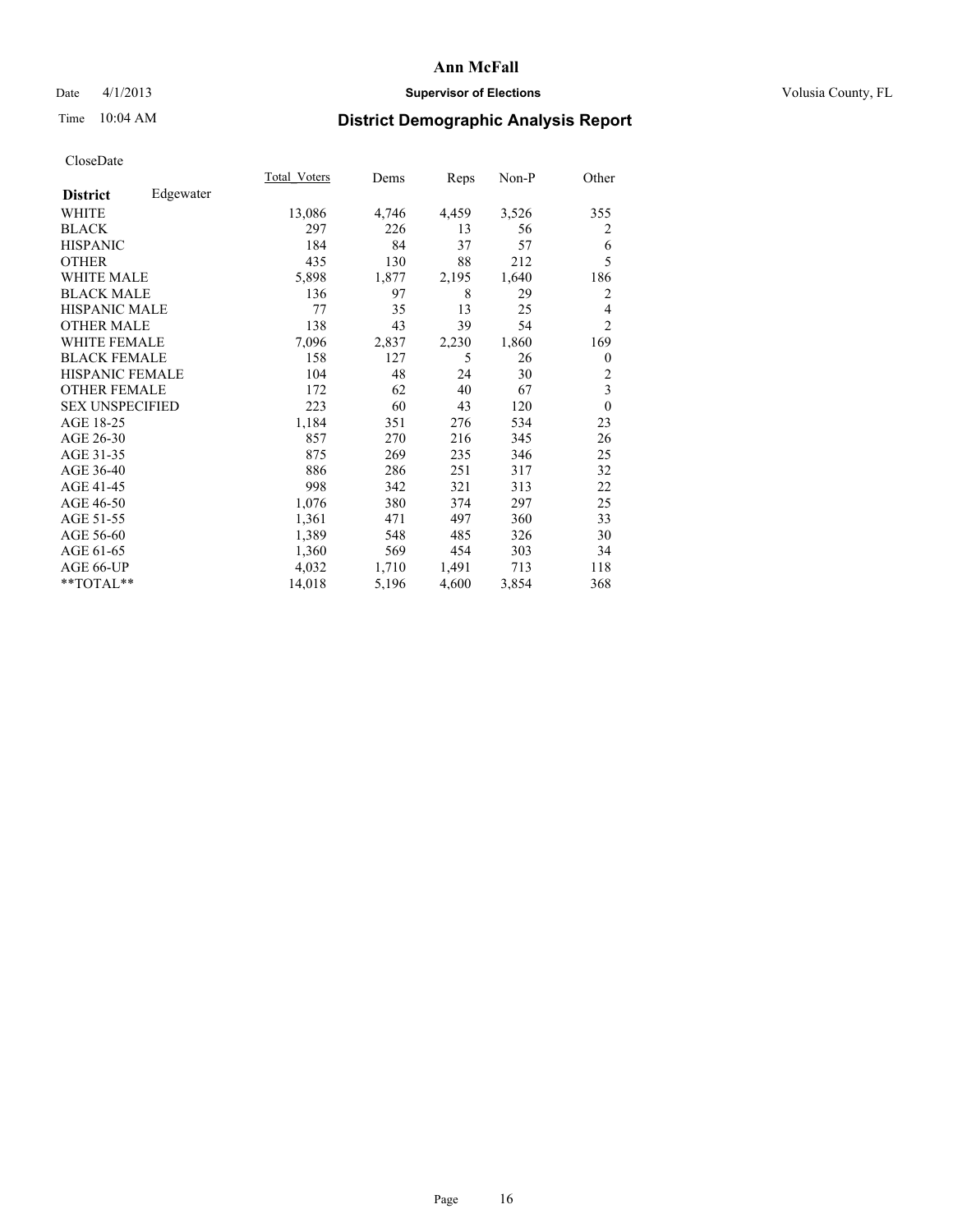# Ann McFall

Date 4/1/2013 **Supervisor of Elections** Volusia County, FL

Time 10:04 AM **District Demographic Analysis Report**

CloseDate

| **District** Edgewater | Total_Voters | Dems | Reps | Non-P | Other |
|---|---|---|---|---|---|
| WHITE | 13,086 | 4,746 | 4,459 | 3,526 | 355 |
| BLACK | 297 | 226 | 13 | 56 | 2 |
| HISPANIC | 184 | 84 | 37 | 57 | 6 |
| OTHER | 435 | 130 | 88 | 212 | 5 |
| WHITE MALE | 5,898 | 1,877 | 2,195 | 1,640 | 186 |
| BLACK MALE | 136 | 97 | 8 | 29 | 2 |
| HISPANIC MALE | 77 | 35 | 13 | 25 | 4 |
| OTHER MALE | 138 | 43 | 39 | 54 | 2 |
| WHITE FEMALE | 7,096 | 2,837 | 2,230 | 1,860 | 169 |
| BLACK FEMALE | 158 | 127 | 5 | 26 | 0 |
| HISPANIC FEMALE | 104 | 48 | 24 | 30 | 2 |
| OTHER FEMALE | 172 | 62 | 40 | 67 | 3 |
| SEX UNSPECIFIED | 223 | 60 | 43 | 120 | 0 |
| AGE 18-25 | 1,184 | 351 | 276 | 534 | 23 |
| AGE 26-30 | 857 | 270 | 216 | 345 | 26 |
| AGE 31-35 | 875 | 269 | 235 | 346 | 25 |
| AGE 36-40 | 886 | 286 | 251 | 317 | 32 |
| AGE 41-45 | 998 | 342 | 321 | 313 | 22 |
| AGE 46-50 | 1,076 | 380 | 374 | 297 | 25 |
| AGE 51-55 | 1,361 | 471 | 497 | 360 | 33 |
| AGE 56-60 | 1,389 | 548 | 485 | 326 | 30 |
| AGE 61-65 | 1,360 | 569 | 454 | 303 | 34 |
| AGE 66-UP | 4,032 | 1,710 | 1,491 | 713 | 118 |
| **TOTAL** | 14,018 | 5,196 | 4,600 | 3,854 | 368 |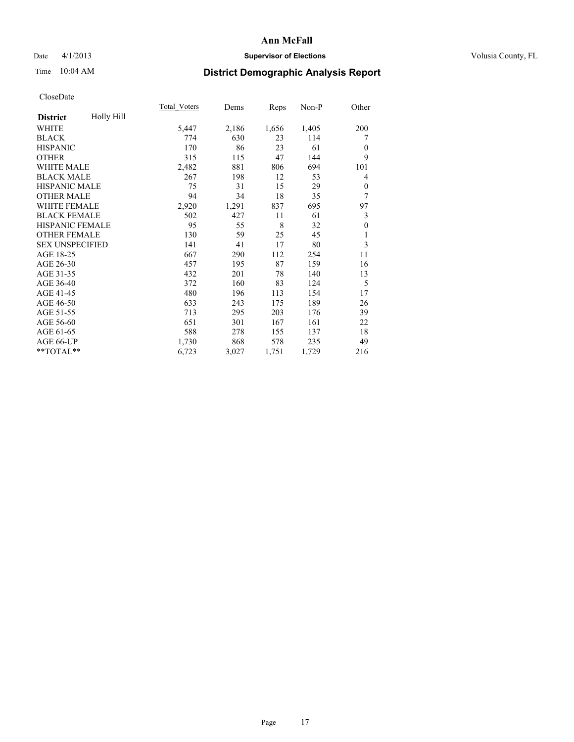# Ann McFall

Date 4/1/2013 **Supervisor of Elections** Volusia County, FL

Time 10:04 AM **District Demographic Analysis Report**

CloseDate

| **District** Holly Hill | Total_Voters | Dems | Reps | Non-P | Other |
|---|---|---|---|---|---|
| WHITE | 5,447 | 2,186 | 1,656 | 1,405 | 200 |
| BLACK | 774 | 630 | 23 | 114 | 7 |
| HISPANIC | 170 | 86 | 23 | 61 | 0 |
| OTHER | 315 | 115 | 47 | 144 | 9 |
| WHITE MALE | 2,482 | 881 | 806 | 694 | 101 |
| BLACK MALE | 267 | 198 | 12 | 53 | 4 |
| HISPANIC MALE | 75 | 31 | 15 | 29 | 0 |
| OTHER MALE | 94 | 34 | 18 | 35 | 7 |
| WHITE FEMALE | 2,920 | 1,291 | 837 | 695 | 97 |
| BLACK FEMALE | 502 | 427 | 11 | 61 | 3 |
| HISPANIC FEMALE | 95 | 55 | 8 | 32 | 0 |
| OTHER FEMALE | 130 | 59 | 25 | 45 | 1 |
| SEX UNSPECIFIED | 141 | 41 | 17 | 80 | 3 |
| AGE 18-25 | 667 | 290 | 112 | 254 | 11 |
| AGE 26-30 | 457 | 195 | 87 | 159 | 16 |
| AGE 31-35 | 432 | 201 | 78 | 140 | 13 |
| AGE 36-40 | 372 | 160 | 83 | 124 | 5 |
| AGE 41-45 | 480 | 196 | 113 | 154 | 17 |
| AGE 46-50 | 633 | 243 | 175 | 189 | 26 |
| AGE 51-55 | 713 | 295 | 203 | 176 | 39 |
| AGE 56-60 | 651 | 301 | 167 | 161 | 22 |
| AGE 61-65 | 588 | 278 | 155 | 137 | 18 |
| AGE 66-UP | 1,730 | 868 | 578 | 235 | 49 |
| **TOTAL** | 6,723 | 3,027 | 1,751 | 1,729 | 216 |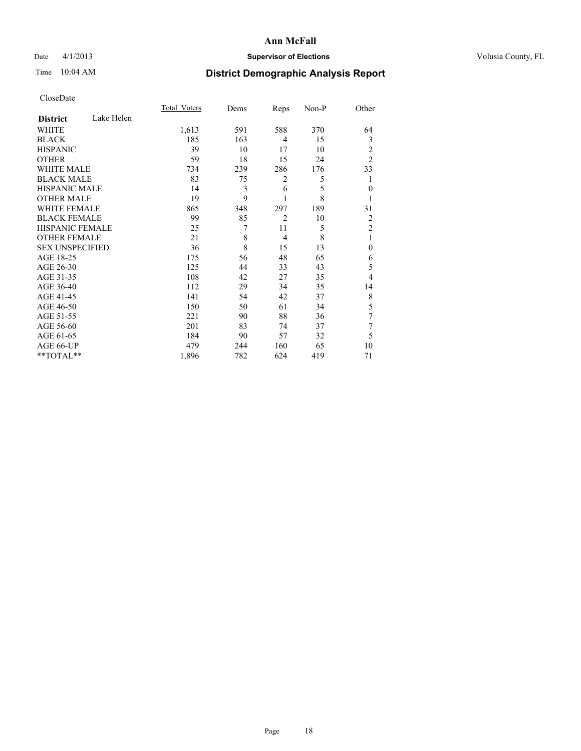# Ann McFall

Date 4/1/2013 **Supervisor of Elections** Volusia County, FL

Time 10:04 AM

## District Demographic Analysis Report

CloseDate

| **District** Lake Helen | Total_Voters | Dems | Reps | Non-P | Other |
|---|---|---|---|---|---|
| WHITE | 1,613 | 591 | 588 | 370 | 64 |
| BLACK | 185 | 163 | 4 | 15 | 3 |
| HISPANIC | 39 | 10 | 17 | 10 | 2 |
| OTHER | 59 | 18 | 15 | 24 | 2 |
| WHITE MALE | 734 | 239 | 286 | 176 | 33 |
| BLACK MALE | 83 | 75 | 2 | 5 | 1 |
| HISPANIC MALE | 14 | 3 | 6 | 5 | 0 |
| OTHER MALE | 19 | 9 | 1 | 8 | 1 |
| WHITE FEMALE | 865 | 348 | 297 | 189 | 31 |
| BLACK FEMALE | 99 | 85 | 2 | 10 | 2 |
| HISPANIC FEMALE | 25 | 7 | 11 | 5 | 2 |
| OTHER FEMALE | 21 | 8 | 4 | 8 | 1 |
| SEX UNSPECIFIED | 36 | 8 | 15 | 13 | 0 |
| AGE 18-25 | 175 | 56 | 48 | 65 | 6 |
| AGE 26-30 | 125 | 44 | 33 | 43 | 5 |
| AGE 31-35 | 108 | 42 | 27 | 35 | 4 |
| AGE 36-40 | 112 | 29 | 34 | 35 | 14 |
| AGE 41-45 | 141 | 54 | 42 | 37 | 8 |
| AGE 46-50 | 150 | 50 | 61 | 34 | 5 |
| AGE 51-55 | 221 | 90 | 88 | 36 | 7 |
| AGE 56-60 | 201 | 83 | 74 | 37 | 7 |
| AGE 61-65 | 184 | 90 | 57 | 32 | 5 |
| AGE 66-UP | 479 | 244 | 160 | 65 | 10 |
| **TOTAL** | 1,896 | 782 | 624 | 419 | 71 |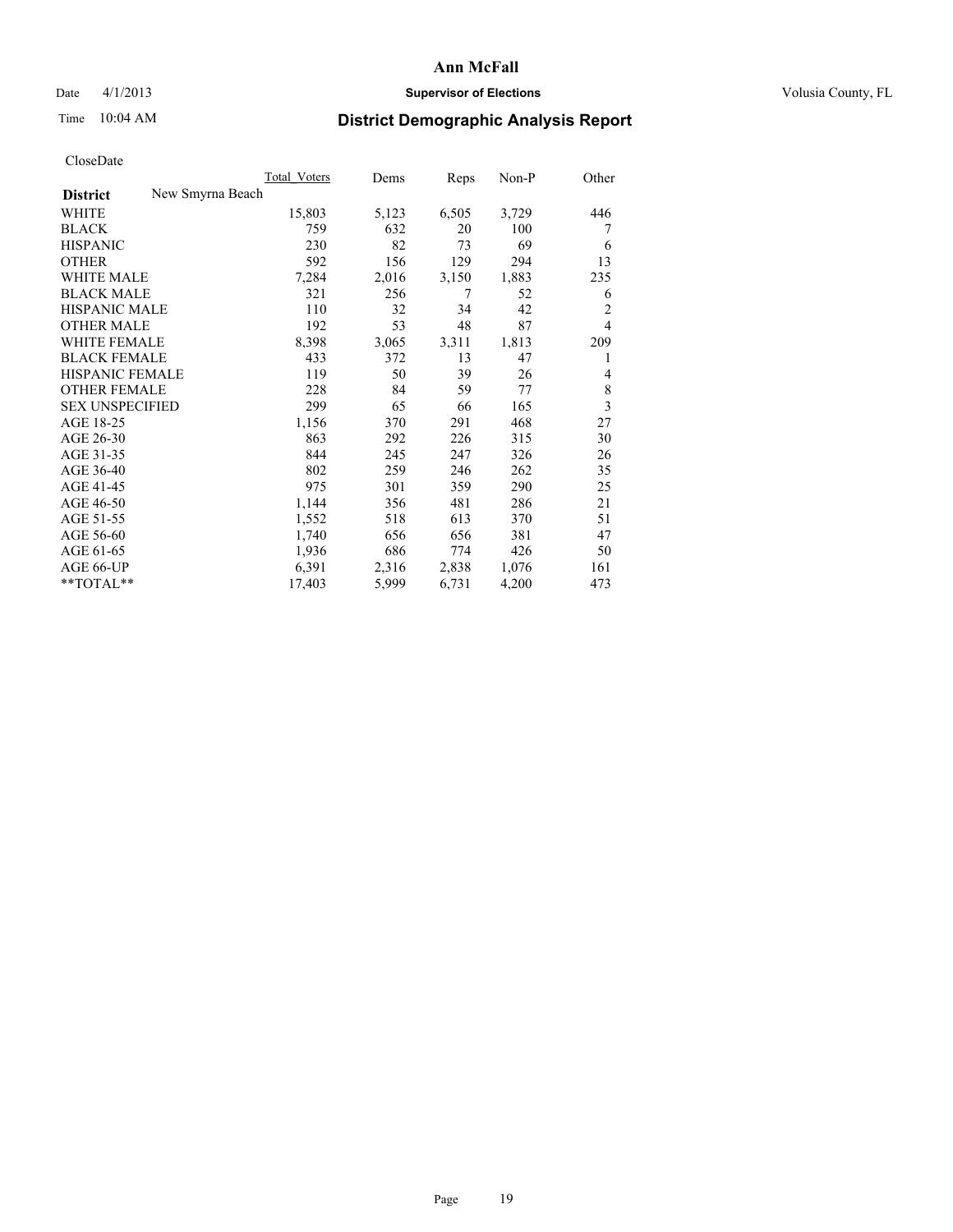# Ann McFall

Date 4/1/2013 **Supervisor of Elections** Volusia County, FL

Time 10:04 AM **District Demographic Analysis Report**

CloseDate

| **District** | New Smyrna Beach | Total_Voters | Dems | Reps | Non-P | Other |
|---|---|---|---|---|---|---|
| WHITE | | 15,803 | 5,123 | 6,505 | 3,729 | 446 |
| BLACK | | 759 | 632 | 20 | 100 | 7 |
| HISPANIC | | 230 | 82 | 73 | 69 | 6 |
| OTHER | | 592 | 156 | 129 | 294 | 13 |
| WHITE MALE | | 7,284 | 2,016 | 3,150 | 1,883 | 235 |
| BLACK MALE | | 321 | 256 | 7 | 52 | 6 |
| HISPANIC MALE | | 110 | 32 | 34 | 42 | 2 |
| OTHER MALE | | 192 | 53 | 48 | 87 | 4 |
| WHITE FEMALE | | 8,398 | 3,065 | 3,311 | 1,813 | 209 |
| BLACK FEMALE | | 433 | 372 | 13 | 47 | 1 |
| HISPANIC FEMALE | | 119 | 50 | 39 | 26 | 4 |
| OTHER FEMALE | | 228 | 84 | 59 | 77 | 8 |
| SEX UNSPECIFIED | | 299 | 65 | 66 | 165 | 3 |
| AGE 18-25 | | 1,156 | 370 | 291 | 468 | 27 |
| AGE 26-30 | | 863 | 292 | 226 | 315 | 30 |
| AGE 31-35 | | 844 | 245 | 247 | 326 | 26 |
| AGE 36-40 | | 802 | 259 | 246 | 262 | 35 |
| AGE 41-45 | | 975 | 301 | 359 | 290 | 25 |
| AGE 46-50 | | 1,144 | 356 | 481 | 286 | 21 |
| AGE 51-55 | | 1,552 | 518 | 613 | 370 | 51 |
| AGE 56-60 | | 1,740 | 656 | 656 | 381 | 47 |
| AGE 61-65 | | 1,936 | 686 | 774 | 426 | 50 |
| AGE 66-UP | | 6,391 | 2,316 | 2,838 | 1,076 | 161 |
| **TOTAL** | | 17,403 | 5,999 | 6,731 | 4,200 | 473 |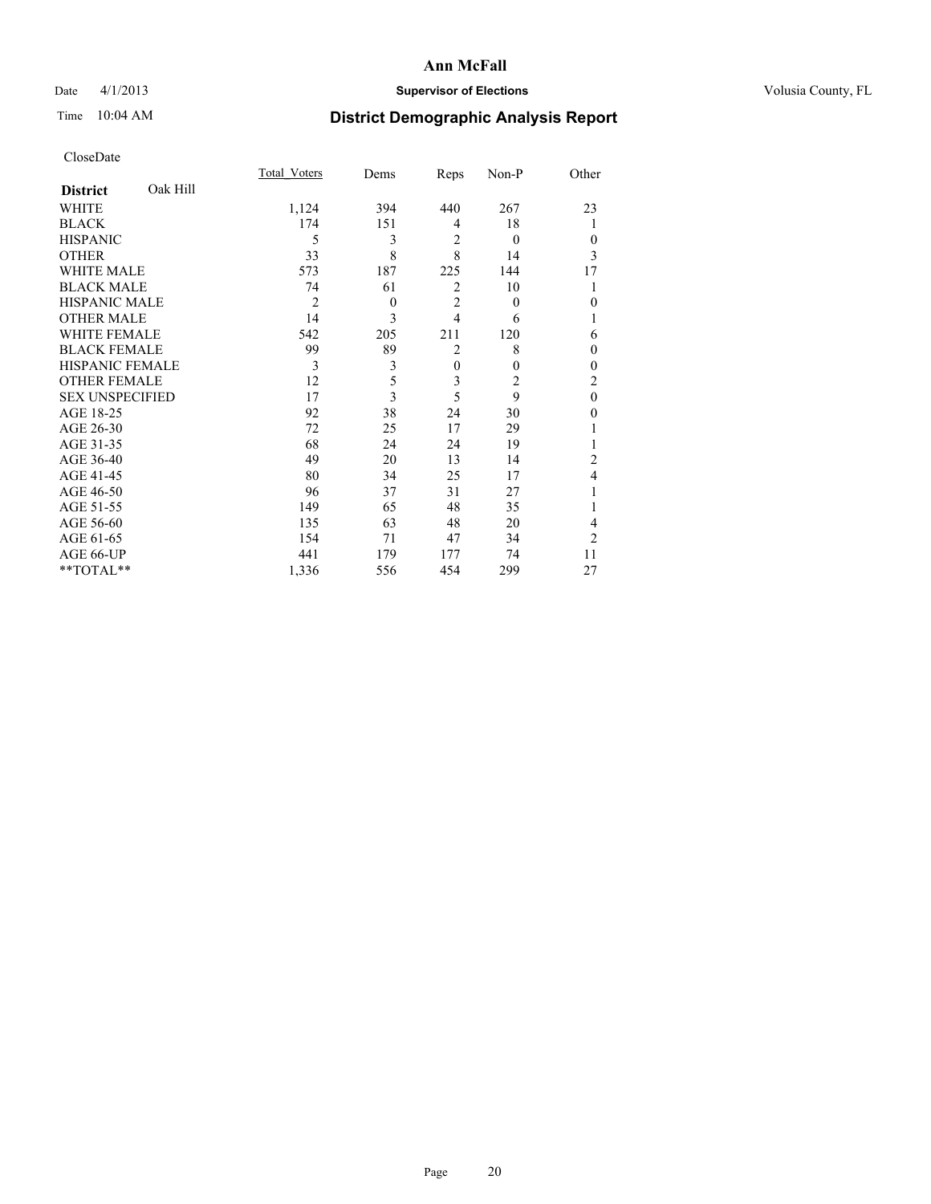# Ann McFall

Date 4/1/2013 **Supervisor of Elections** Volusia County, FL

Time 10:04 AM

## District Demographic Analysis Report

CloseDate

| District Oak Hill | Total_Voters | Dems | Reps | Non-P | Other |
|---|---|---|---|---|---|
| WHITE | 1,124 | 394 | 440 | 267 | 23 |
| BLACK | 174 | 151 | 4 | 18 | 1 |
| HISPANIC | 5 | 3 | 2 | 0 | 0 |
| OTHER | 33 | 8 | 8 | 14 | 3 |
| WHITE MALE | 573 | 187 | 225 | 144 | 17 |
| BLACK MALE | 74 | 61 | 2 | 10 | 1 |
| HISPANIC MALE | 2 | 0 | 2 | 0 | 0 |
| OTHER MALE | 14 | 3 | 4 | 6 | 1 |
| WHITE FEMALE | 542 | 205 | 211 | 120 | 6 |
| BLACK FEMALE | 99 | 89 | 2 | 8 | 0 |
| HISPANIC FEMALE | 3 | 3 | 0 | 0 | 0 |
| OTHER FEMALE | 12 | 5 | 3 | 2 | 2 |
| SEX UNSPECIFIED | 17 | 3 | 5 | 9 | 0 |
| AGE 18-25 | 92 | 38 | 24 | 30 | 0 |
| AGE 26-30 | 72 | 25 | 17 | 29 | 1 |
| AGE 31-35 | 68 | 24 | 24 | 19 | 1 |
| AGE 36-40 | 49 | 20 | 13 | 14 | 2 |
| AGE 41-45 | 80 | 34 | 25 | 17 | 4 |
| AGE 46-50 | 96 | 37 | 31 | 27 | 1 |
| AGE 51-55 | 149 | 65 | 48 | 35 | 1 |
| AGE 56-60 | 135 | 63 | 48 | 20 | 4 |
| AGE 61-65 | 154 | 71 | 47 | 34 | 2 |
| AGE 66-UP | 441 | 179 | 177 | 74 | 11 |
| **TOTAL** | 1,336 | 556 | 454 | 299 | 27 |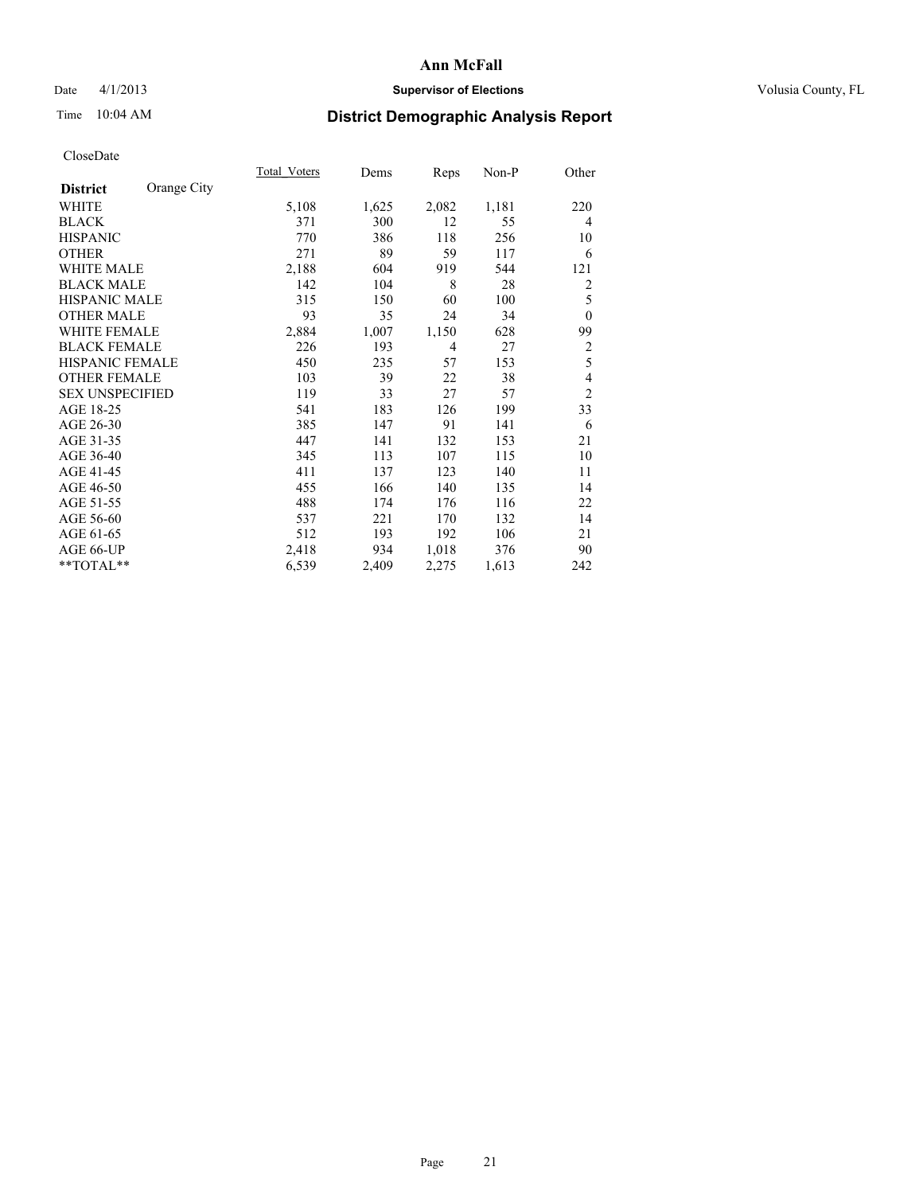# Ann McFall

Date 4/1/2013 **Supervisor of Elections** Volusia County, FL

Time 10:04 AM **District Demographic Analysis Report**

CloseDate

| **District** Orange City | Total_Voters | Dems | Reps | Non-P | Other |
|---|---|---|---|---|---|
| WHITE | 5,108 | 1,625 | 2,082 | 1,181 | 220 |
| BLACK | 371 | 300 | 12 | 55 | 4 |
| HISPANIC | 770 | 386 | 118 | 256 | 10 |
| OTHER | 271 | 89 | 59 | 117 | 6 |
| WHITE MALE | 2,188 | 604 | 919 | 544 | 121 |
| BLACK MALE | 142 | 104 | 8 | 28 | 2 |
| HISPANIC MALE | 315 | 150 | 60 | 100 | 5 |
| OTHER MALE | 93 | 35 | 24 | 34 | 0 |
| WHITE FEMALE | 2,884 | 1,007 | 1,150 | 628 | 99 |
| BLACK FEMALE | 226 | 193 | 4 | 27 | 2 |
| HISPANIC FEMALE | 450 | 235 | 57 | 153 | 5 |
| OTHER FEMALE | 103 | 39 | 22 | 38 | 4 |
| SEX UNSPECIFIED | 119 | 33 | 27 | 57 | 2 |
| AGE 18-25 | 541 | 183 | 126 | 199 | 33 |
| AGE 26-30 | 385 | 147 | 91 | 141 | 6 |
| AGE 31-35 | 447 | 141 | 132 | 153 | 21 |
| AGE 36-40 | 345 | 113 | 107 | 115 | 10 |
| AGE 41-45 | 411 | 137 | 123 | 140 | 11 |
| AGE 46-50 | 455 | 166 | 140 | 135 | 14 |
| AGE 51-55 | 488 | 174 | 176 | 116 | 22 |
| AGE 56-60 | 537 | 221 | 170 | 132 | 14 |
| AGE 61-65 | 512 | 193 | 192 | 106 | 21 |
| AGE 66-UP | 2,418 | 934 | 1,018 | 376 | 90 |
| **TOTAL** | 6,539 | 2,409 | 2,275 | 1,613 | 242 |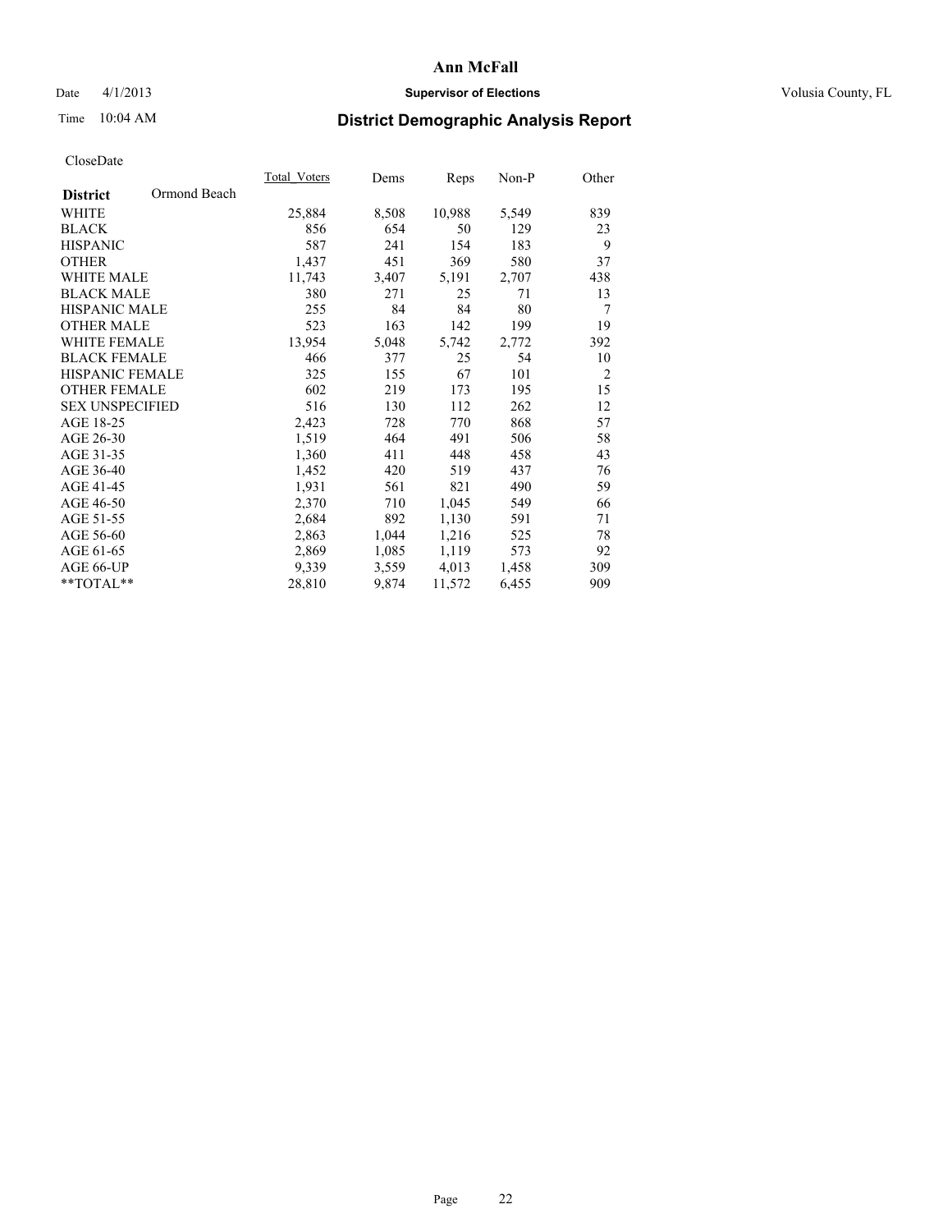**Ann McFall**

Date 4/1/2013 **Supervisor of Elections** Volusia County, FL

Time 10:04 AM

## District Demographic Analysis Report

CloseDate

| District: Ormond Beach | Total_Voters | Dems | Reps | Non-P | Other |
|---|---|---|---|---|---|
| WHITE | 25,884 | 8,508 | 10,988 | 5,549 | 839 |
| BLACK | 856 | 654 | 50 | 129 | 23 |
| HISPANIC | 587 | 241 | 154 | 183 | 9 |
| OTHER | 1,437 | 451 | 369 | 580 | 37 |
| WHITE MALE | 11,743 | 3,407 | 5,191 | 2,707 | 438 |
| BLACK MALE | 380 | 271 | 25 | 71 | 13 |
| HISPANIC MALE | 255 | 84 | 84 | 80 | 7 |
| OTHER MALE | 523 | 163 | 142 | 199 | 19 |
| WHITE FEMALE | 13,954 | 5,048 | 5,742 | 2,772 | 392 |
| BLACK FEMALE | 466 | 377 | 25 | 54 | 10 |
| HISPANIC FEMALE | 325 | 155 | 67 | 101 | 2 |
| OTHER FEMALE | 602 | 219 | 173 | 195 | 15 |
| SEX UNSPECIFIED | 516 | 130 | 112 | 262 | 12 |
| AGE 18-25 | 2,423 | 728 | 770 | 868 | 57 |
| AGE 26-30 | 1,519 | 464 | 491 | 506 | 58 |
| AGE 31-35 | 1,360 | 411 | 448 | 458 | 43 |
| AGE 36-40 | 1,452 | 420 | 519 | 437 | 76 |
| AGE 41-45 | 1,931 | 561 | 821 | 490 | 59 |
| AGE 46-50 | 2,370 | 710 | 1,045 | 549 | 66 |
| AGE 51-55 | 2,684 | 892 | 1,130 | 591 | 71 |
| AGE 56-60 | 2,863 | 1,044 | 1,216 | 525 | 78 |
| AGE 61-65 | 2,869 | 1,085 | 1,119 | 573 | 92 |
| AGE 66-UP | 9,339 | 3,559 | 4,013 | 1,458 | 309 |
| **TOTAL** | 28,810 | 9,874 | 11,572 | 6,455 | 909 |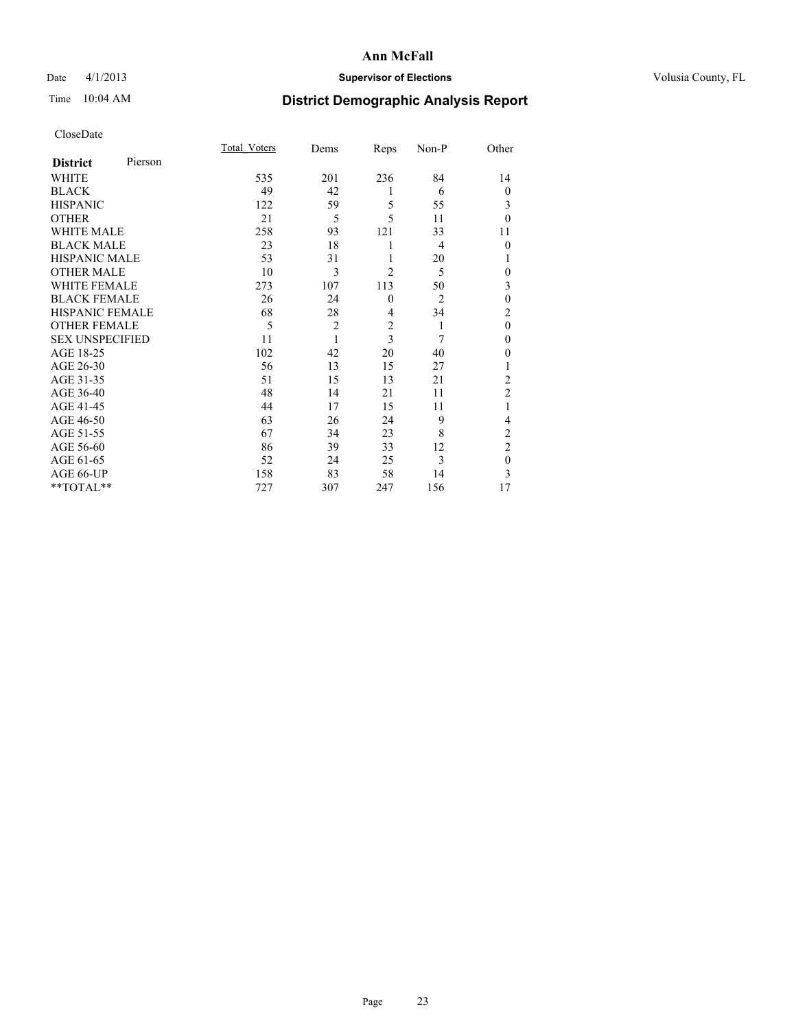# Ann McFall

Date 4/1/2013 **Supervisor of Elections** Volusia County, FL

Time 10:04 AM **District Demographic Analysis Report**

CloseDate

| **District** Pierson | Total_Voters | Dems | Reps | Non-P | Other |
|---|---|---|---|---|---|
| WHITE | 535 | 201 | 236 | 84 | 14 |
| BLACK | 49 | 42 | 1 | 6 | 0 |
| HISPANIC | 122 | 59 | 5 | 55 | 3 |
| OTHER | 21 | 5 | 5 | 11 | 0 |
| WHITE MALE | 258 | 93 | 121 | 33 | 11 |
| BLACK MALE | 23 | 18 | 1 | 4 | 0 |
| HISPANIC MALE | 53 | 31 | 1 | 20 | 1 |
| OTHER MALE | 10 | 3 | 2 | 5 | 0 |
| WHITE FEMALE | 273 | 107 | 113 | 50 | 3 |
| BLACK FEMALE | 26 | 24 | 0 | 2 | 0 |
| HISPANIC FEMALE | 68 | 28 | 4 | 34 | 2 |
| OTHER FEMALE | 5 | 2 | 2 | 1 | 0 |
| SEX UNSPECIFIED | 11 | 1 | 3 | 7 | 0 |
| AGE 18-25 | 102 | 42 | 20 | 40 | 0 |
| AGE 26-30 | 56 | 13 | 15 | 27 | 1 |
| AGE 31-35 | 51 | 15 | 13 | 21 | 2 |
| AGE 36-40 | 48 | 14 | 21 | 11 | 2 |
| AGE 41-45 | 44 | 17 | 15 | 11 | 1 |
| AGE 46-50 | 63 | 26 | 24 | 9 | 4 |
| AGE 51-55 | 67 | 34 | 23 | 8 | 2 |
| AGE 56-60 | 86 | 39 | 33 | 12 | 2 |
| AGE 61-65 | 52 | 24 | 25 | 3 | 0 |
| AGE 66-UP | 158 | 83 | 58 | 14 | 3 |
| **TOTAL** | 727 | 307 | 247 | 156 | 17 |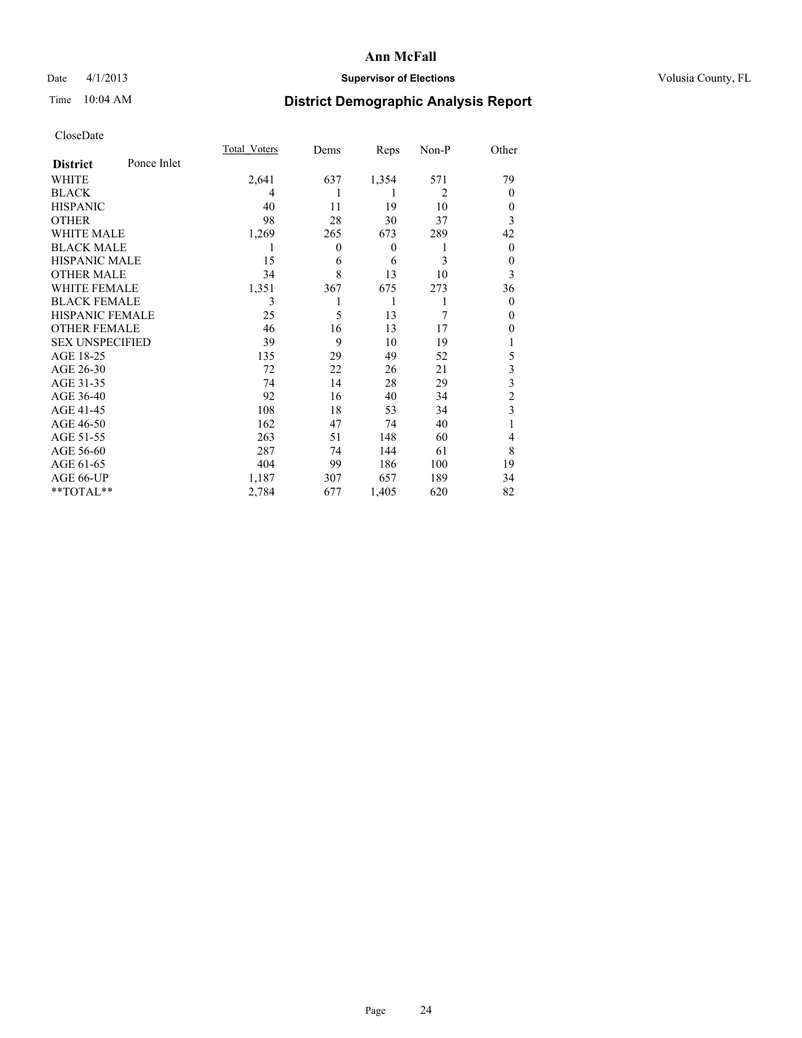**Ann McFall**

Date 4/1/2013 **Supervisor of Elections** Volusia County, FL

Time 10:04 AM

# District Demographic Analysis Report

CloseDate

| **District** Ponce Inlet | Total_Voters | Dems | Reps | Non-P | Other |
|---|---|---|---|---|---|
| WHITE | 2,641 | 637 | 1,354 | 571 | 79 |
| BLACK | 4 | 1 | 1 | 2 | 0 |
| HISPANIC | 40 | 11 | 19 | 10 | 0 |
| OTHER | 98 | 28 | 30 | 37 | 3 |
| WHITE MALE | 1,269 | 265 | 673 | 289 | 42 |
| BLACK MALE | 1 | 0 | 0 | 1 | 0 |
| HISPANIC MALE | 15 | 6 | 6 | 3 | 0 |
| OTHER MALE | 34 | 8 | 13 | 10 | 3 |
| WHITE FEMALE | 1,351 | 367 | 675 | 273 | 36 |
| BLACK FEMALE | 3 | 1 | 1 | 1 | 0 |
| HISPANIC FEMALE | 25 | 5 | 13 | 7 | 0 |
| OTHER FEMALE | 46 | 16 | 13 | 17 | 0 |
| SEX UNSPECIFIED | 39 | 9 | 10 | 19 | 1 |
| AGE 18-25 | 135 | 29 | 49 | 52 | 5 |
| AGE 26-30 | 72 | 22 | 26 | 21 | 3 |
| AGE 31-35 | 74 | 14 | 28 | 29 | 3 |
| AGE 36-40 | 92 | 16 | 40 | 34 | 2 |
| AGE 41-45 | 108 | 18 | 53 | 34 | 3 |
| AGE 46-50 | 162 | 47 | 74 | 40 | 1 |
| AGE 51-55 | 263 | 51 | 148 | 60 | 4 |
| AGE 56-60 | 287 | 74 | 144 | 61 | 8 |
| AGE 61-65 | 404 | 99 | 186 | 100 | 19 |
| AGE 66-UP | 1,187 | 307 | 657 | 189 | 34 |
| **TOTAL** | 2,784 | 677 | 1,405 | 620 | 82 |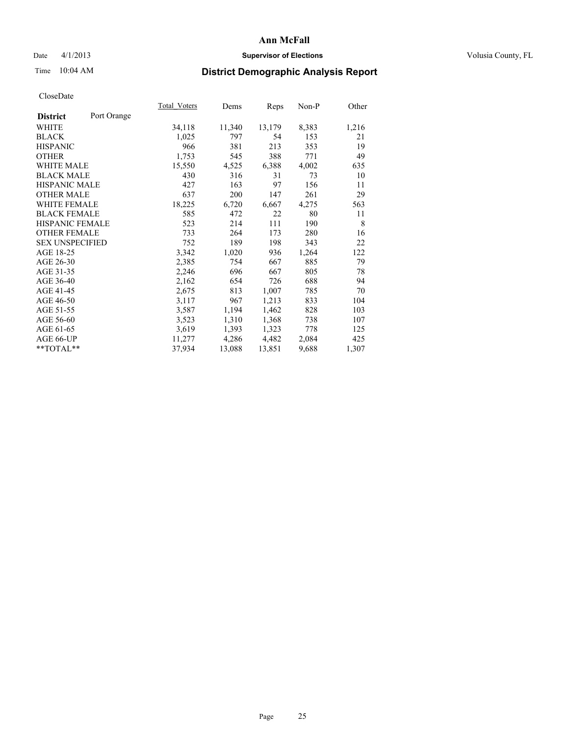**Ann McFall**

Date 4/1/2013 **Supervisor of Elections** Volusia County, FL

Time 10:04 AM

## District Demographic Analysis Report

CloseDate

| **District** Port Orange | Total_Voters | Dems | Reps | Non-P | Other |
|---|---|---|---|---|---|
| WHITE | 34,118 | 11,340 | 13,179 | 8,383 | 1,216 |
| BLACK | 1,025 | 797 | 54 | 153 | 21 |
| HISPANIC | 966 | 381 | 213 | 353 | 19 |
| OTHER | 1,753 | 545 | 388 | 771 | 49 |
| WHITE MALE | 15,550 | 4,525 | 6,388 | 4,002 | 635 |
| BLACK MALE | 430 | 316 | 31 | 73 | 10 |
| HISPANIC MALE | 427 | 163 | 97 | 156 | 11 |
| OTHER MALE | 637 | 200 | 147 | 261 | 29 |
| WHITE FEMALE | 18,225 | 6,720 | 6,667 | 4,275 | 563 |
| BLACK FEMALE | 585 | 472 | 22 | 80 | 11 |
| HISPANIC FEMALE | 523 | 214 | 111 | 190 | 8 |
| OTHER FEMALE | 733 | 264 | 173 | 280 | 16 |
| SEX UNSPECIFIED | 752 | 189 | 198 | 343 | 22 |
| AGE 18-25 | 3,342 | 1,020 | 936 | 1,264 | 122 |
| AGE 26-30 | 2,385 | 754 | 667 | 885 | 79 |
| AGE 31-35 | 2,246 | 696 | 667 | 805 | 78 |
| AGE 36-40 | 2,162 | 654 | 726 | 688 | 94 |
| AGE 41-45 | 2,675 | 813 | 1,007 | 785 | 70 |
| AGE 46-50 | 3,117 | 967 | 1,213 | 833 | 104 |
| AGE 51-55 | 3,587 | 1,194 | 1,462 | 828 | 103 |
| AGE 56-60 | 3,523 | 1,310 | 1,368 | 738 | 107 |
| AGE 61-65 | 3,619 | 1,393 | 1,323 | 778 | 125 |
| AGE 66-UP | 11,277 | 4,286 | 4,482 | 2,084 | 425 |
| **TOTAL** | 37,934 | 13,088 | 13,851 | 9,688 | 1,307 |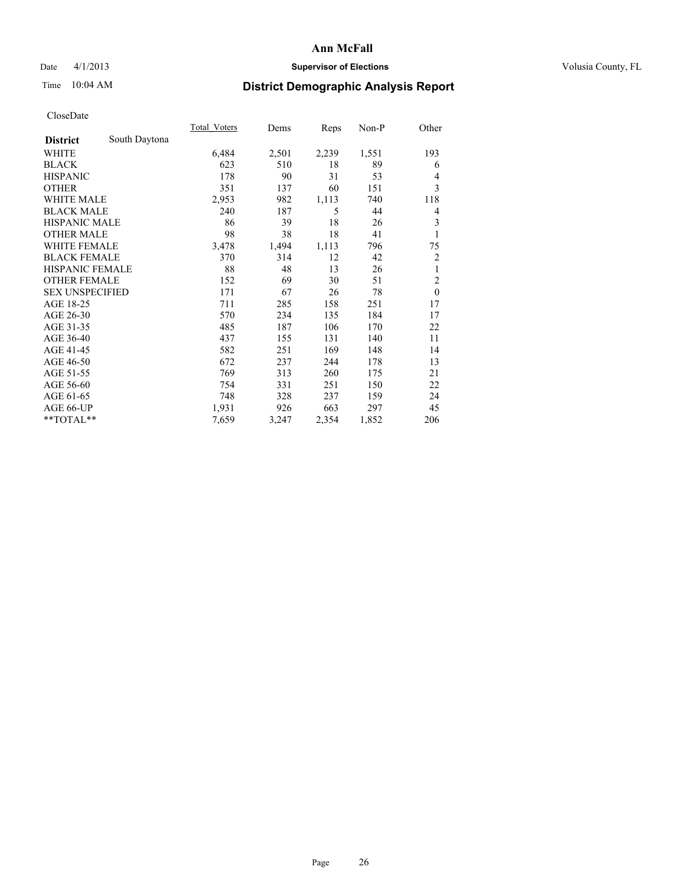# Ann McFall

Date 4/1/2013 **Supervisor of Elections** Volusia County, FL

Time 10:04 AM **District Demographic Analysis Report**

CloseDate

| **District** South Daytona | Total_Voters | Dems | Reps | Non-P | Other |
|---|---|---|---|---|---|
| WHITE | 6,484 | 2,501 | 2,239 | 1,551 | 193 |
| BLACK | 623 | 510 | 18 | 89 | 6 |
| HISPANIC | 178 | 90 | 31 | 53 | 4 |
| OTHER | 351 | 137 | 60 | 151 | 3 |
| WHITE MALE | 2,953 | 982 | 1,113 | 740 | 118 |
| BLACK MALE | 240 | 187 | 5 | 44 | 4 |
| HISPANIC MALE | 86 | 39 | 18 | 26 | 3 |
| OTHER MALE | 98 | 38 | 18 | 41 | 1 |
| WHITE FEMALE | 3,478 | 1,494 | 1,113 | 796 | 75 |
| BLACK FEMALE | 370 | 314 | 12 | 42 | 2 |
| HISPANIC FEMALE | 88 | 48 | 13 | 26 | 1 |
| OTHER FEMALE | 152 | 69 | 30 | 51 | 2 |
| SEX UNSPECIFIED | 171 | 67 | 26 | 78 | 0 |
| AGE 18-25 | 711 | 285 | 158 | 251 | 17 |
| AGE 26-30 | 570 | 234 | 135 | 184 | 17 |
| AGE 31-35 | 485 | 187 | 106 | 170 | 22 |
| AGE 36-40 | 437 | 155 | 131 | 140 | 11 |
| AGE 41-45 | 582 | 251 | 169 | 148 | 14 |
| AGE 46-50 | 672 | 237 | 244 | 178 | 13 |
| AGE 51-55 | 769 | 313 | 260 | 175 | 21 |
| AGE 56-60 | 754 | 331 | 251 | 150 | 22 |
| AGE 61-65 | 748 | 328 | 237 | 159 | 24 |
| AGE 66-UP | 1,931 | 926 | 663 | 297 | 45 |
| **TOTAL** | 7,659 | 3,247 | 2,354 | 1,852 | 206 |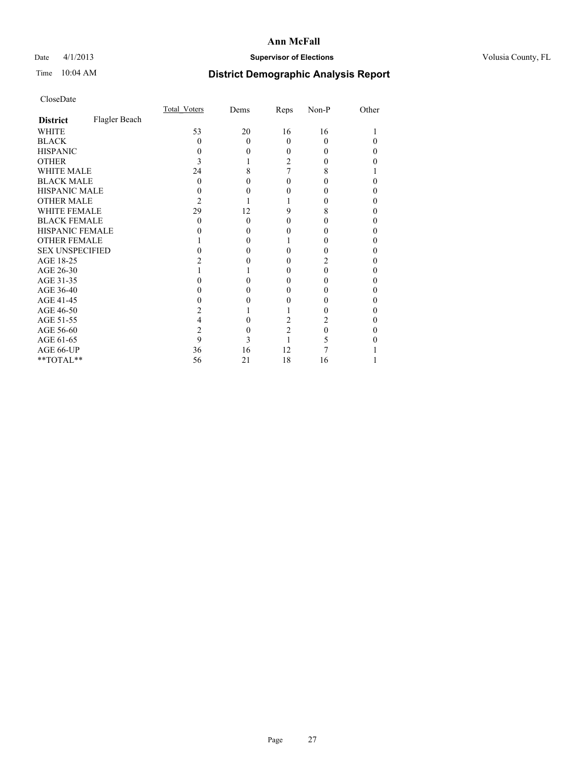# Ann McFall

Date 4/1/2013 **Supervisor of Elections** Volusia County, FL

Time 10:04 AM **District Demographic Analysis Report**

CloseDate

| **District** Flagler Beach | Total_Voters | Dems | Reps | Non-P | Other |
|---|---|---|---|---|---|
| WHITE | 53 | 20 | 16 | 16 | 1 |
| BLACK | 0 | 0 | 0 | 0 | 0 |
| HISPANIC | 0 | 0 | 0 | 0 | 0 |
| OTHER | 3 | 1 | 2 | 0 | 0 |
| WHITE MALE | 24 | 8 | 7 | 8 | 1 |
| BLACK MALE | 0 | 0 | 0 | 0 | 0 |
| HISPANIC MALE | 0 | 0 | 0 | 0 | 0 |
| OTHER MALE | 2 | 1 | 1 | 0 | 0 |
| WHITE FEMALE | 29 | 12 | 9 | 8 | 0 |
| BLACK FEMALE | 0 | 0 | 0 | 0 | 0 |
| HISPANIC FEMALE | 0 | 0 | 0 | 0 | 0 |
| OTHER FEMALE | 1 | 0 | 1 | 0 | 0 |
| SEX UNSPECIFIED | 0 | 0 | 0 | 0 | 0 |
| AGE 18-25 | 2 | 0 | 0 | 2 | 0 |
| AGE 26-30 | 1 | 1 | 0 | 0 | 0 |
| AGE 31-35 | 0 | 0 | 0 | 0 | 0 |
| AGE 36-40 | 0 | 0 | 0 | 0 | 0 |
| AGE 41-45 | 0 | 0 | 0 | 0 | 0 |
| AGE 46-50 | 2 | 1 | 1 | 0 | 0 |
| AGE 51-55 | 4 | 0 | 2 | 2 | 0 |
| AGE 56-60 | 2 | 0 | 2 | 0 | 0 |
| AGE 61-65 | 9 | 3 | 1 | 5 | 0 |
| AGE 66-UP | 36 | 16 | 12 | 7 | 1 |
| **TOTAL** | 56 | 21 | 18 | 16 | 1 |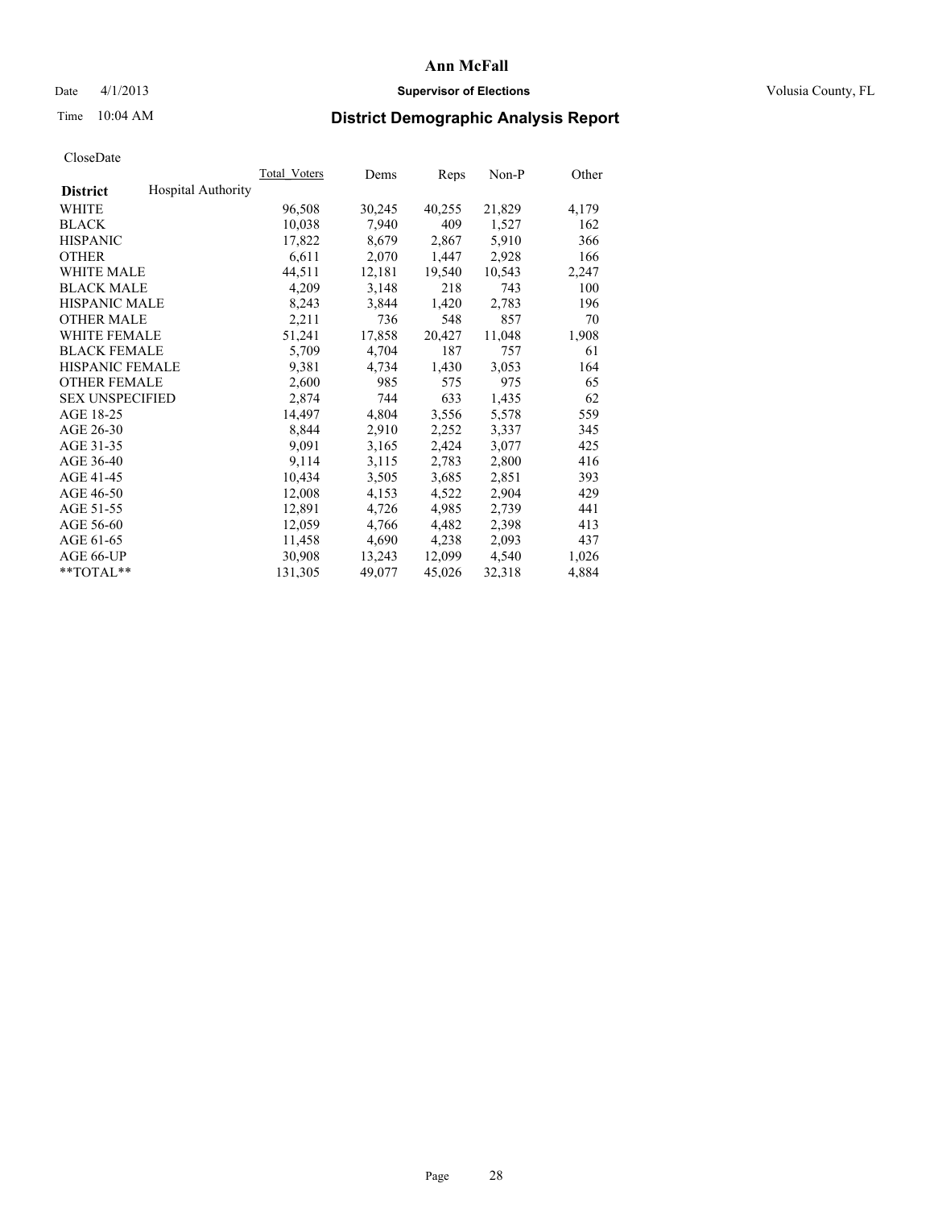# Ann McFall

Date 4/1/2013 **Supervisor of Elections** Volusia County, FL

Time 10:04 AM **District Demographic Analysis Report**

CloseDate

| **District** | Hospital Authority | Total_Voters | Dems | Reps | Non-P | Other |
|---|---|---|---|---|---|---|
| WHITE | | 96,508 | 30,245 | 40,255 | 21,829 | 4,179 |
| BLACK | | 10,038 | 7,940 | 409 | 1,527 | 162 |
| HISPANIC | | 17,822 | 8,679 | 2,867 | 5,910 | 366 |
| OTHER | | 6,611 | 2,070 | 1,447 | 2,928 | 166 |
| WHITE MALE | | 44,511 | 12,181 | 19,540 | 10,543 | 2,247 |
| BLACK MALE | | 4,209 | 3,148 | 218 | 743 | 100 |
| HISPANIC MALE | | 8,243 | 3,844 | 1,420 | 2,783 | 196 |
| OTHER MALE | | 2,211 | 736 | 548 | 857 | 70 |
| WHITE FEMALE | | 51,241 | 17,858 | 20,427 | 11,048 | 1,908 |
| BLACK FEMALE | | 5,709 | 4,704 | 187 | 757 | 61 |
| HISPANIC FEMALE | | 9,381 | 4,734 | 1,430 | 3,053 | 164 |
| OTHER FEMALE | | 2,600 | 985 | 575 | 975 | 65 |
| SEX UNSPECIFIED | | 2,874 | 744 | 633 | 1,435 | 62 |
| AGE 18-25 | | 14,497 | 4,804 | 3,556 | 5,578 | 559 |
| AGE 26-30 | | 8,844 | 2,910 | 2,252 | 3,337 | 345 |
| AGE 31-35 | | 9,091 | 3,165 | 2,424 | 3,077 | 425 |
| AGE 36-40 | | 9,114 | 3,115 | 2,783 | 2,800 | 416 |
| AGE 41-45 | | 10,434 | 3,505 | 3,685 | 2,851 | 393 |
| AGE 46-50 | | 12,008 | 4,153 | 4,522 | 2,904 | 429 |
| AGE 51-55 | | 12,891 | 4,726 | 4,985 | 2,739 | 441 |
| AGE 56-60 | | 12,059 | 4,766 | 4,482 | 2,398 | 413 |
| AGE 61-65 | | 11,458 | 4,690 | 4,238 | 2,093 | 437 |
| AGE 66-UP | | 30,908 | 13,243 | 12,099 | 4,540 | 1,026 |
| **TOTAL** | | 131,305 | 49,077 | 45,026 | 32,318 | 4,884 |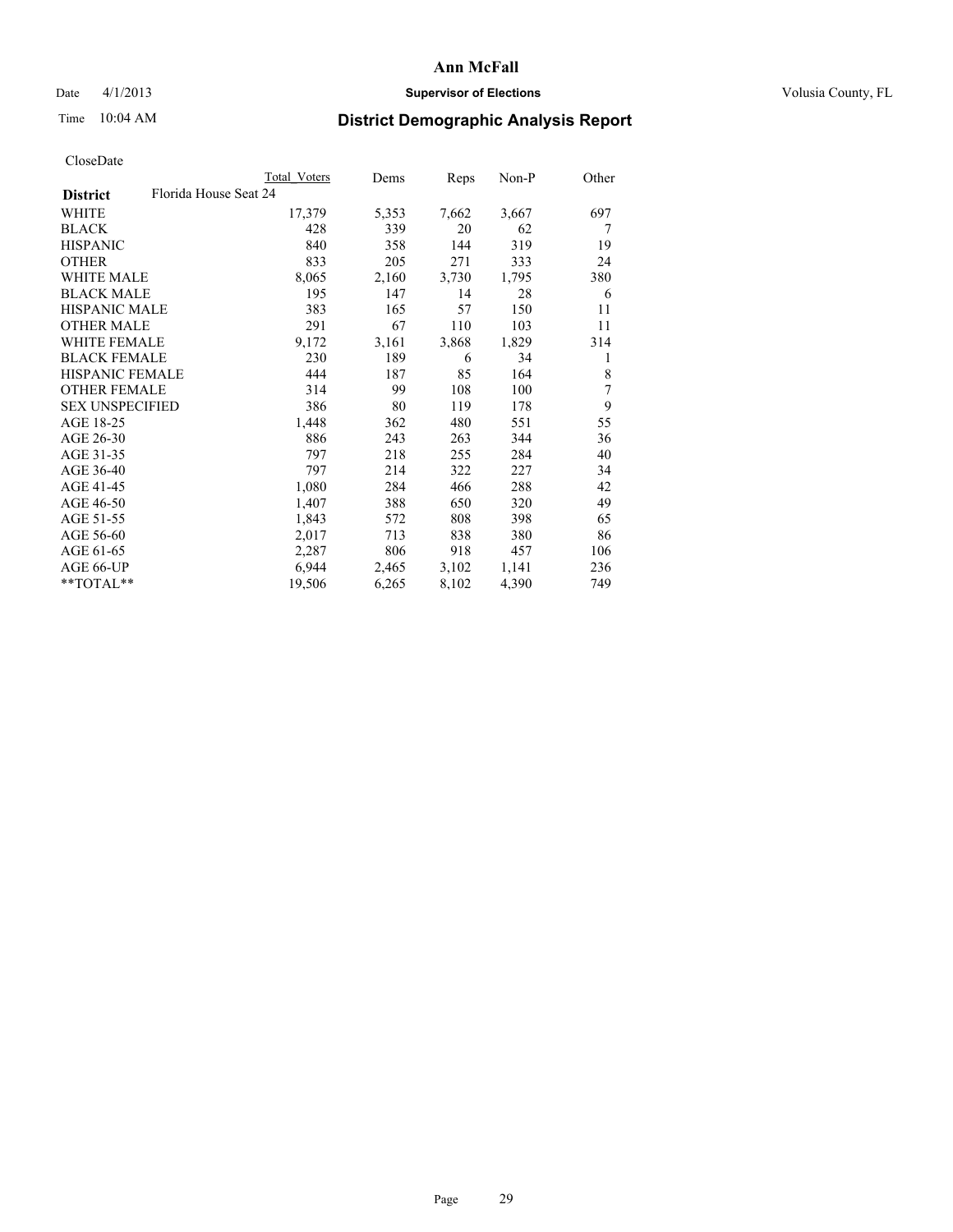# Ann McFall

Date 4/1/2013 **Supervisor of Elections** Volusia County, FL

Time 10:04 AM

## District Demographic Analysis Report

CloseDate

| **District** | Florida House Seat 24 | Total Voters | Dems | Reps | Non-P | Other |
|---|---|---|---|---|---|---|
| WHITE | | 17,379 | 5,353 | 7,662 | 3,667 | 697 |
| BLACK | | 428 | 339 | 20 | 62 | 7 |
| HISPANIC | | 840 | 358 | 144 | 319 | 19 |
| OTHER | | 833 | 205 | 271 | 333 | 24 |
| WHITE MALE | | 8,065 | 2,160 | 3,730 | 1,795 | 380 |
| BLACK MALE | | 195 | 147 | 14 | 28 | 6 |
| HISPANIC MALE | | 383 | 165 | 57 | 150 | 11 |
| OTHER MALE | | 291 | 67 | 110 | 103 | 11 |
| WHITE FEMALE | | 9,172 | 3,161 | 3,868 | 1,829 | 314 |
| BLACK FEMALE | | 230 | 189 | 6 | 34 | 1 |
| HISPANIC FEMALE | | 444 | 187 | 85 | 164 | 8 |
| OTHER FEMALE | | 314 | 99 | 108 | 100 | 7 |
| SEX UNSPECIFIED | | 386 | 80 | 119 | 178 | 9 |
| AGE 18-25 | | 1,448 | 362 | 480 | 551 | 55 |
| AGE 26-30 | | 886 | 243 | 263 | 344 | 36 |
| AGE 31-35 | | 797 | 218 | 255 | 284 | 40 |
| AGE 36-40 | | 797 | 214 | 322 | 227 | 34 |
| AGE 41-45 | | 1,080 | 284 | 466 | 288 | 42 |
| AGE 46-50 | | 1,407 | 388 | 650 | 320 | 49 |
| AGE 51-55 | | 1,843 | 572 | 808 | 398 | 65 |
| AGE 56-60 | | 2,017 | 713 | 838 | 380 | 86 |
| AGE 61-65 | | 2,287 | 806 | 918 | 457 | 106 |
| AGE 66-UP | | 6,944 | 2,465 | 3,102 | 1,141 | 236 |
| **TOTAL** | | 19,506 | 6,265 | 8,102 | 4,390 | 749 |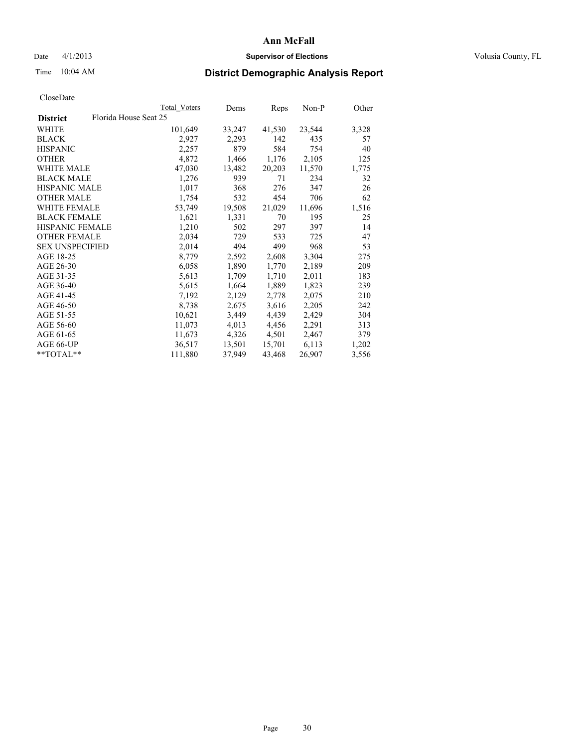# Ann McFall

Date 4/1/2013 **Supervisor of Elections** Volusia County, FL

Time 10:04 AM

## District Demographic Analysis Report

CloseDate

| | Total Voters | Dems | Reps | Non-P | Other |
|---|---|---|---|---|---|
| **District** Florida House Seat 25 | | | | | |
| WHITE | 101,649 | 33,247 | 41,530 | 23,544 | 3,328 |
| BLACK | 2,927 | 2,293 | 142 | 435 | 57 |
| HISPANIC | 2,257 | 879 | 584 | 754 | 40 |
| OTHER | 4,872 | 1,466 | 1,176 | 2,105 | 125 |
| WHITE MALE | 47,030 | 13,482 | 20,203 | 11,570 | 1,775 |
| BLACK MALE | 1,276 | 939 | 71 | 234 | 32 |
| HISPANIC MALE | 1,017 | 368 | 276 | 347 | 26 |
| OTHER MALE | 1,754 | 532 | 454 | 706 | 62 |
| WHITE FEMALE | 53,749 | 19,508 | 21,029 | 11,696 | 1,516 |
| BLACK FEMALE | 1,621 | 1,331 | 70 | 195 | 25 |
| HISPANIC FEMALE | 1,210 | 502 | 297 | 397 | 14 |
| OTHER FEMALE | 2,034 | 729 | 533 | 725 | 47 |
| SEX UNSPECIFIED | 2,014 | 494 | 499 | 968 | 53 |
| AGE 18-25 | 8,779 | 2,592 | 2,608 | 3,304 | 275 |
| AGE 26-30 | 6,058 | 1,890 | 1,770 | 2,189 | 209 |
| AGE 31-35 | 5,613 | 1,709 | 1,710 | 2,011 | 183 |
| AGE 36-40 | 5,615 | 1,664 | 1,889 | 1,823 | 239 |
| AGE 41-45 | 7,192 | 2,129 | 2,778 | 2,075 | 210 |
| AGE 46-50 | 8,738 | 2,675 | 3,616 | 2,205 | 242 |
| AGE 51-55 | 10,621 | 3,449 | 4,439 | 2,429 | 304 |
| AGE 56-60 | 11,073 | 4,013 | 4,456 | 2,291 | 313 |
| AGE 61-65 | 11,673 | 4,326 | 4,501 | 2,467 | 379 |
| AGE 66-UP | 36,517 | 13,501 | 15,701 | 6,113 | 1,202 |
| **TOTAL** | 111,880 | 37,949 | 43,468 | 26,907 | 3,556 |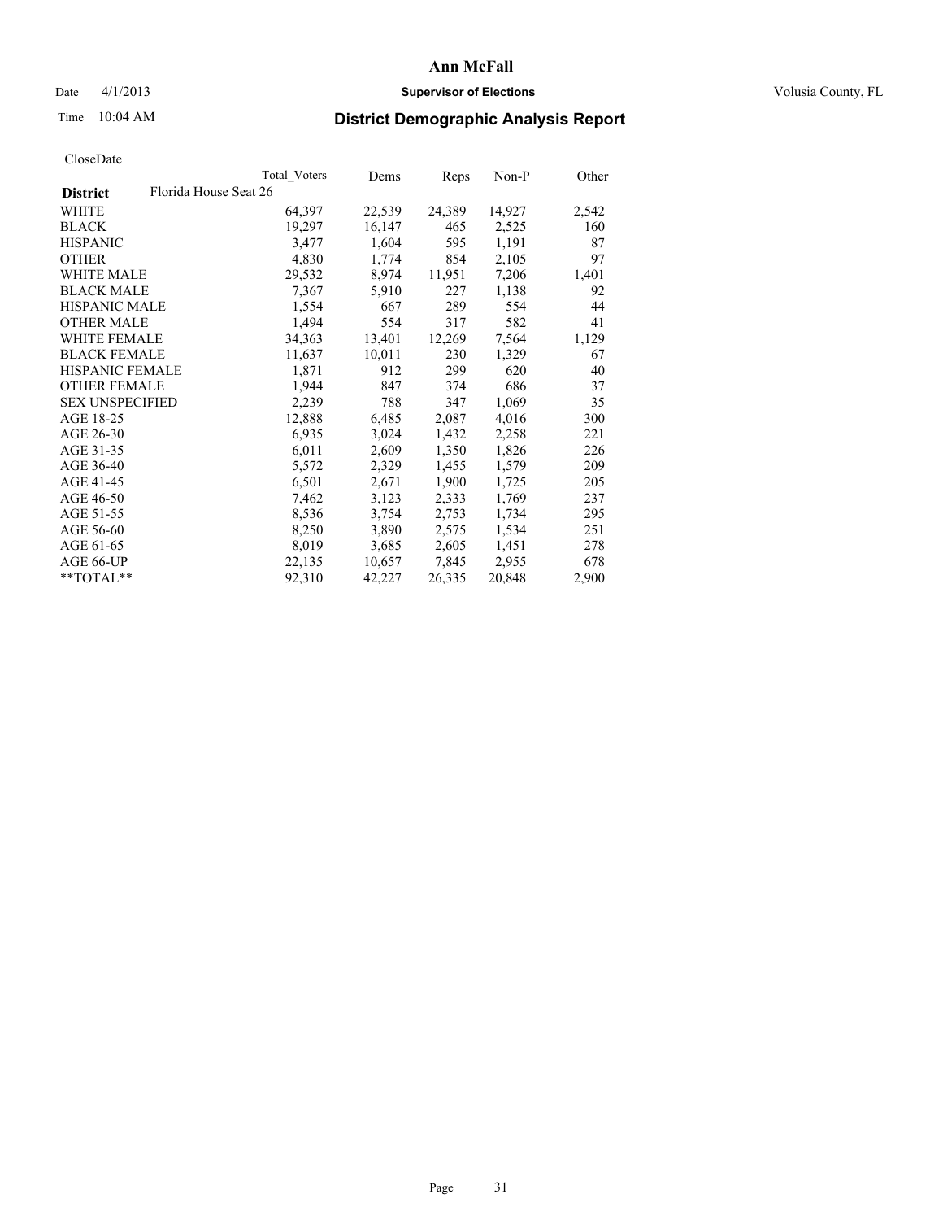# Ann McFall

Date 4/1/2013 **Supervisor of Elections** Volusia County, FL

Time 10:04 AM **District Demographic Analysis Report**

CloseDate

| | Total Voters | Dems | Reps | Non-P | Other |
|---|---|---|---|---|---|
| **District** Florida House Seat 26 | | | | | |
| WHITE | 64,397 | 22,539 | 24,389 | 14,927 | 2,542 |
| BLACK | 19,297 | 16,147 | 465 | 2,525 | 160 |
| HISPANIC | 3,477 | 1,604 | 595 | 1,191 | 87 |
| OTHER | 4,830 | 1,774 | 854 | 2,105 | 97 |
| WHITE MALE | 29,532 | 8,974 | 11,951 | 7,206 | 1,401 |
| BLACK MALE | 7,367 | 5,910 | 227 | 1,138 | 92 |
| HISPANIC MALE | 1,554 | 667 | 289 | 554 | 44 |
| OTHER MALE | 1,494 | 554 | 317 | 582 | 41 |
| WHITE FEMALE | 34,363 | 13,401 | 12,269 | 7,564 | 1,129 |
| BLACK FEMALE | 11,637 | 10,011 | 230 | 1,329 | 67 |
| HISPANIC FEMALE | 1,871 | 912 | 299 | 620 | 40 |
| OTHER FEMALE | 1,944 | 847 | 374 | 686 | 37 |
| SEX UNSPECIFIED | 2,239 | 788 | 347 | 1,069 | 35 |
| AGE 18-25 | 12,888 | 6,485 | 2,087 | 4,016 | 300 |
| AGE 26-30 | 6,935 | 3,024 | 1,432 | 2,258 | 221 |
| AGE 31-35 | 6,011 | 2,609 | 1,350 | 1,826 | 226 |
| AGE 36-40 | 5,572 | 2,329 | 1,455 | 1,579 | 209 |
| AGE 41-45 | 6,501 | 2,671 | 1,900 | 1,725 | 205 |
| AGE 46-50 | 7,462 | 3,123 | 2,333 | 1,769 | 237 |
| AGE 51-55 | 8,536 | 3,754 | 2,753 | 1,734 | 295 |
| AGE 56-60 | 8,250 | 3,890 | 2,575 | 1,534 | 251 |
| AGE 61-65 | 8,019 | 3,685 | 2,605 | 1,451 | 278 |
| AGE 66-UP | 22,135 | 10,657 | 7,845 | 2,955 | 678 |
| **TOTAL** | 92,310 | 42,227 | 26,335 | 20,848 | 2,900 |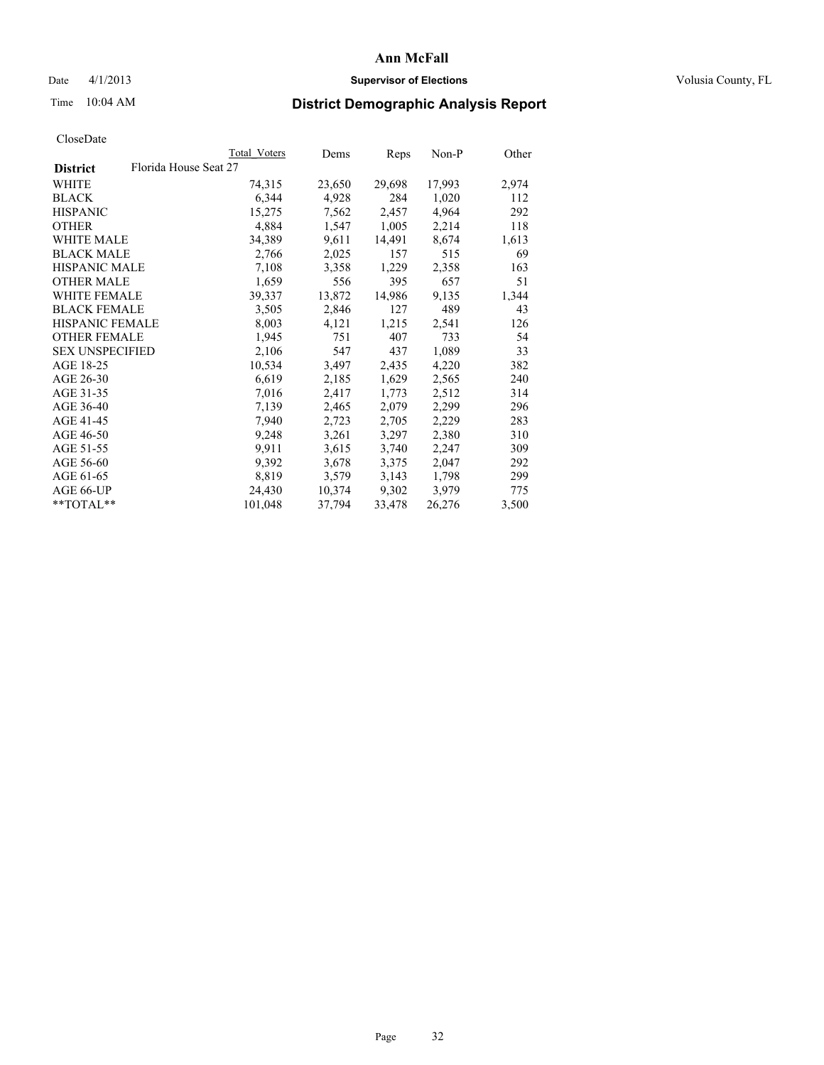# Ann McFall

Date 4/1/2013 **Supervisor of Elections** Volusia County, FL

Time 10:04 AM **District Demographic Analysis Report**

CloseDate

| **District** | Florida House Seat 27 | Total Voters | Dems | Reps | Non-P | Other |
|---|---|---|---|---|---|---|
| WHITE | | 74,315 | 23,650 | 29,698 | 17,993 | 2,974 |
| BLACK | | 6,344 | 4,928 | 284 | 1,020 | 112 |
| HISPANIC | | 15,275 | 7,562 | 2,457 | 4,964 | 292 |
| OTHER | | 4,884 | 1,547 | 1,005 | 2,214 | 118 |
| WHITE MALE | | 34,389 | 9,611 | 14,491 | 8,674 | 1,613 |
| BLACK MALE | | 2,766 | 2,025 | 157 | 515 | 69 |
| HISPANIC MALE | | 7,108 | 3,358 | 1,229 | 2,358 | 163 |
| OTHER MALE | | 1,659 | 556 | 395 | 657 | 51 |
| WHITE FEMALE | | 39,337 | 13,872 | 14,986 | 9,135 | 1,344 |
| BLACK FEMALE | | 3,505 | 2,846 | 127 | 489 | 43 |
| HISPANIC FEMALE | | 8,003 | 4,121 | 1,215 | 2,541 | 126 |
| OTHER FEMALE | | 1,945 | 751 | 407 | 733 | 54 |
| SEX UNSPECIFIED | | 2,106 | 547 | 437 | 1,089 | 33 |
| AGE 18-25 | | 10,534 | 3,497 | 2,435 | 4,220 | 382 |
| AGE 26-30 | | 6,619 | 2,185 | 1,629 | 2,565 | 240 |
| AGE 31-35 | | 7,016 | 2,417 | 1,773 | 2,512 | 314 |
| AGE 36-40 | | 7,139 | 2,465 | 2,079 | 2,299 | 296 |
| AGE 41-45 | | 7,940 | 2,723 | 2,705 | 2,229 | 283 |
| AGE 46-50 | | 9,248 | 3,261 | 3,297 | 2,380 | 310 |
| AGE 51-55 | | 9,911 | 3,615 | 3,740 | 2,247 | 309 |
| AGE 56-60 | | 9,392 | 3,678 | 3,375 | 2,047 | 292 |
| AGE 61-65 | | 8,819 | 3,579 | 3,143 | 1,798 | 299 |
| AGE 66-UP | | 24,430 | 10,374 | 9,302 | 3,979 | 775 |
| **TOTAL** | | 101,048 | 37,794 | 33,478 | 26,276 | 3,500 |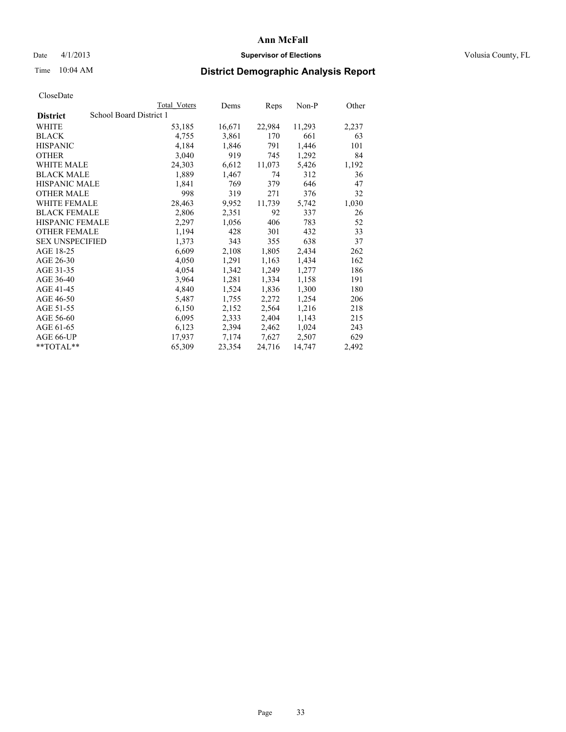# Ann McFall

Date 4/1/2013 **Supervisor of Elections** Volusia County, FL

Time 10:04 AM **District Demographic Analysis Report**

CloseDate

| | Total Voters | Dems | Reps | Non-P | Other |
|---|---|---|---|---|---|
| **District** School Board District 1 | | | | | |
| WHITE | 53,185 | 16,671 | 22,984 | 11,293 | 2,237 |
| BLACK | 4,755 | 3,861 | 170 | 661 | 63 |
| HISPANIC | 4,184 | 1,846 | 791 | 1,446 | 101 |
| OTHER | 3,040 | 919 | 745 | 1,292 | 84 |
| WHITE MALE | 24,303 | 6,612 | 11,073 | 5,426 | 1,192 |
| BLACK MALE | 1,889 | 1,467 | 74 | 312 | 36 |
| HISPANIC MALE | 1,841 | 769 | 379 | 646 | 47 |
| OTHER MALE | 998 | 319 | 271 | 376 | 32 |
| WHITE FEMALE | 28,463 | 9,952 | 11,739 | 5,742 | 1,030 |
| BLACK FEMALE | 2,806 | 2,351 | 92 | 337 | 26 |
| HISPANIC FEMALE | 2,297 | 1,056 | 406 | 783 | 52 |
| OTHER FEMALE | 1,194 | 428 | 301 | 432 | 33 |
| SEX UNSPECIFIED | 1,373 | 343 | 355 | 638 | 37 |
| AGE 18-25 | 6,609 | 2,108 | 1,805 | 2,434 | 262 |
| AGE 26-30 | 4,050 | 1,291 | 1,163 | 1,434 | 162 |
| AGE 31-35 | 4,054 | 1,342 | 1,249 | 1,277 | 186 |
| AGE 36-40 | 3,964 | 1,281 | 1,334 | 1,158 | 191 |
| AGE 41-45 | 4,840 | 1,524 | 1,836 | 1,300 | 180 |
| AGE 46-50 | 5,487 | 1,755 | 2,272 | 1,254 | 206 |
| AGE 51-55 | 6,150 | 2,152 | 2,564 | 1,216 | 218 |
| AGE 56-60 | 6,095 | 2,333 | 2,404 | 1,143 | 215 |
| AGE 61-65 | 6,123 | 2,394 | 2,462 | 1,024 | 243 |
| AGE 66-UP | 17,937 | 7,174 | 7,627 | 2,507 | 629 |
| **TOTAL** | 65,309 | 23,354 | 24,716 | 14,747 | 2,492 |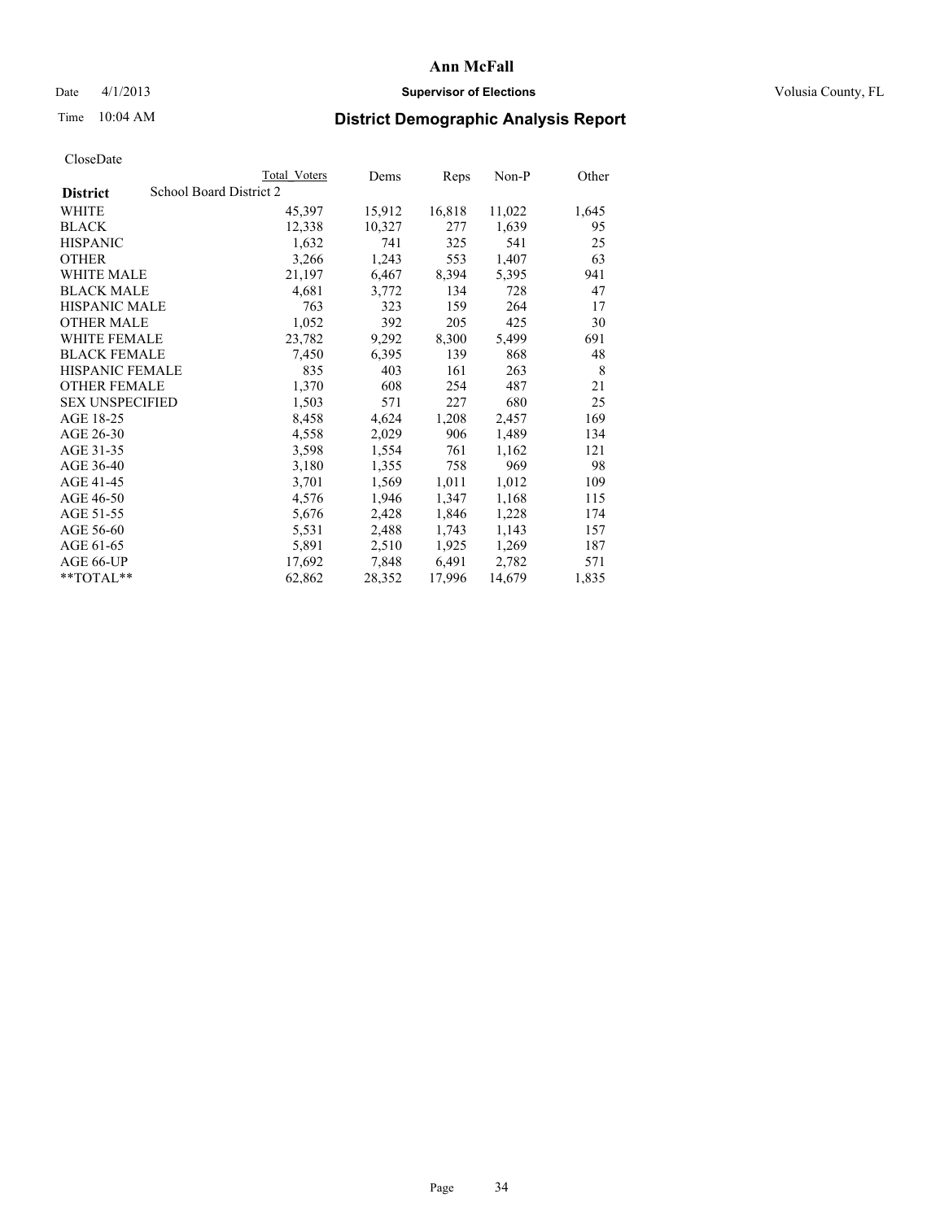# Ann McFall

Date 4/1/2013 **Supervisor of Elections** Volusia County, FL

Time 10:04 AM

## District Demographic Analysis Report

CloseDate

| **District** | School Board District 2 | Total Voters | Dems | Reps | Non-P | Other |
|---|---|---|---|---|---|---|
| WHITE | | 45,397 | 15,912 | 16,818 | 11,022 | 1,645 |
| BLACK | | 12,338 | 10,327 | 277 | 1,639 | 95 |
| HISPANIC | | 1,632 | 741 | 325 | 541 | 25 |
| OTHER | | 3,266 | 1,243 | 553 | 1,407 | 63 |
| WHITE MALE | | 21,197 | 6,467 | 8,394 | 5,395 | 941 |
| BLACK MALE | | 4,681 | 3,772 | 134 | 728 | 47 |
| HISPANIC MALE | | 763 | 323 | 159 | 264 | 17 |
| OTHER MALE | | 1,052 | 392 | 205 | 425 | 30 |
| WHITE FEMALE | | 23,782 | 9,292 | 8,300 | 5,499 | 691 |
| BLACK FEMALE | | 7,450 | 6,395 | 139 | 868 | 48 |
| HISPANIC FEMALE | | 835 | 403 | 161 | 263 | 8 |
| OTHER FEMALE | | 1,370 | 608 | 254 | 487 | 21 |
| SEX UNSPECIFIED | | 1,503 | 571 | 227 | 680 | 25 |
| AGE 18-25 | | 8,458 | 4,624 | 1,208 | 2,457 | 169 |
| AGE 26-30 | | 4,558 | 2,029 | 906 | 1,489 | 134 |
| AGE 31-35 | | 3,598 | 1,554 | 761 | 1,162 | 121 |
| AGE 36-40 | | 3,180 | 1,355 | 758 | 969 | 98 |
| AGE 41-45 | | 3,701 | 1,569 | 1,011 | 1,012 | 109 |
| AGE 46-50 | | 4,576 | 1,946 | 1,347 | 1,168 | 115 |
| AGE 51-55 | | 5,676 | 2,428 | 1,846 | 1,228 | 174 |
| AGE 56-60 | | 5,531 | 2,488 | 1,743 | 1,143 | 157 |
| AGE 61-65 | | 5,891 | 2,510 | 1,925 | 1,269 | 187 |
| AGE 66-UP | | 17,692 | 7,848 | 6,491 | 2,782 | 571 |
| **TOTAL** | | 62,862 | 28,352 | 17,996 | 14,679 | 1,835 |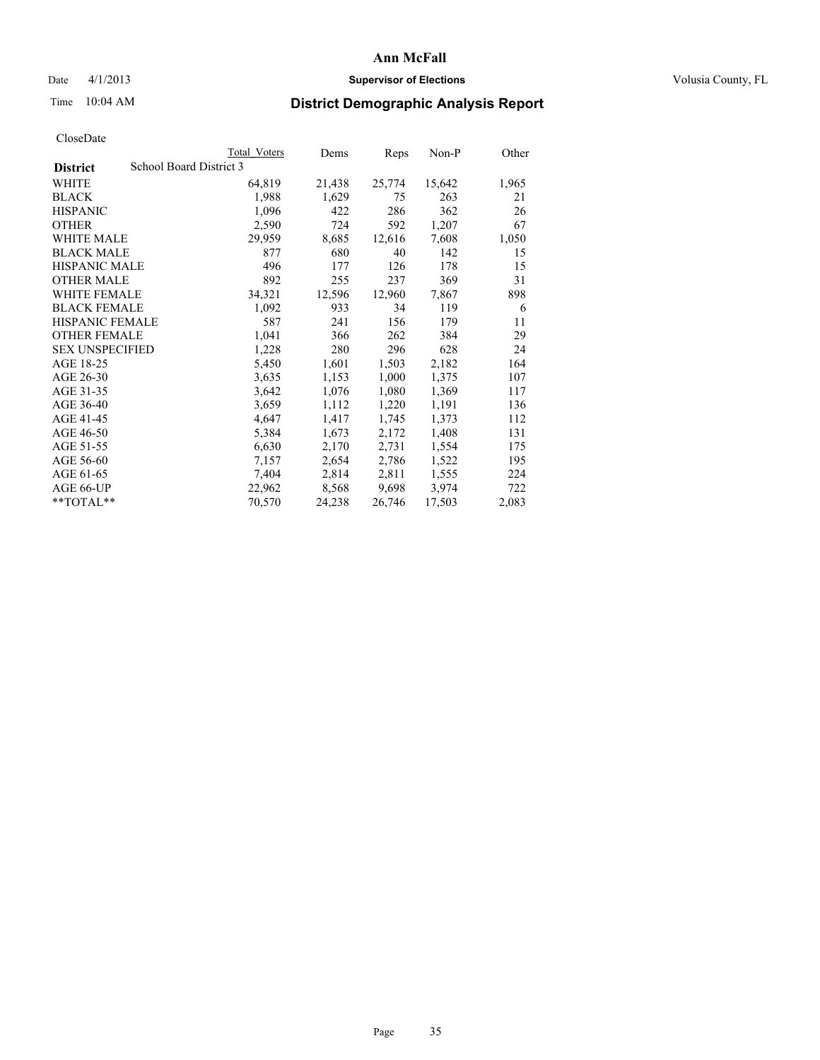# Ann McFall

Date 4/1/2013 **Supervisor of Elections** Volusia County, FL

Time 10:04 AM **District Demographic Analysis Report**

CloseDate

| | Total Voters | Dems | Reps | Non-P | Other |
|---|---|---|---|---|---|
| **District** School Board District 3 | | | | | |
| WHITE | 64,819 | 21,438 | 25,774 | 15,642 | 1,965 |
| BLACK | 1,988 | 1,629 | 75 | 263 | 21 |
| HISPANIC | 1,096 | 422 | 286 | 362 | 26 |
| OTHER | 2,590 | 724 | 592 | 1,207 | 67 |
| WHITE MALE | 29,959 | 8,685 | 12,616 | 7,608 | 1,050 |
| BLACK MALE | 877 | 680 | 40 | 142 | 15 |
| HISPANIC MALE | 496 | 177 | 126 | 178 | 15 |
| OTHER MALE | 892 | 255 | 237 | 369 | 31 |
| WHITE FEMALE | 34,321 | 12,596 | 12,960 | 7,867 | 898 |
| BLACK FEMALE | 1,092 | 933 | 34 | 119 | 6 |
| HISPANIC FEMALE | 587 | 241 | 156 | 179 | 11 |
| OTHER FEMALE | 1,041 | 366 | 262 | 384 | 29 |
| SEX UNSPECIFIED | 1,228 | 280 | 296 | 628 | 24 |
| AGE 18-25 | 5,450 | 1,601 | 1,503 | 2,182 | 164 |
| AGE 26-30 | 3,635 | 1,153 | 1,000 | 1,375 | 107 |
| AGE 31-35 | 3,642 | 1,076 | 1,080 | 1,369 | 117 |
| AGE 36-40 | 3,659 | 1,112 | 1,220 | 1,191 | 136 |
| AGE 41-45 | 4,647 | 1,417 | 1,745 | 1,373 | 112 |
| AGE 46-50 | 5,384 | 1,673 | 2,172 | 1,408 | 131 |
| AGE 51-55 | 6,630 | 2,170 | 2,731 | 1,554 | 175 |
| AGE 56-60 | 7,157 | 2,654 | 2,786 | 1,522 | 195 |
| AGE 61-65 | 7,404 | 2,814 | 2,811 | 1,555 | 224 |
| AGE 66-UP | 22,962 | 8,568 | 9,698 | 3,974 | 722 |
| **TOTAL** | 70,570 | 24,238 | 26,746 | 17,503 | 2,083 |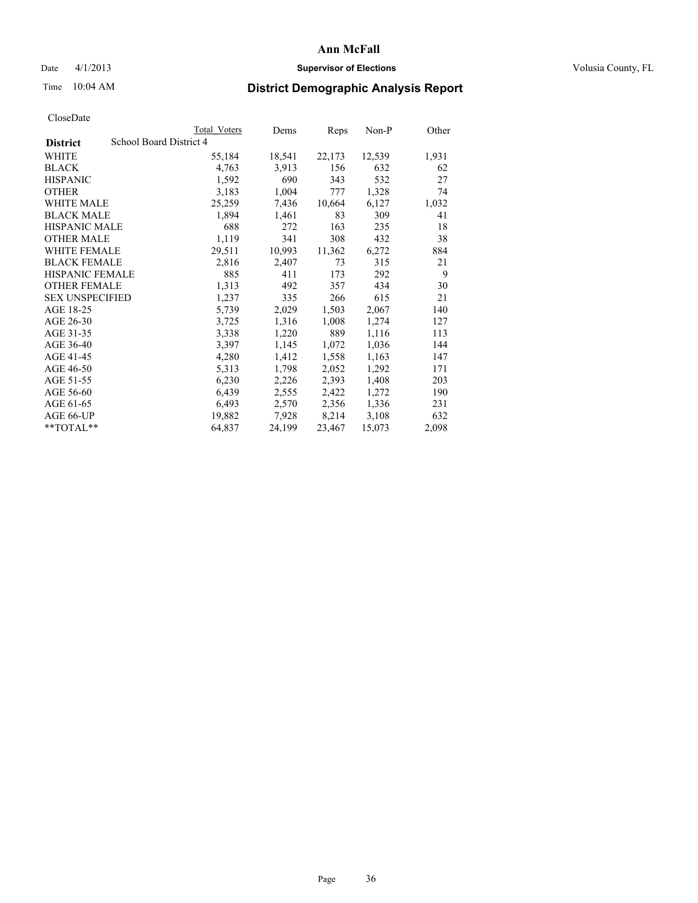# Ann McFall

Date 4/1/2013 **Supervisor of Elections** Volusia County, FL

Time 10:04 AM **District Demographic Analysis Report**

CloseDate

| | Total Voters | Dems | Reps | Non-P | Other |
|---|---|---|---|---|---|
| **District** School Board District 4 | | | | | |
| WHITE | 55,184 | 18,541 | 22,173 | 12,539 | 1,931 |
| BLACK | 4,763 | 3,913 | 156 | 632 | 62 |
| HISPANIC | 1,592 | 690 | 343 | 532 | 27 |
| OTHER | 3,183 | 1,004 | 777 | 1,328 | 74 |
| WHITE MALE | 25,259 | 7,436 | 10,664 | 6,127 | 1,032 |
| BLACK MALE | 1,894 | 1,461 | 83 | 309 | 41 |
| HISPANIC MALE | 688 | 272 | 163 | 235 | 18 |
| OTHER MALE | 1,119 | 341 | 308 | 432 | 38 |
| WHITE FEMALE | 29,511 | 10,993 | 11,362 | 6,272 | 884 |
| BLACK FEMALE | 2,816 | 2,407 | 73 | 315 | 21 |
| HISPANIC FEMALE | 885 | 411 | 173 | 292 | 9 |
| OTHER FEMALE | 1,313 | 492 | 357 | 434 | 30 |
| SEX UNSPECIFIED | 1,237 | 335 | 266 | 615 | 21 |
| AGE 18-25 | 5,739 | 2,029 | 1,503 | 2,067 | 140 |
| AGE 26-30 | 3,725 | 1,316 | 1,008 | 1,274 | 127 |
| AGE 31-35 | 3,338 | 1,220 | 889 | 1,116 | 113 |
| AGE 36-40 | 3,397 | 1,145 | 1,072 | 1,036 | 144 |
| AGE 41-45 | 4,280 | 1,412 | 1,558 | 1,163 | 147 |
| AGE 46-50 | 5,313 | 1,798 | 2,052 | 1,292 | 171 |
| AGE 51-55 | 6,230 | 2,226 | 2,393 | 1,408 | 203 |
| AGE 56-60 | 6,439 | 2,555 | 2,422 | 1,272 | 190 |
| AGE 61-65 | 6,493 | 2,570 | 2,356 | 1,336 | 231 |
| AGE 66-UP | 19,882 | 7,928 | 8,214 | 3,108 | 632 |
| **TOTAL** | 64,837 | 24,199 | 23,467 | 15,073 | 2,098 |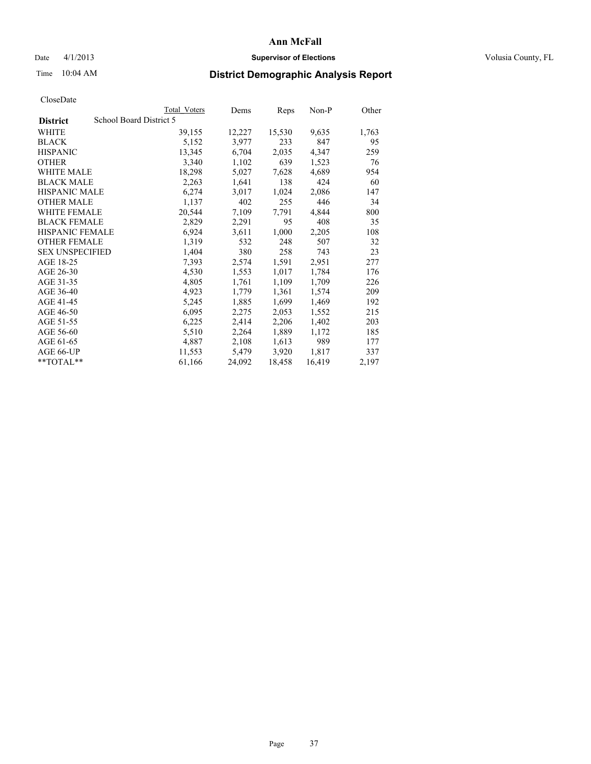**Ann McFall**

Date 4/1/2013 **Supervisor of Elections** Volusia County, FL

Time 10:04 AM

## District Demographic Analysis Report

CloseDate

| District | Total Voters | Dems | Reps | Non-P | Other |
|---|---|---|---|---|---|
| School Board District 5 | | | | | |
| WHITE | 39,155 | 12,227 | 15,530 | 9,635 | 1,763 |
| BLACK | 5,152 | 3,977 | 233 | 847 | 95 |
| HISPANIC | 13,345 | 6,704 | 2,035 | 4,347 | 259 |
| OTHER | 3,340 | 1,102 | 639 | 1,523 | 76 |
| WHITE MALE | 18,298 | 5,027 | 7,628 | 4,689 | 954 |
| BLACK MALE | 2,263 | 1,641 | 138 | 424 | 60 |
| HISPANIC MALE | 6,274 | 3,017 | 1,024 | 2,086 | 147 |
| OTHER MALE | 1,137 | 402 | 255 | 446 | 34 |
| WHITE FEMALE | 20,544 | 7,109 | 7,791 | 4,844 | 800 |
| BLACK FEMALE | 2,829 | 2,291 | 95 | 408 | 35 |
| HISPANIC FEMALE | 6,924 | 3,611 | 1,000 | 2,205 | 108 |
| OTHER FEMALE | 1,319 | 532 | 248 | 507 | 32 |
| SEX UNSPECIFIED | 1,404 | 380 | 258 | 743 | 23 |
| AGE 18-25 | 7,393 | 2,574 | 1,591 | 2,951 | 277 |
| AGE 26-30 | 4,530 | 1,553 | 1,017 | 1,784 | 176 |
| AGE 31-35 | 4,805 | 1,761 | 1,109 | 1,709 | 226 |
| AGE 36-40 | 4,923 | 1,779 | 1,361 | 1,574 | 209 |
| AGE 41-45 | 5,245 | 1,885 | 1,699 | 1,469 | 192 |
| AGE 46-50 | 6,095 | 2,275 | 2,053 | 1,552 | 215 |
| AGE 51-55 | 6,225 | 2,414 | 2,206 | 1,402 | 203 |
| AGE 56-60 | 5,510 | 2,264 | 1,889 | 1,172 | 185 |
| AGE 61-65 | 4,887 | 2,108 | 1,613 | 989 | 177 |
| AGE 66-UP | 11,553 | 5,479 | 3,920 | 1,817 | 337 |
| **TOTAL** | 61,166 | 24,092 | 18,458 | 16,419 | 2,197 |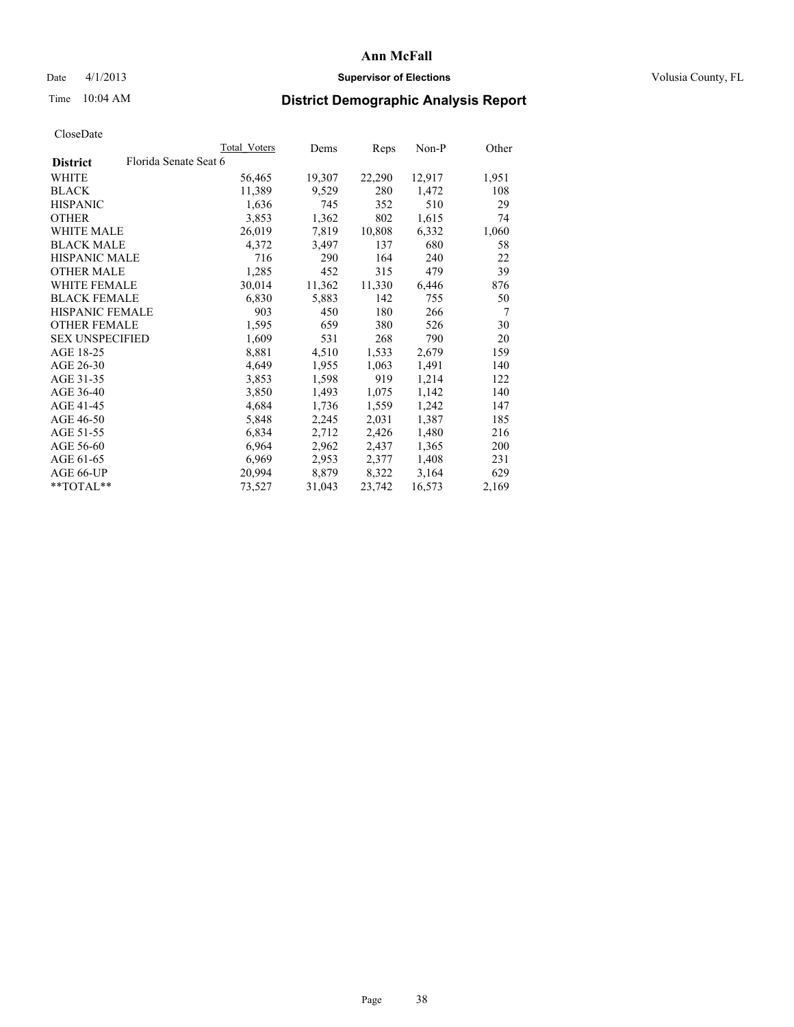# Ann McFall

Date 4/1/2013 **Supervisor of Elections** Volusia County, FL

Time 10:04 AM

## District Demographic Analysis Report

CloseDate

| | Total Voters | Dems | Reps | Non-P | Other |
|---|---|---|---|---|---|
| **District** Florida Senate Seat 6 | | | | | |
| WHITE | 56,465 | 19,307 | 22,290 | 12,917 | 1,951 |
| BLACK | 11,389 | 9,529 | 280 | 1,472 | 108 |
| HISPANIC | 1,636 | 745 | 352 | 510 | 29 |
| OTHER | 3,853 | 1,362 | 802 | 1,615 | 74 |
| WHITE MALE | 26,019 | 7,819 | 10,808 | 6,332 | 1,060 |
| BLACK MALE | 4,372 | 3,497 | 137 | 680 | 58 |
| HISPANIC MALE | 716 | 290 | 164 | 240 | 22 |
| OTHER MALE | 1,285 | 452 | 315 | 479 | 39 |
| WHITE FEMALE | 30,014 | 11,362 | 11,330 | 6,446 | 876 |
| BLACK FEMALE | 6,830 | 5,883 | 142 | 755 | 50 |
| HISPANIC FEMALE | 903 | 450 | 180 | 266 | 7 |
| OTHER FEMALE | 1,595 | 659 | 380 | 526 | 30 |
| SEX UNSPECIFIED | 1,609 | 531 | 268 | 790 | 20 |
| AGE 18-25 | 8,881 | 4,510 | 1,533 | 2,679 | 159 |
| AGE 26-30 | 4,649 | 1,955 | 1,063 | 1,491 | 140 |
| AGE 31-35 | 3,853 | 1,598 | 919 | 1,214 | 122 |
| AGE 36-40 | 3,850 | 1,493 | 1,075 | 1,142 | 140 |
| AGE 41-45 | 4,684 | 1,736 | 1,559 | 1,242 | 147 |
| AGE 46-50 | 5,848 | 2,245 | 2,031 | 1,387 | 185 |
| AGE 51-55 | 6,834 | 2,712 | 2,426 | 1,480 | 216 |
| AGE 56-60 | 6,964 | 2,962 | 2,437 | 1,365 | 200 |
| AGE 61-65 | 6,969 | 2,953 | 2,377 | 1,408 | 231 |
| AGE 66-UP | 20,994 | 8,879 | 8,322 | 3,164 | 629 |
| **TOTAL** | 73,527 | 31,043 | 23,742 | 16,573 | 2,169 |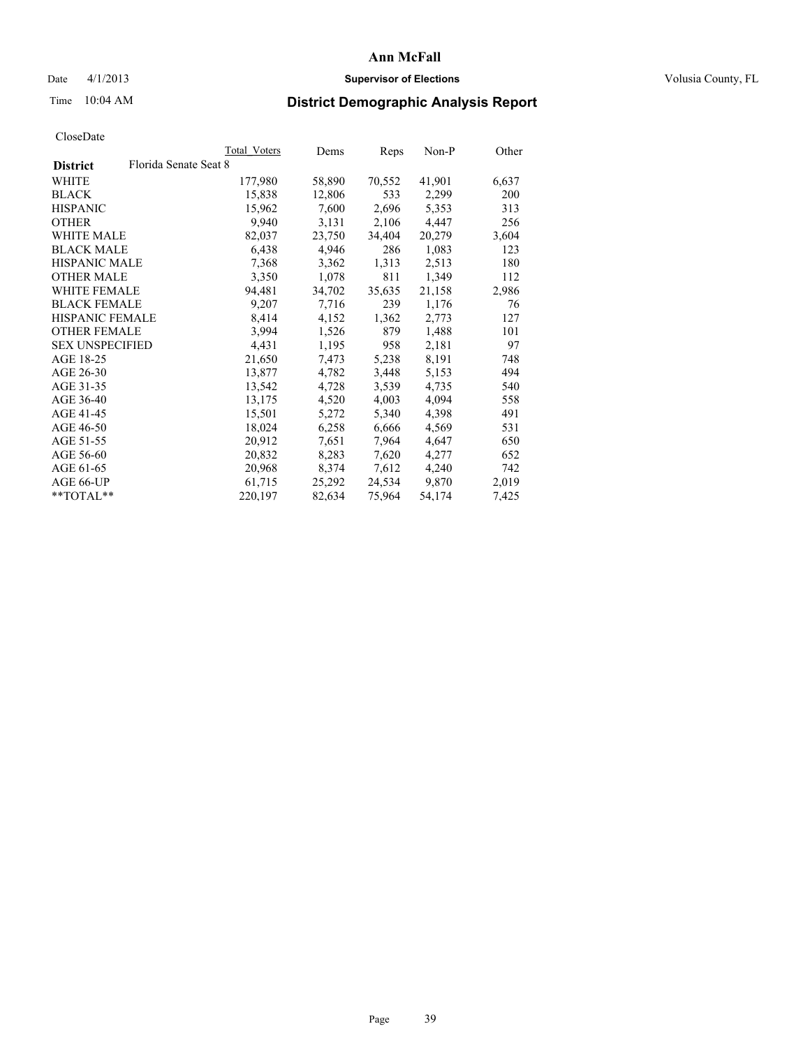**Ann McFall**

Date 4/1/2013 **Supervisor of Elections** Volusia County, FL

Time 10:04 AM

## District Demographic Analysis Report

CloseDate

| | Total Voters | Dems | Reps | Non-P | Other |
|---|---|---|---|---|---|
| **District** Florida Senate Seat 8 | | | | | |
| WHITE | 177,980 | 58,890 | 70,552 | 41,901 | 6,637 |
| BLACK | 15,838 | 12,806 | 533 | 2,299 | 200 |
| HISPANIC | 15,962 | 7,600 | 2,696 | 5,353 | 313 |
| OTHER | 9,940 | 3,131 | 2,106 | 4,447 | 256 |
| WHITE MALE | 82,037 | 23,750 | 34,404 | 20,279 | 3,604 |
| BLACK MALE | 6,438 | 4,946 | 286 | 1,083 | 123 |
| HISPANIC MALE | 7,368 | 3,362 | 1,313 | 2,513 | 180 |
| OTHER MALE | 3,350 | 1,078 | 811 | 1,349 | 112 |
| WHITE FEMALE | 94,481 | 34,702 | 35,635 | 21,158 | 2,986 |
| BLACK FEMALE | 9,207 | 7,716 | 239 | 1,176 | 76 |
| HISPANIC FEMALE | 8,414 | 4,152 | 1,362 | 2,773 | 127 |
| OTHER FEMALE | 3,994 | 1,526 | 879 | 1,488 | 101 |
| SEX UNSPECIFIED | 4,431 | 1,195 | 958 | 2,181 | 97 |
| AGE 18-25 | 21,650 | 7,473 | 5,238 | 8,191 | 748 |
| AGE 26-30 | 13,877 | 4,782 | 3,448 | 5,153 | 494 |
| AGE 31-35 | 13,542 | 4,728 | 3,539 | 4,735 | 540 |
| AGE 36-40 | 13,175 | 4,520 | 4,003 | 4,094 | 558 |
| AGE 41-45 | 15,501 | 5,272 | 5,340 | 4,398 | 491 |
| AGE 46-50 | 18,024 | 6,258 | 6,666 | 4,569 | 531 |
| AGE 51-55 | 20,912 | 7,651 | 7,964 | 4,647 | 650 |
| AGE 56-60 | 20,832 | 8,283 | 7,620 | 4,277 | 652 |
| AGE 61-65 | 20,968 | 8,374 | 7,612 | 4,240 | 742 |
| AGE 66-UP | 61,715 | 25,292 | 24,534 | 9,870 | 2,019 |
| **TOTAL** | 220,197 | 82,634 | 75,964 | 54,174 | 7,425 |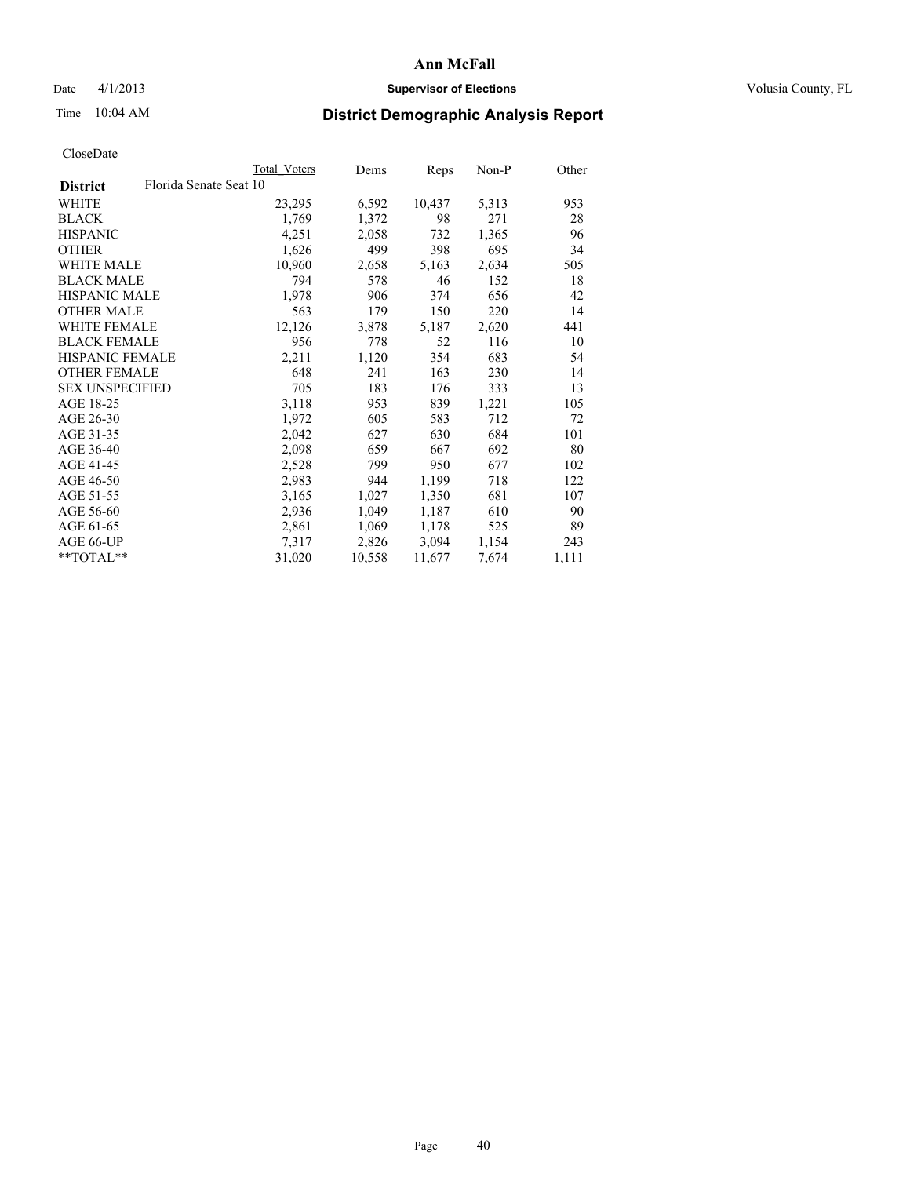# Ann McFall

Date 4/1/2013 **Supervisor of Elections** Volusia County, FL

Time 10:04 AM **District Demographic Analysis Report**

CloseDate

| **District** Florida Senate Seat 10 | Total Voters | Dems | Reps | Non-P | Other |
|---|---|---|---|---|---|
| WHITE | 23,295 | 6,592 | 10,437 | 5,313 | 953 |
| BLACK | 1,769 | 1,372 | 98 | 271 | 28 |
| HISPANIC | 4,251 | 2,058 | 732 | 1,365 | 96 |
| OTHER | 1,626 | 499 | 398 | 695 | 34 |
| WHITE MALE | 10,960 | 2,658 | 5,163 | 2,634 | 505 |
| BLACK MALE | 794 | 578 | 46 | 152 | 18 |
| HISPANIC MALE | 1,978 | 906 | 374 | 656 | 42 |
| OTHER MALE | 563 | 179 | 150 | 220 | 14 |
| WHITE FEMALE | 12,126 | 3,878 | 5,187 | 2,620 | 441 |
| BLACK FEMALE | 956 | 778 | 52 | 116 | 10 |
| HISPANIC FEMALE | 2,211 | 1,120 | 354 | 683 | 54 |
| OTHER FEMALE | 648 | 241 | 163 | 230 | 14 |
| SEX UNSPECIFIED | 705 | 183 | 176 | 333 | 13 |
| AGE 18-25 | 3,118 | 953 | 839 | 1,221 | 105 |
| AGE 26-30 | 1,972 | 605 | 583 | 712 | 72 |
| AGE 31-35 | 2,042 | 627 | 630 | 684 | 101 |
| AGE 36-40 | 2,098 | 659 | 667 | 692 | 80 |
| AGE 41-45 | 2,528 | 799 | 950 | 677 | 102 |
| AGE 46-50 | 2,983 | 944 | 1,199 | 718 | 122 |
| AGE 51-55 | 3,165 | 1,027 | 1,350 | 681 | 107 |
| AGE 56-60 | 2,936 | 1,049 | 1,187 | 610 | 90 |
| AGE 61-65 | 2,861 | 1,069 | 1,178 | 525 | 89 |
| AGE 66-UP | 7,317 | 2,826 | 3,094 | 1,154 | 243 |
| **TOTAL** | 31,020 | 10,558 | 11,677 | 7,674 | 1,111 |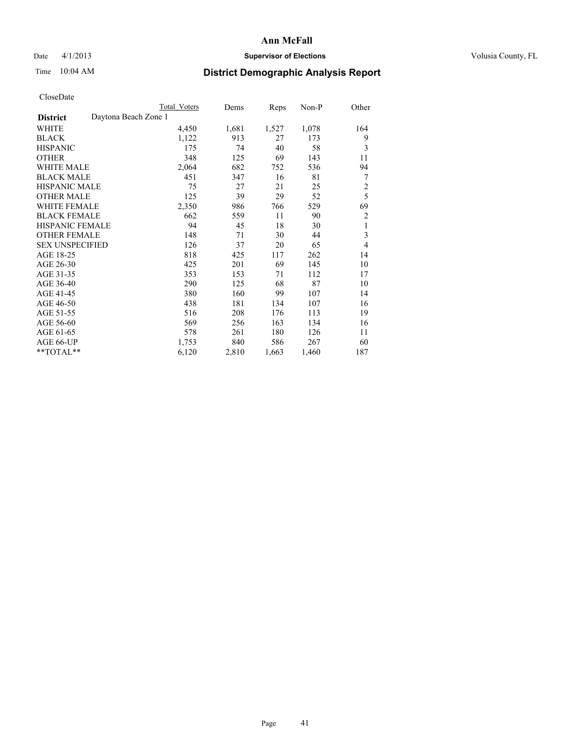# Ann McFall

Date 4/1/2013 **Supervisor of Elections** Volusia County, FL

Time 10:04 AM **District Demographic Analysis Report**

CloseDate

| | Total Voters | Dems | Reps | Non-P | Other |
|---|---|---|---|---|---|
| **District** Daytona Beach Zone 1 | | | | | |
| WHITE | 4,450 | 1,681 | 1,527 | 1,078 | 164 |
| BLACK | 1,122 | 913 | 27 | 173 | 9 |
| HISPANIC | 175 | 74 | 40 | 58 | 3 |
| OTHER | 348 | 125 | 69 | 143 | 11 |
| WHITE MALE | 2,064 | 682 | 752 | 536 | 94 |
| BLACK MALE | 451 | 347 | 16 | 81 | 7 |
| HISPANIC MALE | 75 | 27 | 21 | 25 | 2 |
| OTHER MALE | 125 | 39 | 29 | 52 | 5 |
| WHITE FEMALE | 2,350 | 986 | 766 | 529 | 69 |
| BLACK FEMALE | 662 | 559 | 11 | 90 | 2 |
| HISPANIC FEMALE | 94 | 45 | 18 | 30 | 1 |
| OTHER FEMALE | 148 | 71 | 30 | 44 | 3 |
| SEX UNSPECIFIED | 126 | 37 | 20 | 65 | 4 |
| AGE 18-25 | 818 | 425 | 117 | 262 | 14 |
| AGE 26-30 | 425 | 201 | 69 | 145 | 10 |
| AGE 31-35 | 353 | 153 | 71 | 112 | 17 |
| AGE 36-40 | 290 | 125 | 68 | 87 | 10 |
| AGE 41-45 | 380 | 160 | 99 | 107 | 14 |
| AGE 46-50 | 438 | 181 | 134 | 107 | 16 |
| AGE 51-55 | 516 | 208 | 176 | 113 | 19 |
| AGE 56-60 | 569 | 256 | 163 | 134 | 16 |
| AGE 61-65 | 578 | 261 | 180 | 126 | 11 |
| AGE 66-UP | 1,753 | 840 | 586 | 267 | 60 |
| **TOTAL** | 6,120 | 2,810 | 1,663 | 1,460 | 187 |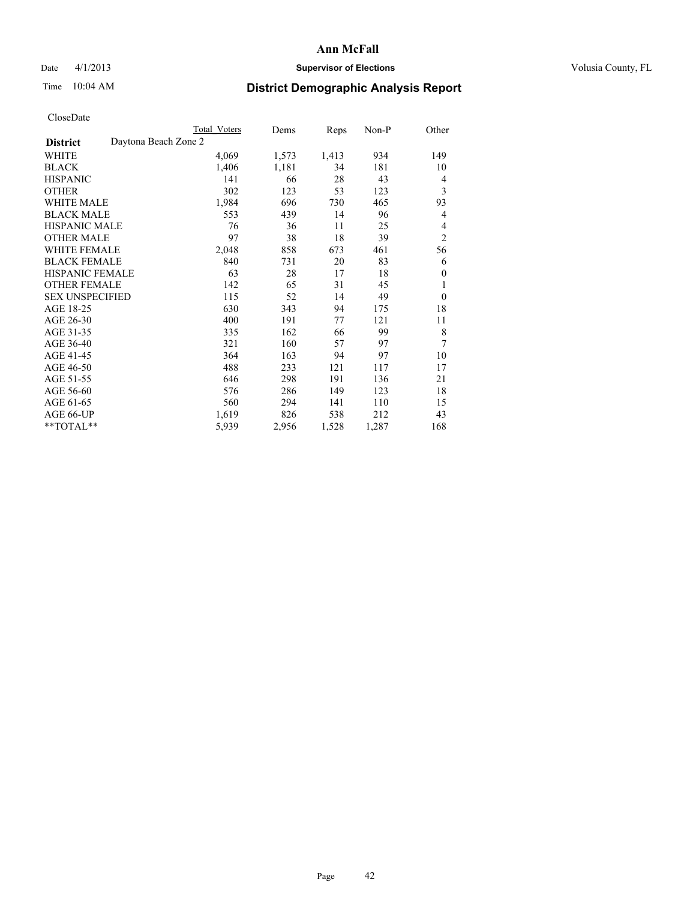# Ann McFall

Date 4/1/2013 **Supervisor of Elections** Volusia County, FL

Time 10:04 AM **District Demographic Analysis Report**

CloseDate

| | Total Voters | Dems | Reps | Non-P | Other |
|---|---|---|---|---|---|
| **District** Daytona Beach Zone 2 | | | | | |
| WHITE | 4,069 | 1,573 | 1,413 | 934 | 149 |
| BLACK | 1,406 | 1,181 | 34 | 181 | 10 |
| HISPANIC | 141 | 66 | 28 | 43 | 4 |
| OTHER | 302 | 123 | 53 | 123 | 3 |
| WHITE MALE | 1,984 | 696 | 730 | 465 | 93 |
| BLACK MALE | 553 | 439 | 14 | 96 | 4 |
| HISPANIC MALE | 76 | 36 | 11 | 25 | 4 |
| OTHER MALE | 97 | 38 | 18 | 39 | 2 |
| WHITE FEMALE | 2,048 | 858 | 673 | 461 | 56 |
| BLACK FEMALE | 840 | 731 | 20 | 83 | 6 |
| HISPANIC FEMALE | 63 | 28 | 17 | 18 | 0 |
| OTHER FEMALE | 142 | 65 | 31 | 45 | 1 |
| SEX UNSPECIFIED | 115 | 52 | 14 | 49 | 0 |
| AGE 18-25 | 630 | 343 | 94 | 175 | 18 |
| AGE 26-30 | 400 | 191 | 77 | 121 | 11 |
| AGE 31-35 | 335 | 162 | 66 | 99 | 8 |
| AGE 36-40 | 321 | 160 | 57 | 97 | 7 |
| AGE 41-45 | 364 | 163 | 94 | 97 | 10 |
| AGE 46-50 | 488 | 233 | 121 | 117 | 17 |
| AGE 51-55 | 646 | 298 | 191 | 136 | 21 |
| AGE 56-60 | 576 | 286 | 149 | 123 | 18 |
| AGE 61-65 | 560 | 294 | 141 | 110 | 15 |
| AGE 66-UP | 1,619 | 826 | 538 | 212 | 43 |
| **TOTAL** | 5,939 | 2,956 | 1,528 | 1,287 | 168 |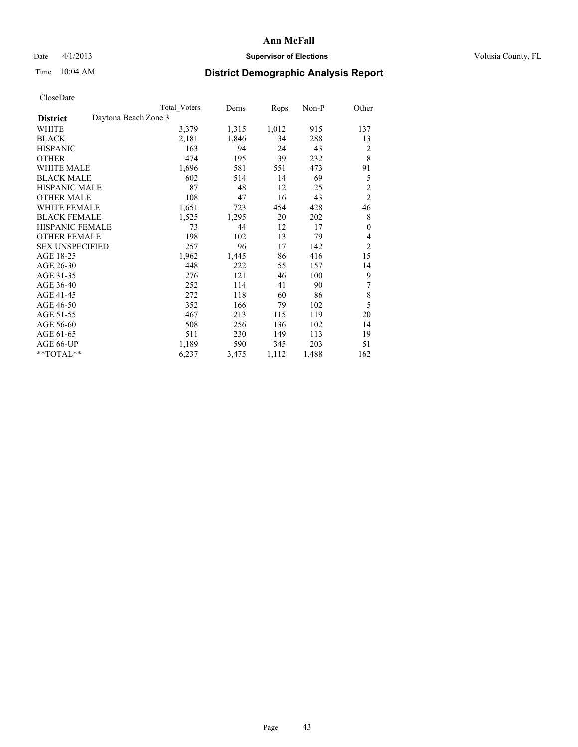# Ann McFall

Date 4/1/2013 **Supervisor of Elections** Volusia County, FL

Time 10:04 AM **District Demographic Analysis Report**

CloseDate

| | Total Voters | Dems | Reps | Non-P | Other |
|---|---|---|---|---|---|
| **District** Daytona Beach Zone 3 | | | | | |
| WHITE | 3,379 | 1,315 | 1,012 | 915 | 137 |
| BLACK | 2,181 | 1,846 | 34 | 288 | 13 |
| HISPANIC | 163 | 94 | 24 | 43 | 2 |
| OTHER | 474 | 195 | 39 | 232 | 8 |
| WHITE MALE | 1,696 | 581 | 551 | 473 | 91 |
| BLACK MALE | 602 | 514 | 14 | 69 | 5 |
| HISPANIC MALE | 87 | 48 | 12 | 25 | 2 |
| OTHER MALE | 108 | 47 | 16 | 43 | 2 |
| WHITE FEMALE | 1,651 | 723 | 454 | 428 | 46 |
| BLACK FEMALE | 1,525 | 1,295 | 20 | 202 | 8 |
| HISPANIC FEMALE | 73 | 44 | 12 | 17 | 0 |
| OTHER FEMALE | 198 | 102 | 13 | 79 | 4 |
| SEX UNSPECIFIED | 257 | 96 | 17 | 142 | 2 |
| AGE 18-25 | 1,962 | 1,445 | 86 | 416 | 15 |
| AGE 26-30 | 448 | 222 | 55 | 157 | 14 |
| AGE 31-35 | 276 | 121 | 46 | 100 | 9 |
| AGE 36-40 | 252 | 114 | 41 | 90 | 7 |
| AGE 41-45 | 272 | 118 | 60 | 86 | 8 |
| AGE 46-50 | 352 | 166 | 79 | 102 | 5 |
| AGE 51-55 | 467 | 213 | 115 | 119 | 20 |
| AGE 56-60 | 508 | 256 | 136 | 102 | 14 |
| AGE 61-65 | 511 | 230 | 149 | 113 | 19 |
| AGE 66-UP | 1,189 | 590 | 345 | 203 | 51 |
| **TOTAL** | 6,237 | 3,475 | 1,112 | 1,488 | 162 |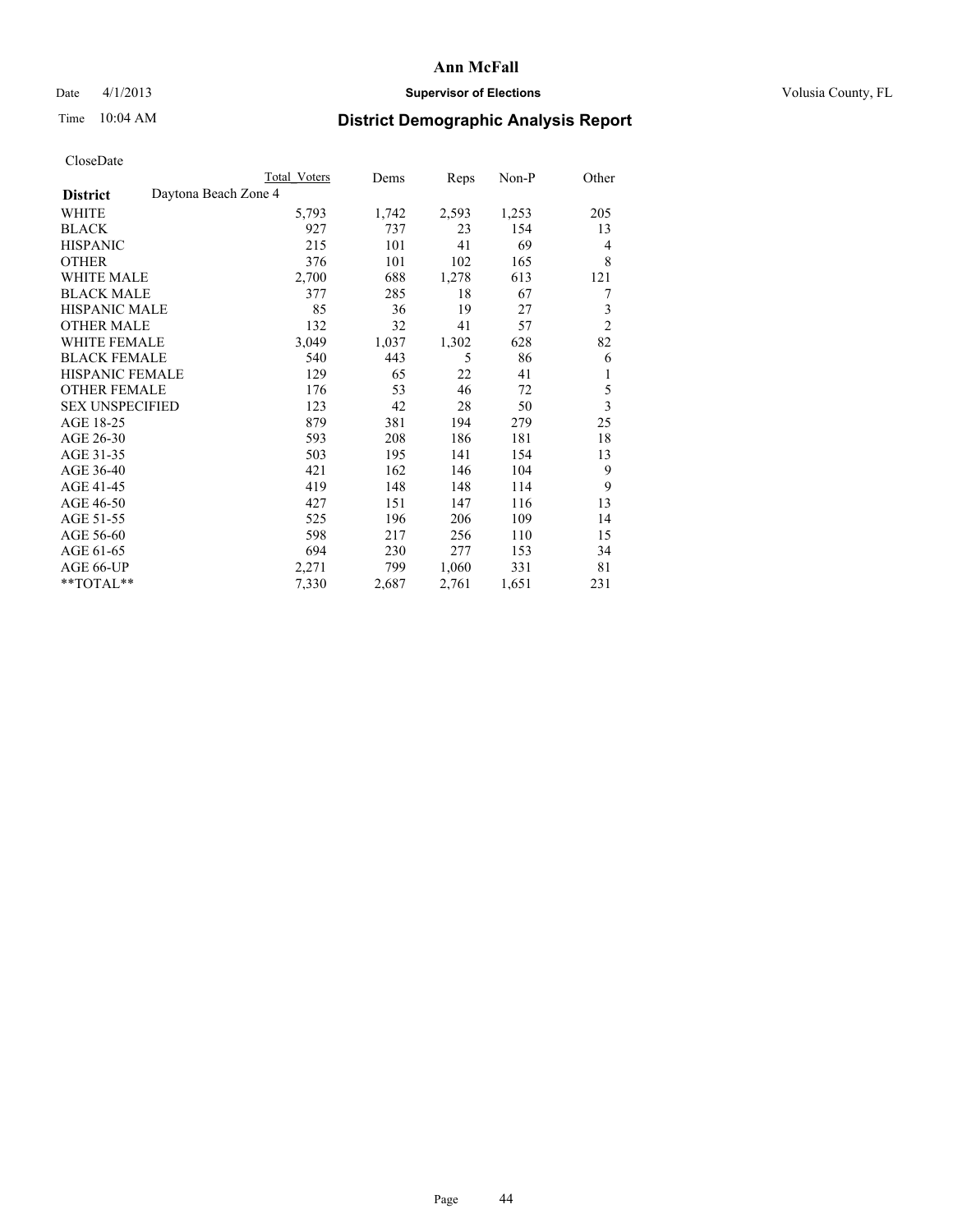# Ann McFall

Date 4/1/2013 **Supervisor of Elections** Volusia County, FL

Time 10:04 AM **District Demographic Analysis Report**

CloseDate

| | Total Voters | Dems | Reps | Non-P | Other |
|---|---|---|---|---|---|
| **District** Daytona Beach Zone 4 | | | | | |
| WHITE | 5,793 | 1,742 | 2,593 | 1,253 | 205 |
| BLACK | 927 | 737 | 23 | 154 | 13 |
| HISPANIC | 215 | 101 | 41 | 69 | 4 |
| OTHER | 376 | 101 | 102 | 165 | 8 |
| WHITE MALE | 2,700 | 688 | 1,278 | 613 | 121 |
| BLACK MALE | 377 | 285 | 18 | 67 | 7 |
| HISPANIC MALE | 85 | 36 | 19 | 27 | 3 |
| OTHER MALE | 132 | 32 | 41 | 57 | 2 |
| WHITE FEMALE | 3,049 | 1,037 | 1,302 | 628 | 82 |
| BLACK FEMALE | 540 | 443 | 5 | 86 | 6 |
| HISPANIC FEMALE | 129 | 65 | 22 | 41 | 1 |
| OTHER FEMALE | 176 | 53 | 46 | 72 | 5 |
| SEX UNSPECIFIED | 123 | 42 | 28 | 50 | 3 |
| AGE 18-25 | 879 | 381 | 194 | 279 | 25 |
| AGE 26-30 | 593 | 208 | 186 | 181 | 18 |
| AGE 31-35 | 503 | 195 | 141 | 154 | 13 |
| AGE 36-40 | 421 | 162 | 146 | 104 | 9 |
| AGE 41-45 | 419 | 148 | 148 | 114 | 9 |
| AGE 46-50 | 427 | 151 | 147 | 116 | 13 |
| AGE 51-55 | 525 | 196 | 206 | 109 | 14 |
| AGE 56-60 | 598 | 217 | 256 | 110 | 15 |
| AGE 61-65 | 694 | 230 | 277 | 153 | 34 |
| AGE 66-UP | 2,271 | 799 | 1,060 | 331 | 81 |
| **TOTAL** | 7,330 | 2,687 | 2,761 | 1,651 | 231 |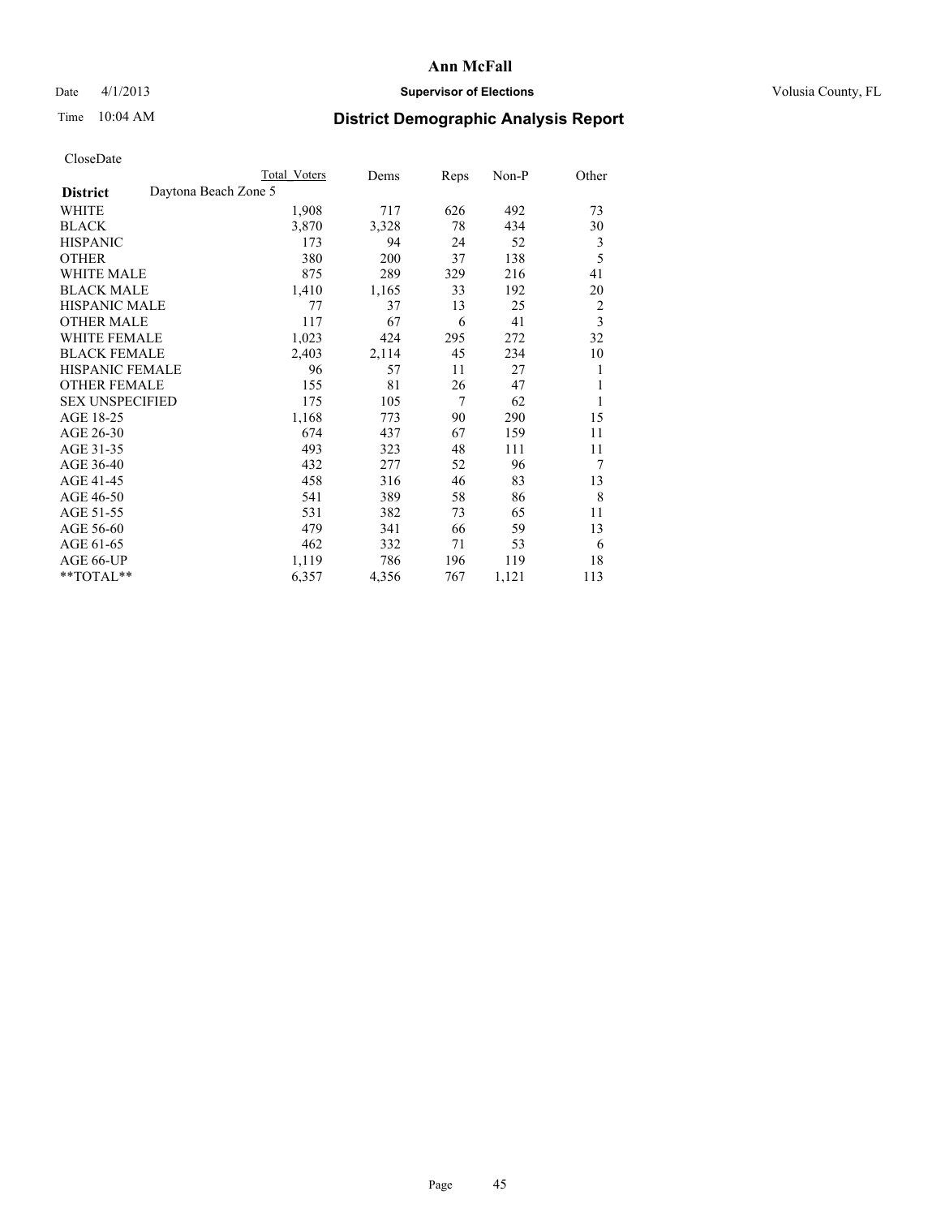**Ann McFall**

Date 4/1/2013 **Supervisor of Elections** Volusia County, FL

Time 10:04 AM **District Demographic Analysis Report**

CloseDate

| | Total Voters | Dems | Reps | Non-P | Other |
|---|---|---|---|---|---|
| **District** Daytona Beach Zone 5 | | | | | |
| WHITE | 1,908 | 717 | 626 | 492 | 73 |
| BLACK | 3,870 | 3,328 | 78 | 434 | 30 |
| HISPANIC | 173 | 94 | 24 | 52 | 3 |
| OTHER | 380 | 200 | 37 | 138 | 5 |
| WHITE MALE | 875 | 289 | 329 | 216 | 41 |
| BLACK MALE | 1,410 | 1,165 | 33 | 192 | 20 |
| HISPANIC MALE | 77 | 37 | 13 | 25 | 2 |
| OTHER MALE | 117 | 67 | 6 | 41 | 3 |
| WHITE FEMALE | 1,023 | 424 | 295 | 272 | 32 |
| BLACK FEMALE | 2,403 | 2,114 | 45 | 234 | 10 |
| HISPANIC FEMALE | 96 | 57 | 11 | 27 | 1 |
| OTHER FEMALE | 155 | 81 | 26 | 47 | 1 |
| SEX UNSPECIFIED | 175 | 105 | 7 | 62 | 1 |
| AGE 18-25 | 1,168 | 773 | 90 | 290 | 15 |
| AGE 26-30 | 674 | 437 | 67 | 159 | 11 |
| AGE 31-35 | 493 | 323 | 48 | 111 | 11 |
| AGE 36-40 | 432 | 277 | 52 | 96 | 7 |
| AGE 41-45 | 458 | 316 | 46 | 83 | 13 |
| AGE 46-50 | 541 | 389 | 58 | 86 | 8 |
| AGE 51-55 | 531 | 382 | 73 | 65 | 11 |
| AGE 56-60 | 479 | 341 | 66 | 59 | 13 |
| AGE 61-65 | 462 | 332 | 71 | 53 | 6 |
| AGE 66-UP | 1,119 | 786 | 196 | 119 | 18 |
| **TOTAL** | 6,357 | 4,356 | 767 | 1,121 | 113 |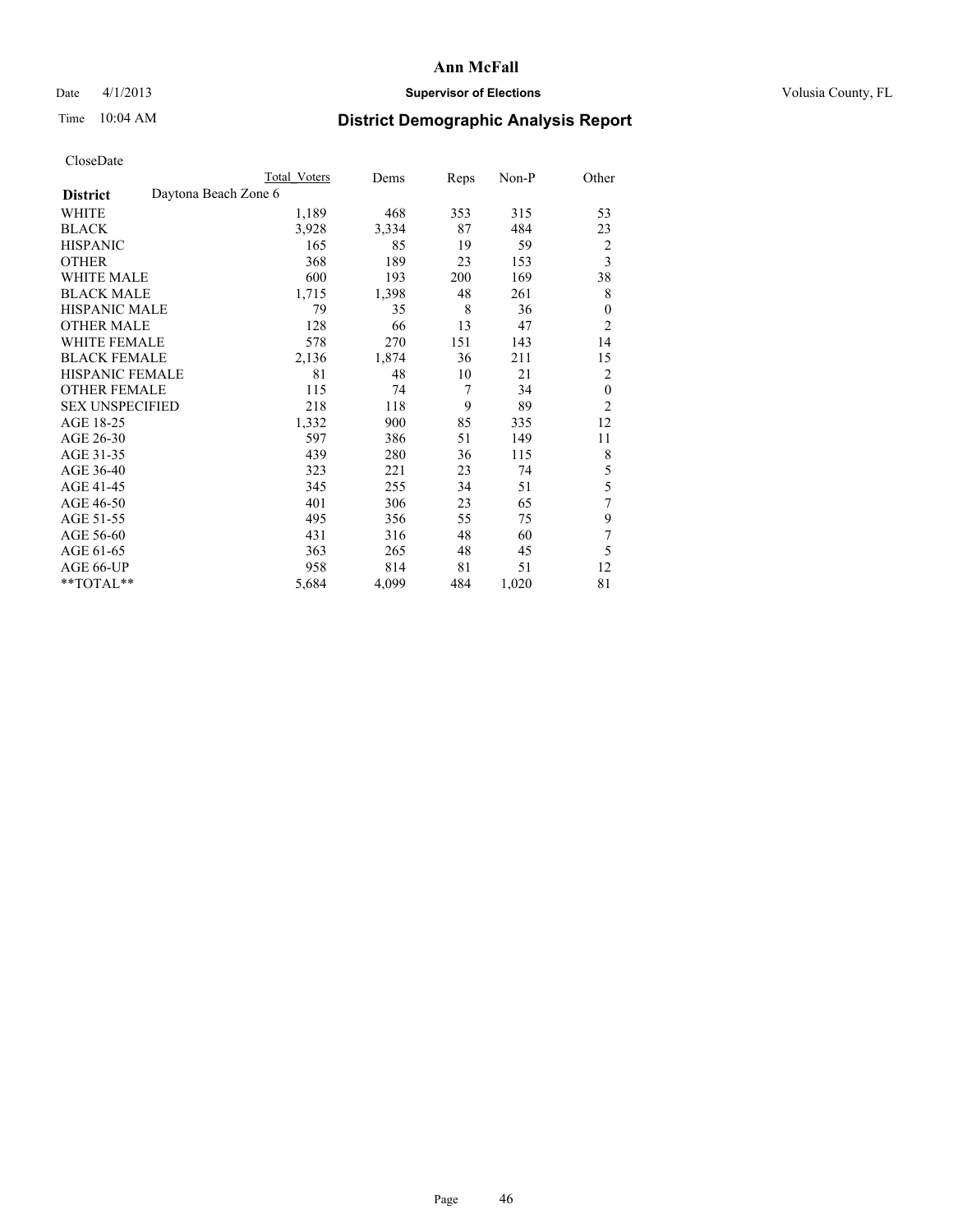**Ann McFall**

Date 4/1/2013 **Supervisor of Elections** Volusia County, FL

Time 10:04 AM **District Demographic Analysis Report**

CloseDate

| District | Daytona Beach Zone 6 | Total Voters | Dems | Reps | Non-P | Other |
|---|---|---|---|---|---|---|
| WHITE | | 1,189 | 468 | 353 | 315 | 53 |
| BLACK | | 3,928 | 3,334 | 87 | 484 | 23 |
| HISPANIC | | 165 | 85 | 19 | 59 | 2 |
| OTHER | | 368 | 189 | 23 | 153 | 3 |
| WHITE MALE | | 600 | 193 | 200 | 169 | 38 |
| BLACK MALE | | 1,715 | 1,398 | 48 | 261 | 8 |
| HISPANIC MALE | | 79 | 35 | 8 | 36 | 0 |
| OTHER MALE | | 128 | 66 | 13 | 47 | 2 |
| WHITE FEMALE | | 578 | 270 | 151 | 143 | 14 |
| BLACK FEMALE | | 2,136 | 1,874 | 36 | 211 | 15 |
| HISPANIC FEMALE | | 81 | 48 | 10 | 21 | 2 |
| OTHER FEMALE | | 115 | 74 | 7 | 34 | 0 |
| SEX UNSPECIFIED | | 218 | 118 | 9 | 89 | 2 |
| AGE 18-25 | | 1,332 | 900 | 85 | 335 | 12 |
| AGE 26-30 | | 597 | 386 | 51 | 149 | 11 |
| AGE 31-35 | | 439 | 280 | 36 | 115 | 8 |
| AGE 36-40 | | 323 | 221 | 23 | 74 | 5 |
| AGE 41-45 | | 345 | 255 | 34 | 51 | 5 |
| AGE 46-50 | | 401 | 306 | 23 | 65 | 7 |
| AGE 51-55 | | 495 | 356 | 55 | 75 | 9 |
| AGE 56-60 | | 431 | 316 | 48 | 60 | 7 |
| AGE 61-65 | | 363 | 265 | 48 | 45 | 5 |
| AGE 66-UP | | 958 | 814 | 81 | 51 | 12 |
| **TOTAL** | | 5,684 | 4,099 | 484 | 1,020 | 81 |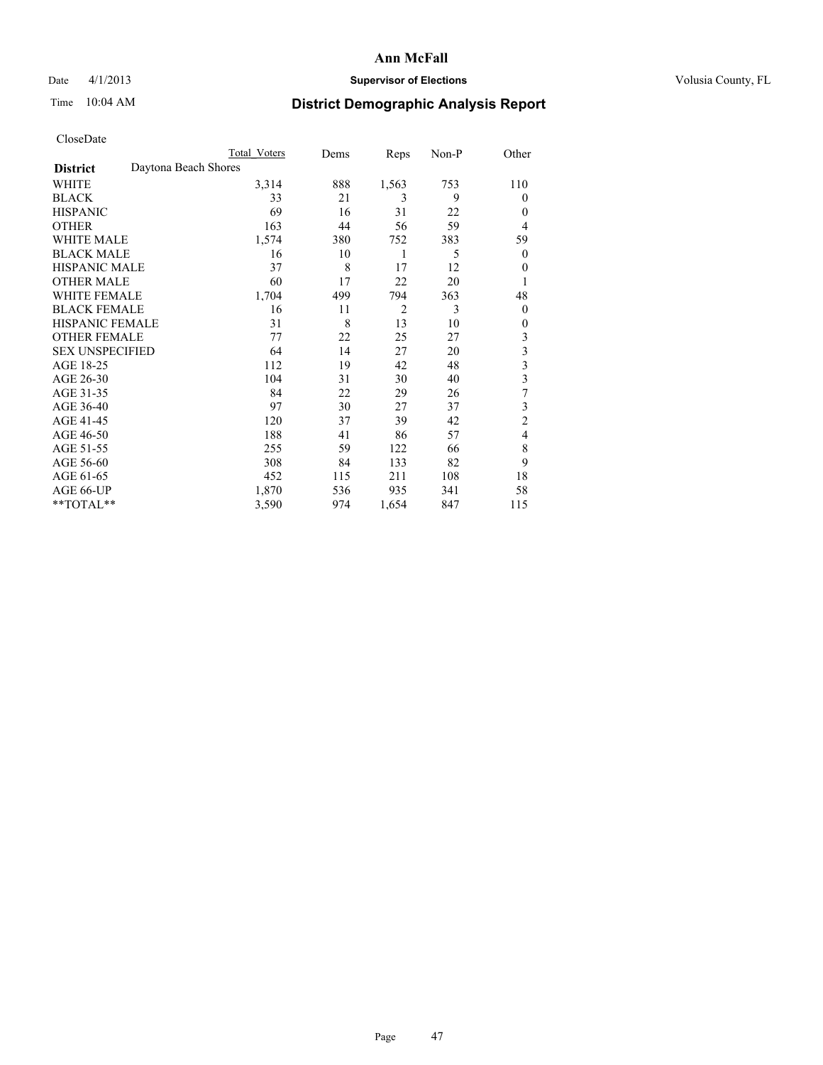# Ann McFall

Date 4/1/2013 **Supervisor of Elections** Volusia County, FL

Time 10:04 AM **District Demographic Analysis Report**

CloseDate

| | Total Voters | Dems | Reps | Non-P | Other |
|---|---|---|---|---|---|
| **District** Daytona Beach Shores | | | | | |
| WHITE | 3,314 | 888 | 1,563 | 753 | 110 |
| BLACK | 33 | 21 | 3 | 9 | 0 |
| HISPANIC | 69 | 16 | 31 | 22 | 0 |
| OTHER | 163 | 44 | 56 | 59 | 4 |
| WHITE MALE | 1,574 | 380 | 752 | 383 | 59 |
| BLACK MALE | 16 | 10 | 1 | 5 | 0 |
| HISPANIC MALE | 37 | 8 | 17 | 12 | 0 |
| OTHER MALE | 60 | 17 | 22 | 20 | 1 |
| WHITE FEMALE | 1,704 | 499 | 794 | 363 | 48 |
| BLACK FEMALE | 16 | 11 | 2 | 3 | 0 |
| HISPANIC FEMALE | 31 | 8 | 13 | 10 | 0 |
| OTHER FEMALE | 77 | 22 | 25 | 27 | 3 |
| SEX UNSPECIFIED | 64 | 14 | 27 | 20 | 3 |
| AGE 18-25 | 112 | 19 | 42 | 48 | 3 |
| AGE 26-30 | 104 | 31 | 30 | 40 | 3 |
| AGE 31-35 | 84 | 22 | 29 | 26 | 7 |
| AGE 36-40 | 97 | 30 | 27 | 37 | 3 |
| AGE 41-45 | 120 | 37 | 39 | 42 | 2 |
| AGE 46-50 | 188 | 41 | 86 | 57 | 4 |
| AGE 51-55 | 255 | 59 | 122 | 66 | 8 |
| AGE 56-60 | 308 | 84 | 133 | 82 | 9 |
| AGE 61-65 | 452 | 115 | 211 | 108 | 18 |
| AGE 66-UP | 1,870 | 536 | 935 | 341 | 58 |
| **TOTAL** | 3,590 | 974 | 1,654 | 847 | 115 |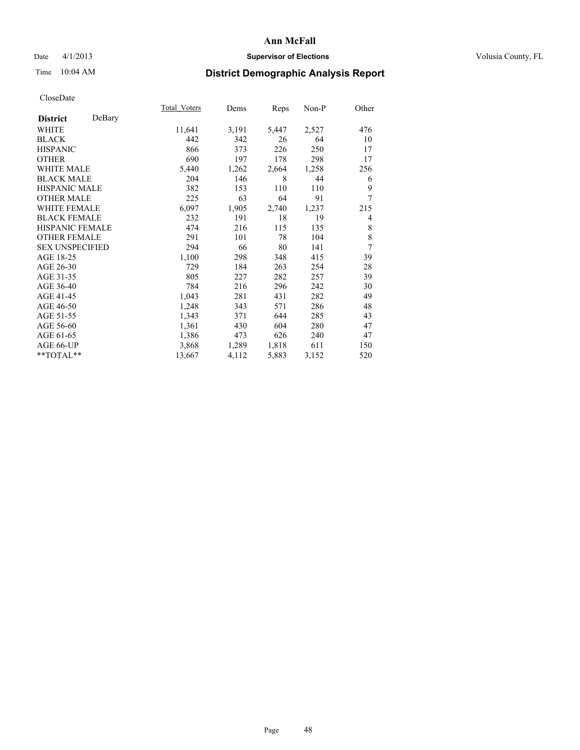# Ann McFall

Date 4/1/2013 **Supervisor of Elections** Volusia County, FL

Time 10:04 AM **District Demographic Analysis Report**

CloseDate

| **District** DeBary | Total_Voters | Dems | Reps | Non-P | Other |
|---|---|---|---|---|---|
| WHITE | 11,641 | 3,191 | 5,447 | 2,527 | 476 |
| BLACK | 442 | 342 | 26 | 64 | 10 |
| HISPANIC | 866 | 373 | 226 | 250 | 17 |
| OTHER | 690 | 197 | 178 | 298 | 17 |
| WHITE MALE | 5,440 | 1,262 | 2,664 | 1,258 | 256 |
| BLACK MALE | 204 | 146 | 8 | 44 | 6 |
| HISPANIC MALE | 382 | 153 | 110 | 110 | 9 |
| OTHER MALE | 225 | 63 | 64 | 91 | 7 |
| WHITE FEMALE | 6,097 | 1,905 | 2,740 | 1,237 | 215 |
| BLACK FEMALE | 232 | 191 | 18 | 19 | 4 |
| HISPANIC FEMALE | 474 | 216 | 115 | 135 | 8 |
| OTHER FEMALE | 291 | 101 | 78 | 104 | 8 |
| SEX UNSPECIFIED | 294 | 66 | 80 | 141 | 7 |
| AGE 18-25 | 1,100 | 298 | 348 | 415 | 39 |
| AGE 26-30 | 729 | 184 | 263 | 254 | 28 |
| AGE 31-35 | 805 | 227 | 282 | 257 | 39 |
| AGE 36-40 | 784 | 216 | 296 | 242 | 30 |
| AGE 41-45 | 1,043 | 281 | 431 | 282 | 49 |
| AGE 46-50 | 1,248 | 343 | 571 | 286 | 48 |
| AGE 51-55 | 1,343 | 371 | 644 | 285 | 43 |
| AGE 56-60 | 1,361 | 430 | 604 | 280 | 47 |
| AGE 61-65 | 1,386 | 473 | 626 | 240 | 47 |
| AGE 66-UP | 3,868 | 1,289 | 1,818 | 611 | 150 |
| **TOTAL** | 13,667 | 4,112 | 5,883 | 3,152 | 520 |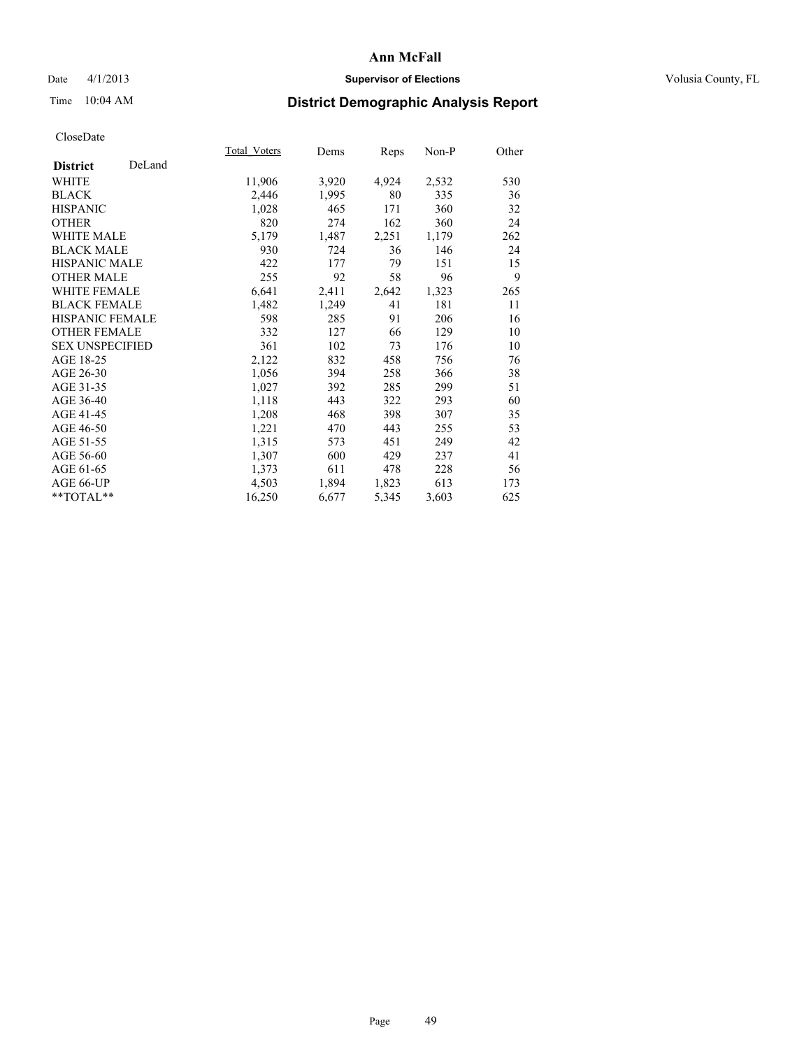**Ann McFall**

Date 4/1/2013 **Supervisor of Elections** Volusia County, FL

Time 10:04 AM

## District Demographic Analysis Report

CloseDate

| **District** DeLand | Total_Voters | Dems | Reps | Non-P | Other |
|---|---|---|---|---|---|
| WHITE | 11,906 | 3,920 | 4,924 | 2,532 | 530 |
| BLACK | 2,446 | 1,995 | 80 | 335 | 36 |
| HISPANIC | 1,028 | 465 | 171 | 360 | 32 |
| OTHER | 820 | 274 | 162 | 360 | 24 |
| WHITE MALE | 5,179 | 1,487 | 2,251 | 1,179 | 262 |
| BLACK MALE | 930 | 724 | 36 | 146 | 24 |
| HISPANIC MALE | 422 | 177 | 79 | 151 | 15 |
| OTHER MALE | 255 | 92 | 58 | 96 | 9 |
| WHITE FEMALE | 6,641 | 2,411 | 2,642 | 1,323 | 265 |
| BLACK FEMALE | 1,482 | 1,249 | 41 | 181 | 11 |
| HISPANIC FEMALE | 598 | 285 | 91 | 206 | 16 |
| OTHER FEMALE | 332 | 127 | 66 | 129 | 10 |
| SEX UNSPECIFIED | 361 | 102 | 73 | 176 | 10 |
| AGE 18-25 | 2,122 | 832 | 458 | 756 | 76 |
| AGE 26-30 | 1,056 | 394 | 258 | 366 | 38 |
| AGE 31-35 | 1,027 | 392 | 285 | 299 | 51 |
| AGE 36-40 | 1,118 | 443 | 322 | 293 | 60 |
| AGE 41-45 | 1,208 | 468 | 398 | 307 | 35 |
| AGE 46-50 | 1,221 | 470 | 443 | 255 | 53 |
| AGE 51-55 | 1,315 | 573 | 451 | 249 | 42 |
| AGE 56-60 | 1,307 | 600 | 429 | 237 | 41 |
| AGE 61-65 | 1,373 | 611 | 478 | 228 | 56 |
| AGE 66-UP | 4,503 | 1,894 | 1,823 | 613 | 173 |
| **TOTAL** | 16,250 | 6,677 | 5,345 | 3,603 | 625 |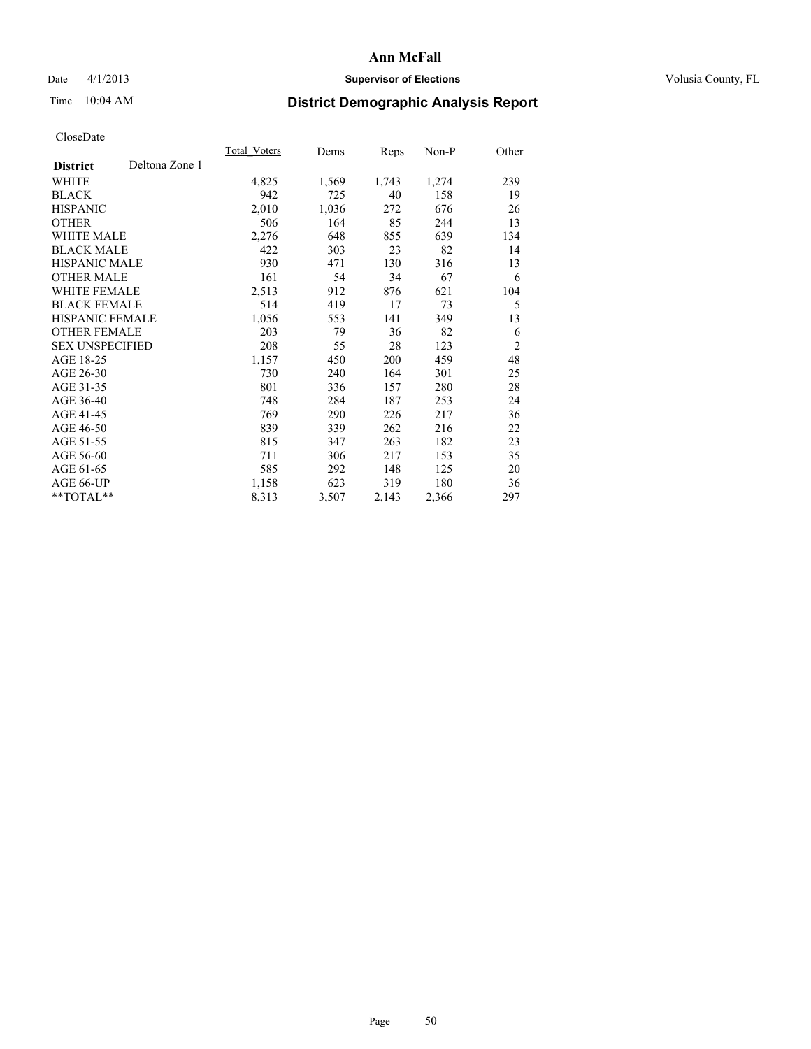**Ann McFall**

Date 4/1/2013 **Supervisor of Elections** Volusia County, FL

Time 10:04 AM **District Demographic Analysis Report**

CloseDate

| **District** Deltona Zone 1 | Total_Voters | Dems | Reps | Non-P | Other |
|---|---|---|---|---|---|
| WHITE | 4,825 | 1,569 | 1,743 | 1,274 | 239 |
| BLACK | 942 | 725 | 40 | 158 | 19 |
| HISPANIC | 2,010 | 1,036 | 272 | 676 | 26 |
| OTHER | 506 | 164 | 85 | 244 | 13 |
| WHITE MALE | 2,276 | 648 | 855 | 639 | 134 |
| BLACK MALE | 422 | 303 | 23 | 82 | 14 |
| HISPANIC MALE | 930 | 471 | 130 | 316 | 13 |
| OTHER MALE | 161 | 54 | 34 | 67 | 6 |
| WHITE FEMALE | 2,513 | 912 | 876 | 621 | 104 |
| BLACK FEMALE | 514 | 419 | 17 | 73 | 5 |
| HISPANIC FEMALE | 1,056 | 553 | 141 | 349 | 13 |
| OTHER FEMALE | 203 | 79 | 36 | 82 | 6 |
| SEX UNSPECIFIED | 208 | 55 | 28 | 123 | 2 |
| AGE 18-25 | 1,157 | 450 | 200 | 459 | 48 |
| AGE 26-30 | 730 | 240 | 164 | 301 | 25 |
| AGE 31-35 | 801 | 336 | 157 | 280 | 28 |
| AGE 36-40 | 748 | 284 | 187 | 253 | 24 |
| AGE 41-45 | 769 | 290 | 226 | 217 | 36 |
| AGE 46-50 | 839 | 339 | 262 | 216 | 22 |
| AGE 51-55 | 815 | 347 | 263 | 182 | 23 |
| AGE 56-60 | 711 | 306 | 217 | 153 | 35 |
| AGE 61-65 | 585 | 292 | 148 | 125 | 20 |
| AGE 66-UP | 1,158 | 623 | 319 | 180 | 36 |
| **TOTAL** | 8,313 | 3,507 | 2,143 | 2,366 | 297 |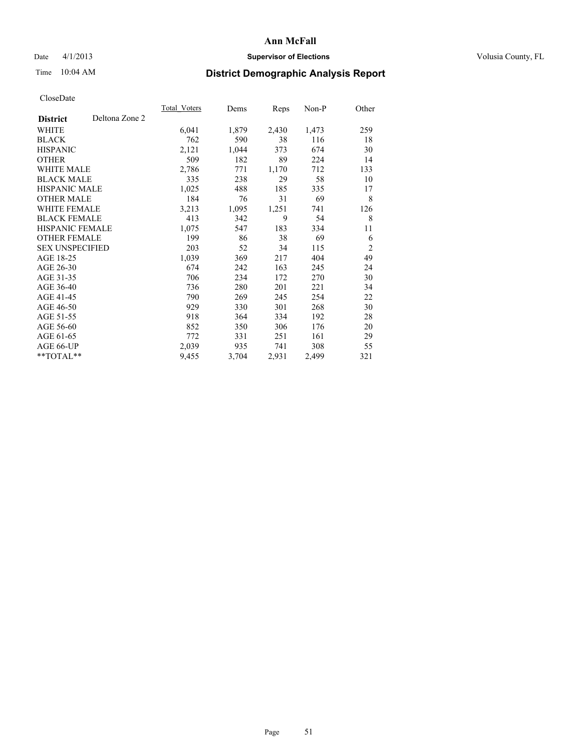# Ann McFall

Date 4/1/2013 **Supervisor of Elections** Volusia County, FL

Time 10:04 AM **District Demographic Analysis Report**

CloseDate

| **District** Deltona Zone 2 | Total_Voters | Dems | Reps | Non-P | Other |
|---|---|---|---|---|---|
| WHITE | 6,041 | 1,879 | 2,430 | 1,473 | 259 |
| BLACK | 762 | 590 | 38 | 116 | 18 |
| HISPANIC | 2,121 | 1,044 | 373 | 674 | 30 |
| OTHER | 509 | 182 | 89 | 224 | 14 |
| WHITE MALE | 2,786 | 771 | 1,170 | 712 | 133 |
| BLACK MALE | 335 | 238 | 29 | 58 | 10 |
| HISPANIC MALE | 1,025 | 488 | 185 | 335 | 17 |
| OTHER MALE | 184 | 76 | 31 | 69 | 8 |
| WHITE FEMALE | 3,213 | 1,095 | 1,251 | 741 | 126 |
| BLACK FEMALE | 413 | 342 | 9 | 54 | 8 |
| HISPANIC FEMALE | 1,075 | 547 | 183 | 334 | 11 |
| OTHER FEMALE | 199 | 86 | 38 | 69 | 6 |
| SEX UNSPECIFIED | 203 | 52 | 34 | 115 | 2 |
| AGE 18-25 | 1,039 | 369 | 217 | 404 | 49 |
| AGE 26-30 | 674 | 242 | 163 | 245 | 24 |
| AGE 31-35 | 706 | 234 | 172 | 270 | 30 |
| AGE 36-40 | 736 | 280 | 201 | 221 | 34 |
| AGE 41-45 | 790 | 269 | 245 | 254 | 22 |
| AGE 46-50 | 929 | 330 | 301 | 268 | 30 |
| AGE 51-55 | 918 | 364 | 334 | 192 | 28 |
| AGE 56-60 | 852 | 350 | 306 | 176 | 20 |
| AGE 61-65 | 772 | 331 | 251 | 161 | 29 |
| AGE 66-UP | 2,039 | 935 | 741 | 308 | 55 |
| **TOTAL** | 9,455 | 3,704 | 2,931 | 2,499 | 321 |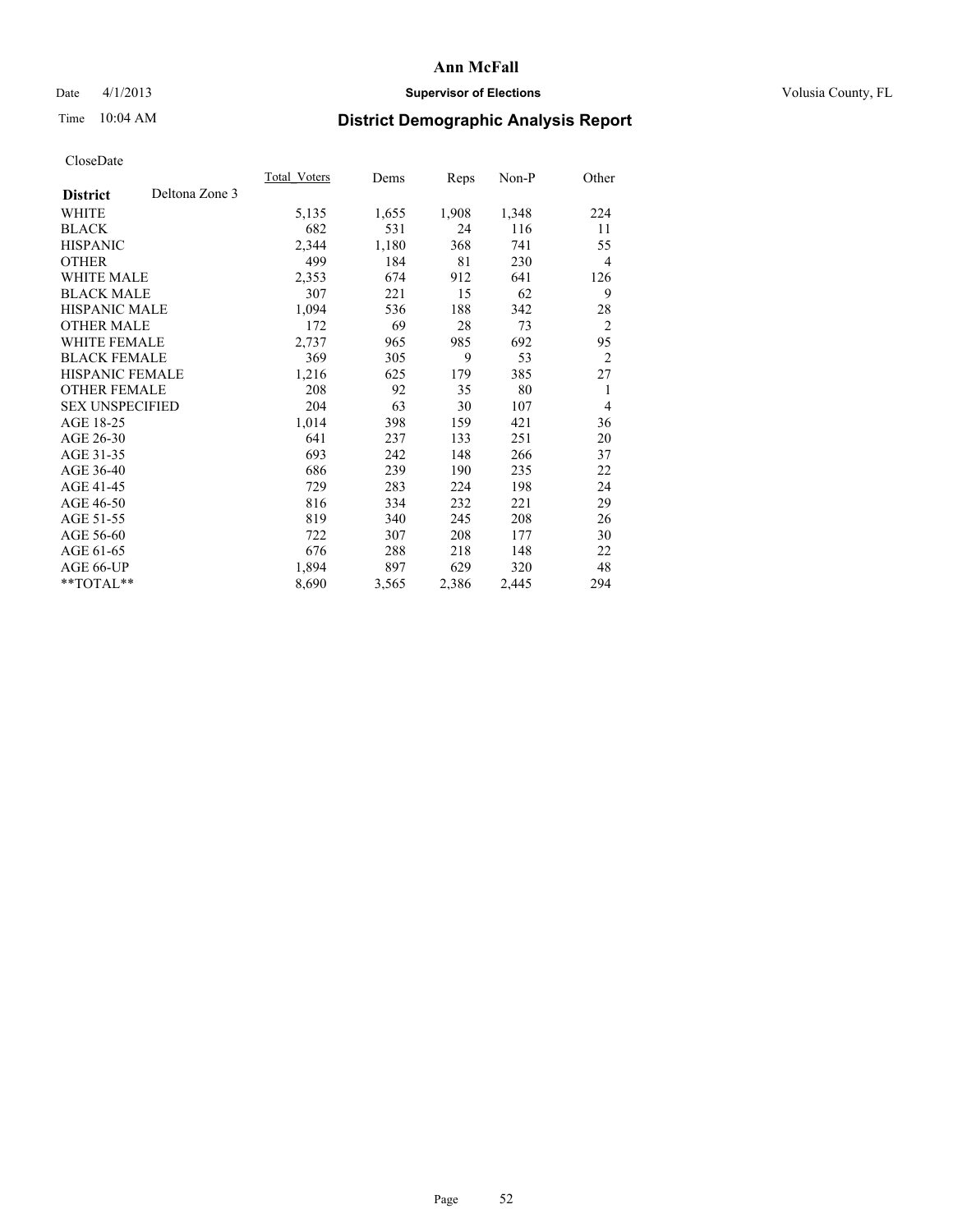**Ann McFall**

Date 4/1/2013 **Supervisor of Elections** Volusia County, FL

Time 10:04 AM

## District Demographic Analysis Report

CloseDate

| | Total_Voters | Dems | Reps | Non-P | Other |
|---|---|---|---|---|---|
| **District** Deltona Zone 3 | | | | | |
| WHITE | 5,135 | 1,655 | 1,908 | 1,348 | 224 |
| BLACK | 682 | 531 | 24 | 116 | 11 |
| HISPANIC | 2,344 | 1,180 | 368 | 741 | 55 |
| OTHER | 499 | 184 | 81 | 230 | 4 |
| WHITE MALE | 2,353 | 674 | 912 | 641 | 126 |
| BLACK MALE | 307 | 221 | 15 | 62 | 9 |
| HISPANIC MALE | 1,094 | 536 | 188 | 342 | 28 |
| OTHER MALE | 172 | 69 | 28 | 73 | 2 |
| WHITE FEMALE | 2,737 | 965 | 985 | 692 | 95 |
| BLACK FEMALE | 369 | 305 | 9 | 53 | 2 |
| HISPANIC FEMALE | 1,216 | 625 | 179 | 385 | 27 |
| OTHER FEMALE | 208 | 92 | 35 | 80 | 1 |
| SEX UNSPECIFIED | 204 | 63 | 30 | 107 | 4 |
| AGE 18-25 | 1,014 | 398 | 159 | 421 | 36 |
| AGE 26-30 | 641 | 237 | 133 | 251 | 20 |
| AGE 31-35 | 693 | 242 | 148 | 266 | 37 |
| AGE 36-40 | 686 | 239 | 190 | 235 | 22 |
| AGE 41-45 | 729 | 283 | 224 | 198 | 24 |
| AGE 46-50 | 816 | 334 | 232 | 221 | 29 |
| AGE 51-55 | 819 | 340 | 245 | 208 | 26 |
| AGE 56-60 | 722 | 307 | 208 | 177 | 30 |
| AGE 61-65 | 676 | 288 | 218 | 148 | 22 |
| AGE 66-UP | 1,894 | 897 | 629 | 320 | 48 |
| **TOTAL** | 8,690 | 3,565 | 2,386 | 2,445 | 294 |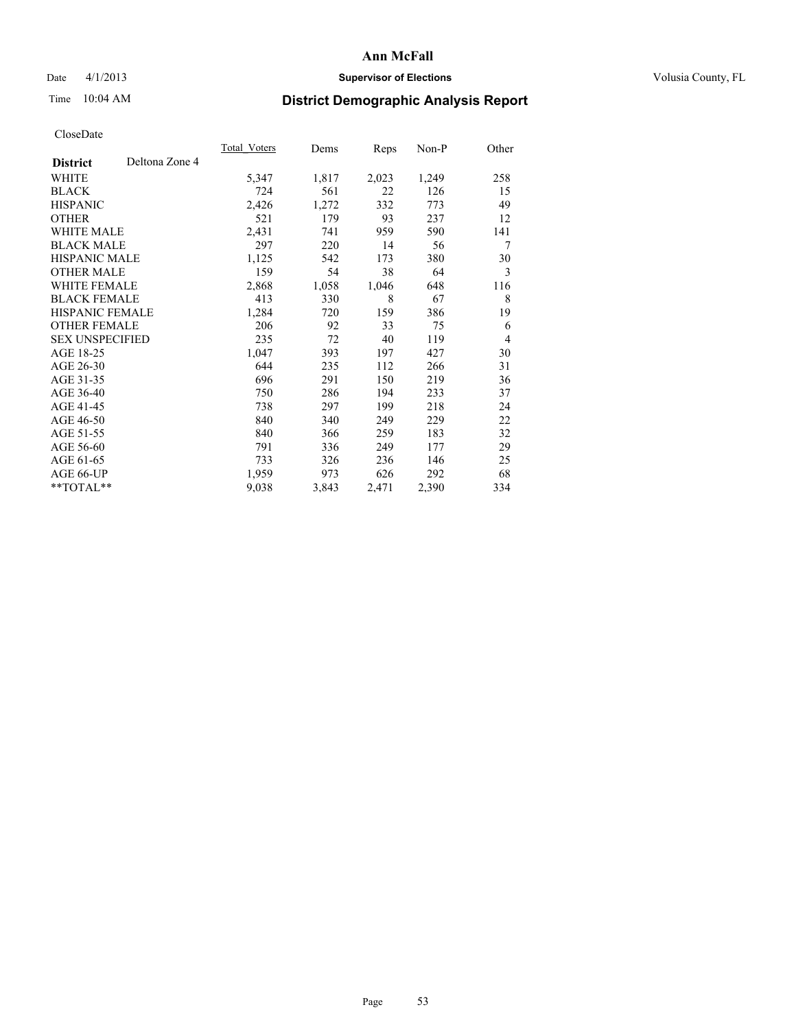# Ann McFall

Date 4/1/2013 **Supervisor of Elections** Volusia County, FL

Time 10:04 AM **District Demographic Analysis Report**

CloseDate

| **District** Deltona Zone 4 | Total_Voters | Dems | Reps | Non-P | Other |
|---|---|---|---|---|---|
| WHITE | 5,347 | 1,817 | 2,023 | 1,249 | 258 |
| BLACK | 724 | 561 | 22 | 126 | 15 |
| HISPANIC | 2,426 | 1,272 | 332 | 773 | 49 |
| OTHER | 521 | 179 | 93 | 237 | 12 |
| WHITE MALE | 2,431 | 741 | 959 | 590 | 141 |
| BLACK MALE | 297 | 220 | 14 | 56 | 7 |
| HISPANIC MALE | 1,125 | 542 | 173 | 380 | 30 |
| OTHER MALE | 159 | 54 | 38 | 64 | 3 |
| WHITE FEMALE | 2,868 | 1,058 | 1,046 | 648 | 116 |
| BLACK FEMALE | 413 | 330 | 8 | 67 | 8 |
| HISPANIC FEMALE | 1,284 | 720 | 159 | 386 | 19 |
| OTHER FEMALE | 206 | 92 | 33 | 75 | 6 |
| SEX UNSPECIFIED | 235 | 72 | 40 | 119 | 4 |
| AGE 18-25 | 1,047 | 393 | 197 | 427 | 30 |
| AGE 26-30 | 644 | 235 | 112 | 266 | 31 |
| AGE 31-35 | 696 | 291 | 150 | 219 | 36 |
| AGE 36-40 | 750 | 286 | 194 | 233 | 37 |
| AGE 41-45 | 738 | 297 | 199 | 218 | 24 |
| AGE 46-50 | 840 | 340 | 249 | 229 | 22 |
| AGE 51-55 | 840 | 366 | 259 | 183 | 32 |
| AGE 56-60 | 791 | 336 | 249 | 177 | 29 |
| AGE 61-65 | 733 | 326 | 236 | 146 | 25 |
| AGE 66-UP | 1,959 | 973 | 626 | 292 | 68 |
| **TOTAL** | 9,038 | 3,843 | 2,471 | 2,390 | 334 |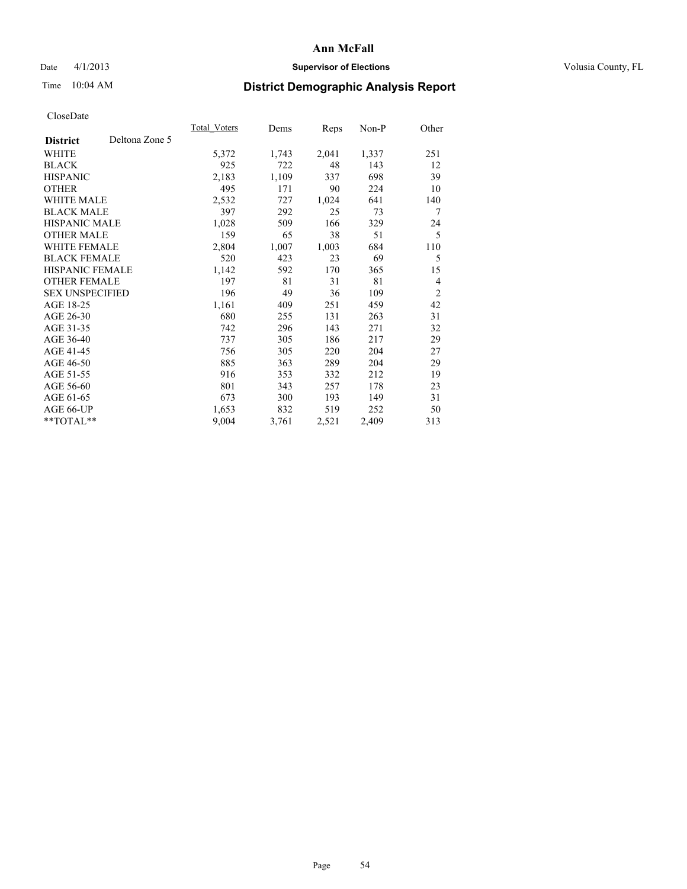# Ann McFall

Date 4/1/2013 **Supervisor of Elections** Volusia County, FL

Time 10:04 AM **District Demographic Analysis Report**

CloseDate

| **District** Deltona Zone 5 | Total_Voters | Dems | Reps | Non-P | Other |
|---|---|---|---|---|---|
| WHITE | 5,372 | 1,743 | 2,041 | 1,337 | 251 |
| BLACK | 925 | 722 | 48 | 143 | 12 |
| HISPANIC | 2,183 | 1,109 | 337 | 698 | 39 |
| OTHER | 495 | 171 | 90 | 224 | 10 |
| WHITE MALE | 2,532 | 727 | 1,024 | 641 | 140 |
| BLACK MALE | 397 | 292 | 25 | 73 | 7 |
| HISPANIC MALE | 1,028 | 509 | 166 | 329 | 24 |
| OTHER MALE | 159 | 65 | 38 | 51 | 5 |
| WHITE FEMALE | 2,804 | 1,007 | 1,003 | 684 | 110 |
| BLACK FEMALE | 520 | 423 | 23 | 69 | 5 |
| HISPANIC FEMALE | 1,142 | 592 | 170 | 365 | 15 |
| OTHER FEMALE | 197 | 81 | 31 | 81 | 4 |
| SEX UNSPECIFIED | 196 | 49 | 36 | 109 | 2 |
| AGE 18-25 | 1,161 | 409 | 251 | 459 | 42 |
| AGE 26-30 | 680 | 255 | 131 | 263 | 31 |
| AGE 31-35 | 742 | 296 | 143 | 271 | 32 |
| AGE 36-40 | 737 | 305 | 186 | 217 | 29 |
| AGE 41-45 | 756 | 305 | 220 | 204 | 27 |
| AGE 46-50 | 885 | 363 | 289 | 204 | 29 |
| AGE 51-55 | 916 | 353 | 332 | 212 | 19 |
| AGE 56-60 | 801 | 343 | 257 | 178 | 23 |
| AGE 61-65 | 673 | 300 | 193 | 149 | 31 |
| AGE 66-UP | 1,653 | 832 | 519 | 252 | 50 |
| **TOTAL** | 9,004 | 3,761 | 2,521 | 2,409 | 313 |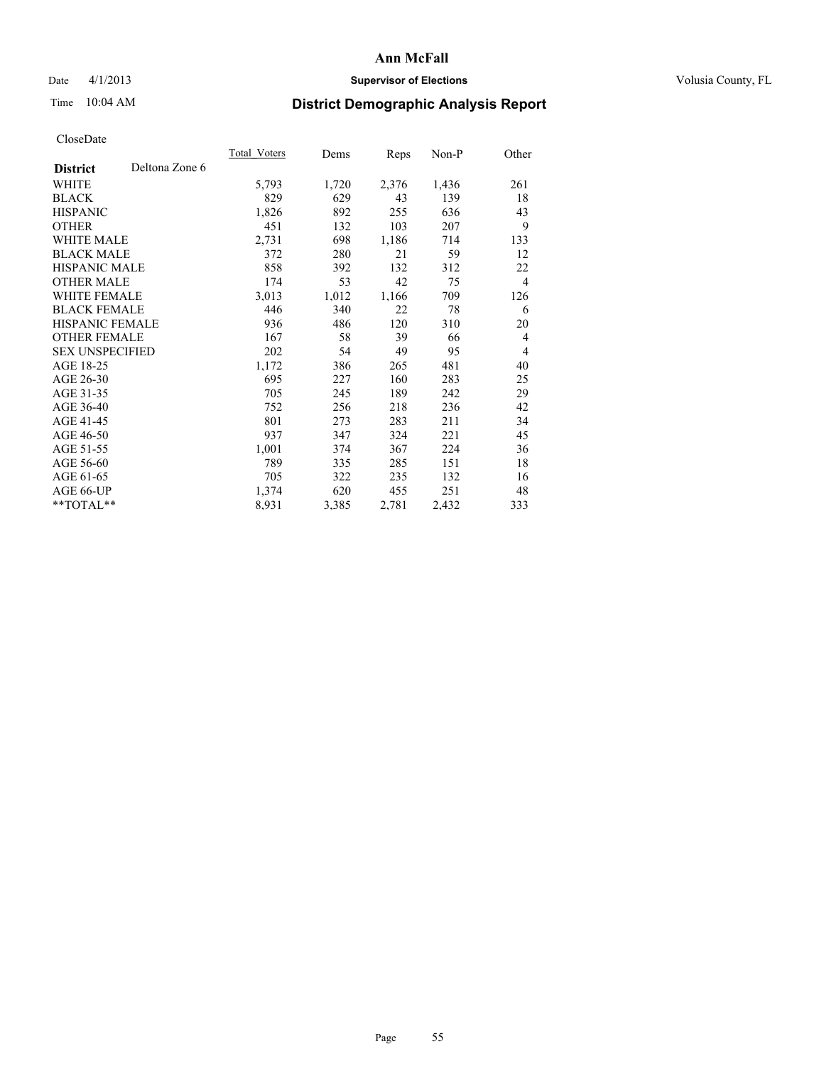# District Demographic Analysis Report

Date 4/1/2013

Time 10:04 AM

**Ann McFall**

**Supervisor of Elections**

Volusia County, FL

CloseDate

| **District** Deltona Zone 6 | Total_Voters | Dems | Reps | Non-P | Other |
|---|---|---|---|---|---|
| WHITE | 5,793 | 1,720 | 2,376 | 1,436 | 261 |
| BLACK | 829 | 629 | 43 | 139 | 18 |
| HISPANIC | 1,826 | 892 | 255 | 636 | 43 |
| OTHER | 451 | 132 | 103 | 207 | 9 |
| WHITE MALE | 2,731 | 698 | 1,186 | 714 | 133 |
| BLACK MALE | 372 | 280 | 21 | 59 | 12 |
| HISPANIC MALE | 858 | 392 | 132 | 312 | 22 |
| OTHER MALE | 174 | 53 | 42 | 75 | 4 |
| WHITE FEMALE | 3,013 | 1,012 | 1,166 | 709 | 126 |
| BLACK FEMALE | 446 | 340 | 22 | 78 | 6 |
| HISPANIC FEMALE | 936 | 486 | 120 | 310 | 20 |
| OTHER FEMALE | 167 | 58 | 39 | 66 | 4 |
| SEX UNSPECIFIED | 202 | 54 | 49 | 95 | 4 |
| AGE 18-25 | 1,172 | 386 | 265 | 481 | 40 |
| AGE 26-30 | 695 | 227 | 160 | 283 | 25 |
| AGE 31-35 | 705 | 245 | 189 | 242 | 29 |
| AGE 36-40 | 752 | 256 | 218 | 236 | 42 |
| AGE 41-45 | 801 | 273 | 283 | 211 | 34 |
| AGE 46-50 | 937 | 347 | 324 | 221 | 45 |
| AGE 51-55 | 1,001 | 374 | 367 | 224 | 36 |
| AGE 56-60 | 789 | 335 | 285 | 151 | 18 |
| AGE 61-65 | 705 | 322 | 235 | 132 | 16 |
| AGE 66-UP | 1,374 | 620 | 455 | 251 | 48 |
| **TOTAL** | 8,931 | 3,385 | 2,781 | 2,432 | 333 |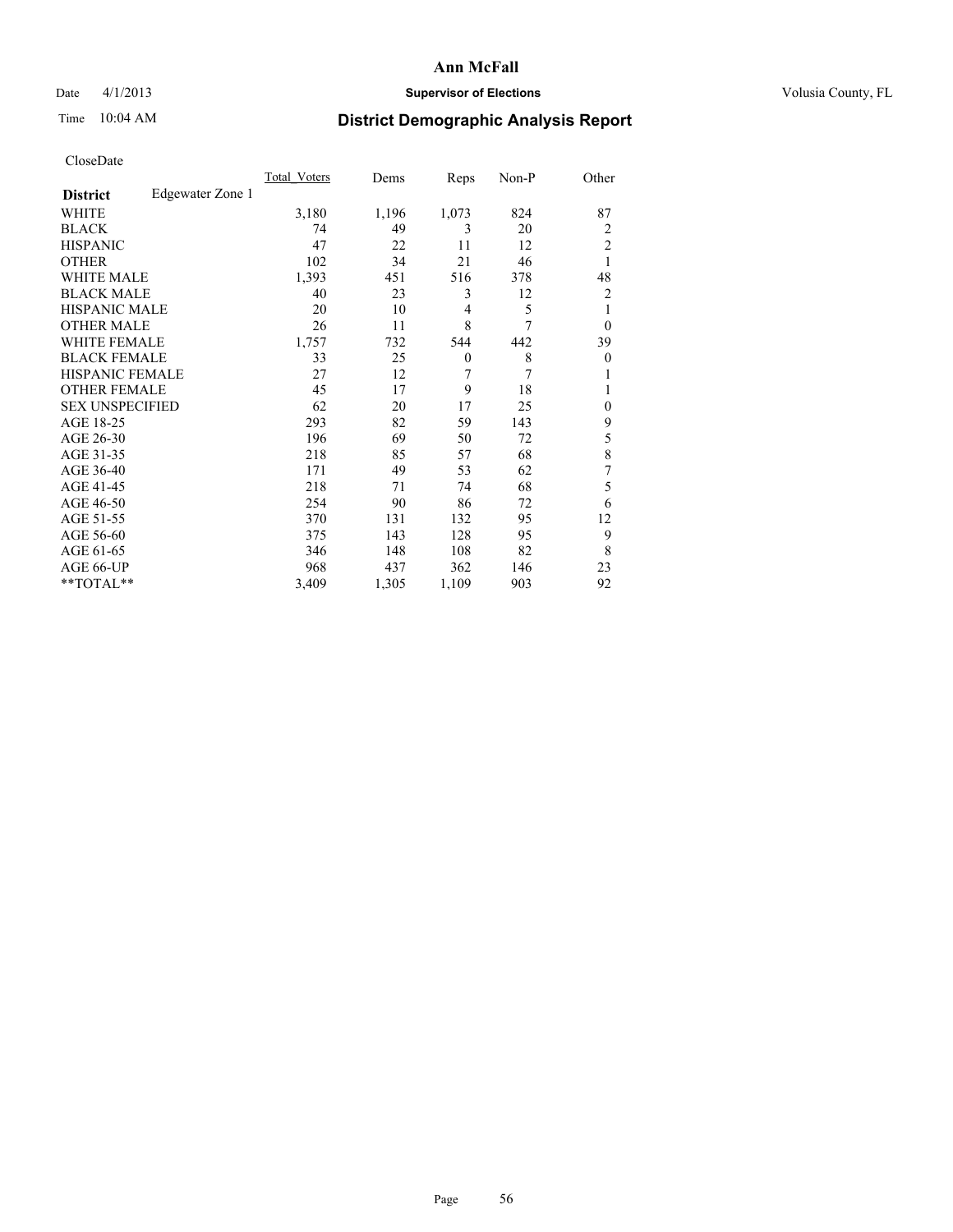# Ann McFall

Date 4/1/2013 **Supervisor of Elections** Volusia County, FL

Time 10:04 AM **District Demographic Analysis Report**

CloseDate

| **District** Edgewater Zone 1 | Total_Voters | Dems | Reps | Non-P | Other |
|---|---|---|---|---|---|
| WHITE | 3,180 | 1,196 | 1,073 | 824 | 87 |
| BLACK | 74 | 49 | 3 | 20 | 2 |
| HISPANIC | 47 | 22 | 11 | 12 | 2 |
| OTHER | 102 | 34 | 21 | 46 | 1 |
| WHITE MALE | 1,393 | 451 | 516 | 378 | 48 |
| BLACK MALE | 40 | 23 | 3 | 12 | 2 |
| HISPANIC MALE | 20 | 10 | 4 | 5 | 1 |
| OTHER MALE | 26 | 11 | 8 | 7 | 0 |
| WHITE FEMALE | 1,757 | 732 | 544 | 442 | 39 |
| BLACK FEMALE | 33 | 25 | 0 | 8 | 0 |
| HISPANIC FEMALE | 27 | 12 | 7 | 7 | 1 |
| OTHER FEMALE | 45 | 17 | 9 | 18 | 1 |
| SEX UNSPECIFIED | 62 | 20 | 17 | 25 | 0 |
| AGE 18-25 | 293 | 82 | 59 | 143 | 9 |
| AGE 26-30 | 196 | 69 | 50 | 72 | 5 |
| AGE 31-35 | 218 | 85 | 57 | 68 | 8 |
| AGE 36-40 | 171 | 49 | 53 | 62 | 7 |
| AGE 41-45 | 218 | 71 | 74 | 68 | 5 |
| AGE 46-50 | 254 | 90 | 86 | 72 | 6 |
| AGE 51-55 | 370 | 131 | 132 | 95 | 12 |
| AGE 56-60 | 375 | 143 | 128 | 95 | 9 |
| AGE 61-65 | 346 | 148 | 108 | 82 | 8 |
| AGE 66-UP | 968 | 437 | 362 | 146 | 23 |
| **TOTAL** | 3,409 | 1,305 | 1,109 | 903 | 92 |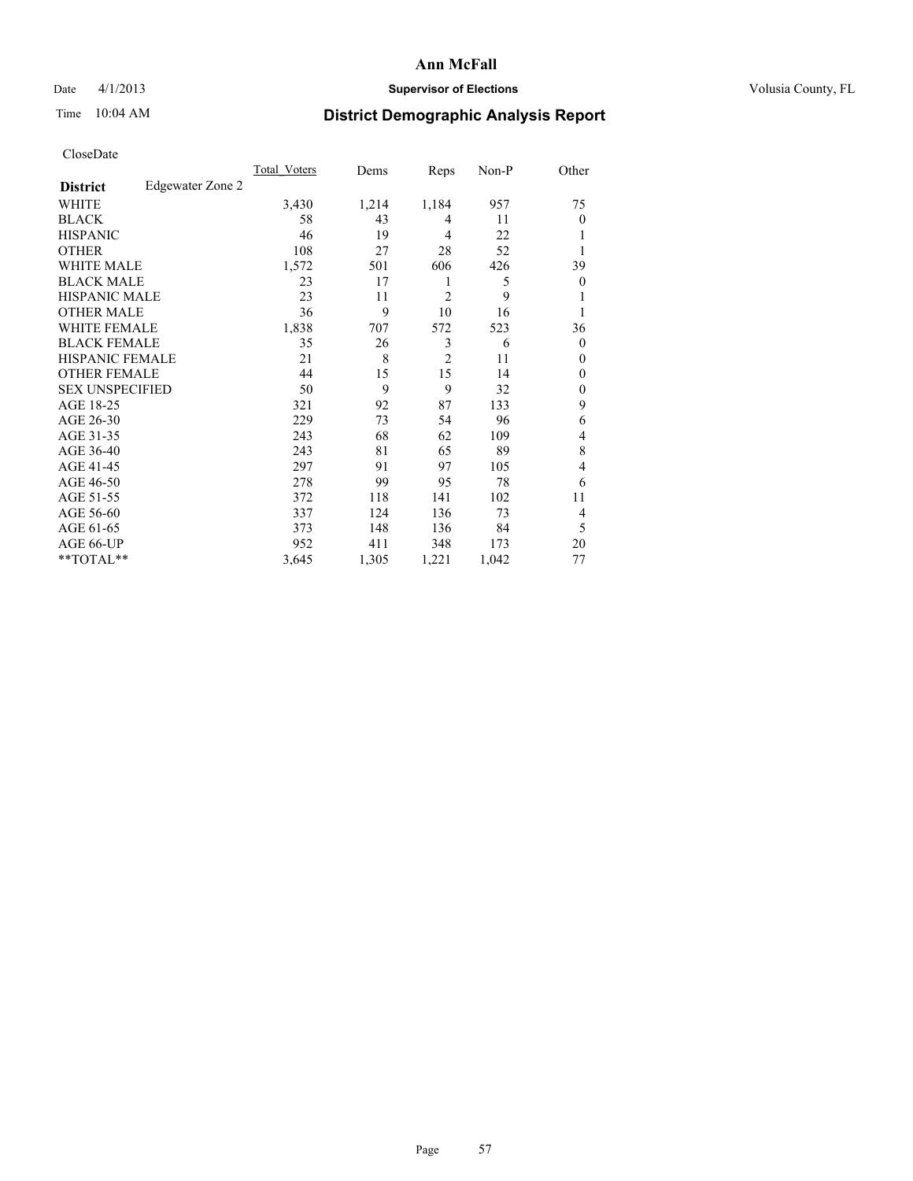# Ann McFall

Date 4/1/2013 **Supervisor of Elections** Volusia County, FL

Time 10:04 AM **District Demographic Analysis Report**

CloseDate

| **District** Edgewater Zone 2 | Total_Voters | Dems | Reps | Non-P | Other |
|---|---|---|---|---|---|
| WHITE | 3,430 | 1,214 | 1,184 | 957 | 75 |
| BLACK | 58 | 43 | 4 | 11 | 0 |
| HISPANIC | 46 | 19 | 4 | 22 | 1 |
| OTHER | 108 | 27 | 28 | 52 | 1 |
| WHITE MALE | 1,572 | 501 | 606 | 426 | 39 |
| BLACK MALE | 23 | 17 | 1 | 5 | 0 |
| HISPANIC MALE | 23 | 11 | 2 | 9 | 1 |
| OTHER MALE | 36 | 9 | 10 | 16 | 1 |
| WHITE FEMALE | 1,838 | 707 | 572 | 523 | 36 |
| BLACK FEMALE | 35 | 26 | 3 | 6 | 0 |
| HISPANIC FEMALE | 21 | 8 | 2 | 11 | 0 |
| OTHER FEMALE | 44 | 15 | 15 | 14 | 0 |
| SEX UNSPECIFIED | 50 | 9 | 9 | 32 | 0 |
| AGE 18-25 | 321 | 92 | 87 | 133 | 9 |
| AGE 26-30 | 229 | 73 | 54 | 96 | 6 |
| AGE 31-35 | 243 | 68 | 62 | 109 | 4 |
| AGE 36-40 | 243 | 81 | 65 | 89 | 8 |
| AGE 41-45 | 297 | 91 | 97 | 105 | 4 |
| AGE 46-50 | 278 | 99 | 95 | 78 | 6 |
| AGE 51-55 | 372 | 118 | 141 | 102 | 11 |
| AGE 56-60 | 337 | 124 | 136 | 73 | 4 |
| AGE 61-65 | 373 | 148 | 136 | 84 | 5 |
| AGE 66-UP | 952 | 411 | 348 | 173 | 20 |
| **TOTAL** | 3,645 | 1,305 | 1,221 | 1,042 | 77 |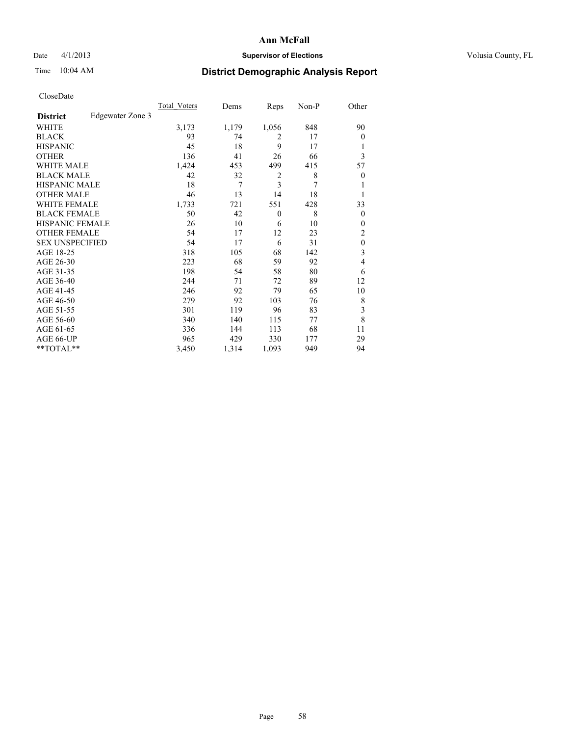# Ann McFall

Date 4/1/2013 **Supervisor of Elections** Volusia County, FL

Time 10:04 AM

## District Demographic Analysis Report

CloseDate

| | Total_Voters | Dems | Reps | Non-P | Other |
|---|---|---|---|---|---|
| **District** Edgewater Zone 3 | | | | | |
| WHITE | 3,173 | 1,179 | 1,056 | 848 | 90 |
| BLACK | 93 | 74 | 2 | 17 | 0 |
| HISPANIC | 45 | 18 | 9 | 17 | 1 |
| OTHER | 136 | 41 | 26 | 66 | 3 |
| WHITE MALE | 1,424 | 453 | 499 | 415 | 57 |
| BLACK MALE | 42 | 32 | 2 | 8 | 0 |
| HISPANIC MALE | 18 | 7 | 3 | 7 | 1 |
| OTHER MALE | 46 | 13 | 14 | 18 | 1 |
| WHITE FEMALE | 1,733 | 721 | 551 | 428 | 33 |
| BLACK FEMALE | 50 | 42 | 0 | 8 | 0 |
| HISPANIC FEMALE | 26 | 10 | 6 | 10 | 0 |
| OTHER FEMALE | 54 | 17 | 12 | 23 | 2 |
| SEX UNSPECIFIED | 54 | 17 | 6 | 31 | 0 |
| AGE 18-25 | 318 | 105 | 68 | 142 | 3 |
| AGE 26-30 | 223 | 68 | 59 | 92 | 4 |
| AGE 31-35 | 198 | 54 | 58 | 80 | 6 |
| AGE 36-40 | 244 | 71 | 72 | 89 | 12 |
| AGE 41-45 | 246 | 92 | 79 | 65 | 10 |
| AGE 46-50 | 279 | 92 | 103 | 76 | 8 |
| AGE 51-55 | 301 | 119 | 96 | 83 | 3 |
| AGE 56-60 | 340 | 140 | 115 | 77 | 8 |
| AGE 61-65 | 336 | 144 | 113 | 68 | 11 |
| AGE 66-UP | 965 | 429 | 330 | 177 | 29 |
| **TOTAL** | 3,450 | 1,314 | 1,093 | 949 | 94 |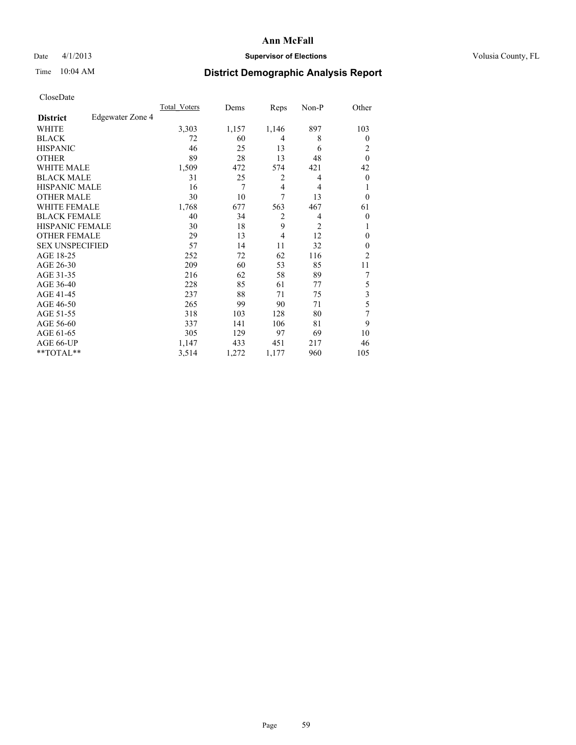# Ann McFall

Date 4/1/2013 **Supervisor of Elections** Volusia County, FL

Time 10:04 AM **District Demographic Analysis Report**

CloseDate

| | Total_Voters | Dems | Reps | Non-P | Other |
|---|---|---|---|---|---|
| **District** Edgewater Zone 4 | | | | | |
| WHITE | 3,303 | 1,157 | 1,146 | 897 | 103 |
| BLACK | 72 | 60 | 4 | 8 | 0 |
| HISPANIC | 46 | 25 | 13 | 6 | 2 |
| OTHER | 89 | 28 | 13 | 48 | 0 |
| WHITE MALE | 1,509 | 472 | 574 | 421 | 42 |
| BLACK MALE | 31 | 25 | 2 | 4 | 0 |
| HISPANIC MALE | 16 | 7 | 4 | 4 | 1 |
| OTHER MALE | 30 | 10 | 7 | 13 | 0 |
| WHITE FEMALE | 1,768 | 677 | 563 | 467 | 61 |
| BLACK FEMALE | 40 | 34 | 2 | 4 | 0 |
| HISPANIC FEMALE | 30 | 18 | 9 | 2 | 1 |
| OTHER FEMALE | 29 | 13 | 4 | 12 | 0 |
| SEX UNSPECIFIED | 57 | 14 | 11 | 32 | 0 |
| AGE 18-25 | 252 | 72 | 62 | 116 | 2 |
| AGE 26-30 | 209 | 60 | 53 | 85 | 11 |
| AGE 31-35 | 216 | 62 | 58 | 89 | 7 |
| AGE 36-40 | 228 | 85 | 61 | 77 | 5 |
| AGE 41-45 | 237 | 88 | 71 | 75 | 3 |
| AGE 46-50 | 265 | 99 | 90 | 71 | 5 |
| AGE 51-55 | 318 | 103 | 128 | 80 | 7 |
| AGE 56-60 | 337 | 141 | 106 | 81 | 9 |
| AGE 61-65 | 305 | 129 | 97 | 69 | 10 |
| AGE 66-UP | 1,147 | 433 | 451 | 217 | 46 |
| **TOTAL** | 3,514 | 1,272 | 1,177 | 960 | 105 |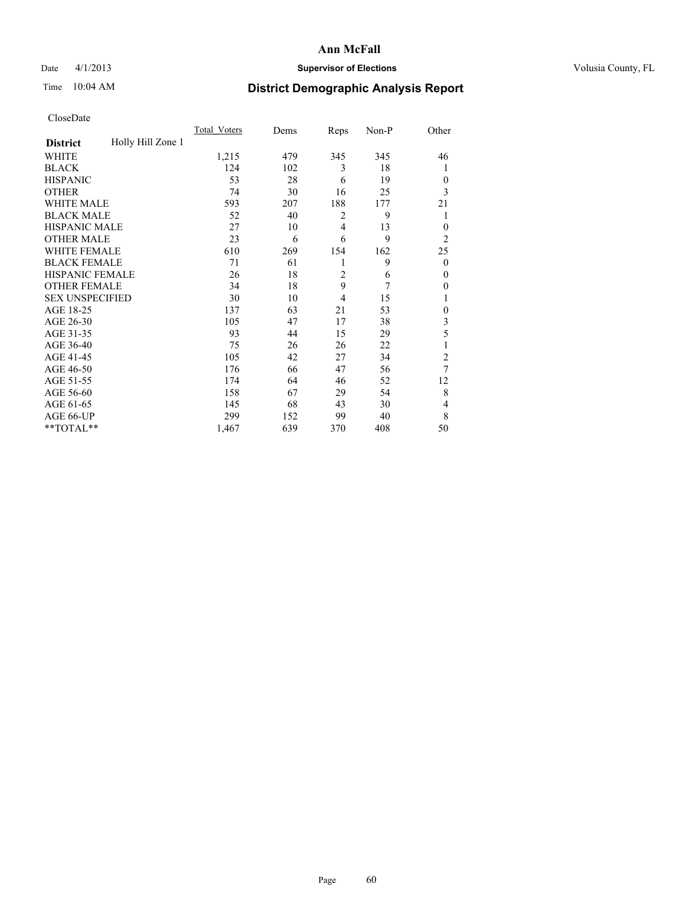# Ann McFall

Date 4/1/2013 **Supervisor of Elections** Volusia County, FL

Time 10:04 AM **District Demographic Analysis Report**

CloseDate

| **District** Holly Hill Zone 1 | Total_Voters | Dems | Reps | Non-P | Other |
|---|---|---|---|---|---|
| WHITE | 1,215 | 479 | 345 | 345 | 46 |
| BLACK | 124 | 102 | 3 | 18 | 1 |
| HISPANIC | 53 | 28 | 6 | 19 | 0 |
| OTHER | 74 | 30 | 16 | 25 | 3 |
| WHITE MALE | 593 | 207 | 188 | 177 | 21 |
| BLACK MALE | 52 | 40 | 2 | 9 | 1 |
| HISPANIC MALE | 27 | 10 | 4 | 13 | 0 |
| OTHER MALE | 23 | 6 | 6 | 9 | 2 |
| WHITE FEMALE | 610 | 269 | 154 | 162 | 25 |
| BLACK FEMALE | 71 | 61 | 1 | 9 | 0 |
| HISPANIC FEMALE | 26 | 18 | 2 | 6 | 0 |
| OTHER FEMALE | 34 | 18 | 9 | 7 | 0 |
| SEX UNSPECIFIED | 30 | 10 | 4 | 15 | 1 |
| AGE 18-25 | 137 | 63 | 21 | 53 | 0 |
| AGE 26-30 | 105 | 47 | 17 | 38 | 3 |
| AGE 31-35 | 93 | 44 | 15 | 29 | 5 |
| AGE 36-40 | 75 | 26 | 26 | 22 | 1 |
| AGE 41-45 | 105 | 42 | 27 | 34 | 2 |
| AGE 46-50 | 176 | 66 | 47 | 56 | 7 |
| AGE 51-55 | 174 | 64 | 46 | 52 | 12 |
| AGE 56-60 | 158 | 67 | 29 | 54 | 8 |
| AGE 61-65 | 145 | 68 | 43 | 30 | 4 |
| AGE 66-UP | 299 | 152 | 99 | 40 | 8 |
| **TOTAL** | 1,467 | 639 | 370 | 408 | 50 |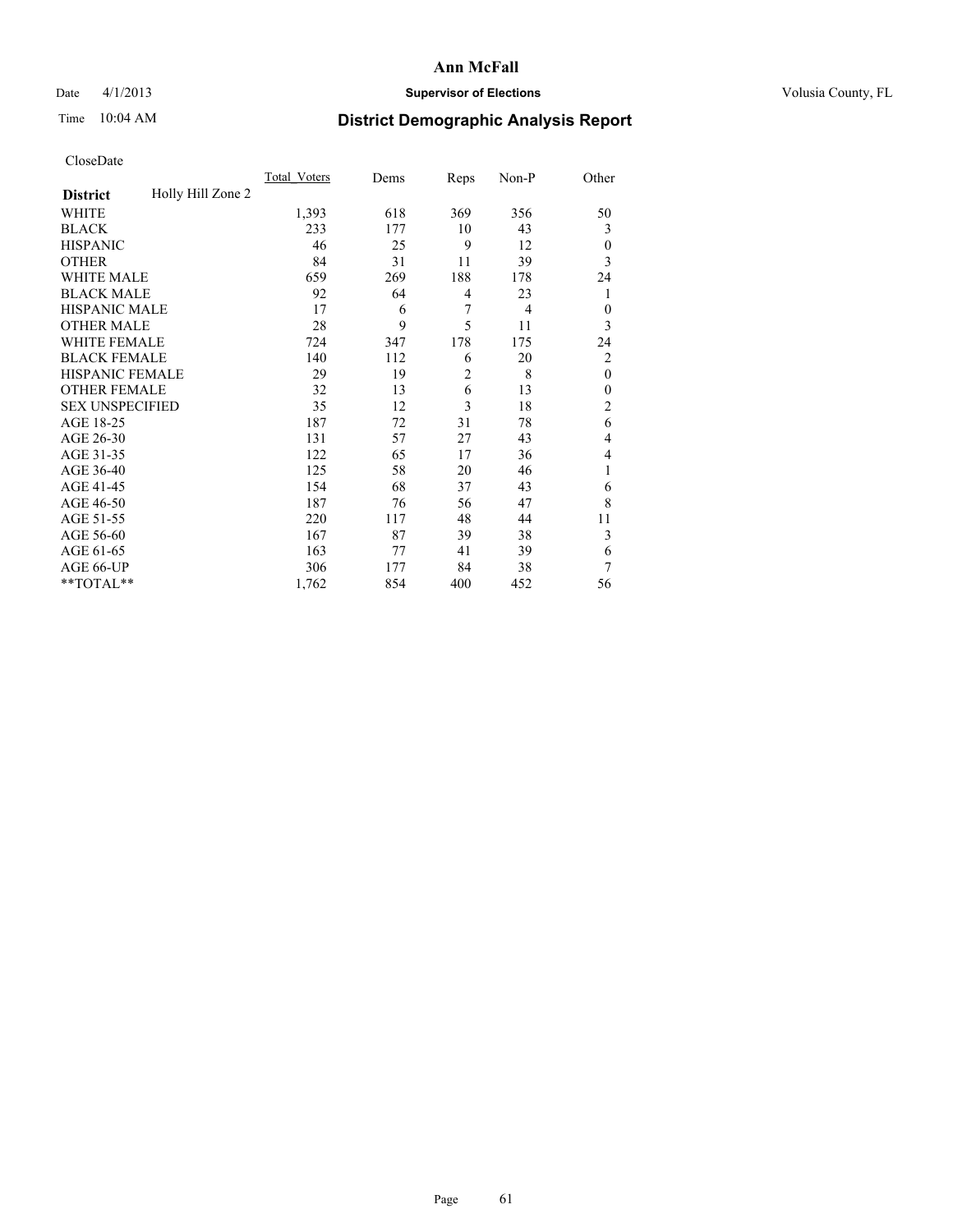**Ann McFall**

Date 4/1/2013 **Supervisor of Elections** Volusia County, FL

Time 10:04 AM

# District Demographic Analysis Report

CloseDate

| **District** Holly Hill Zone 2 | Total_Voters | Dems | Reps | Non-P | Other |
|---|---|---|---|---|---|
| WHITE | 1,393 | 618 | 369 | 356 | 50 |
| BLACK | 233 | 177 | 10 | 43 | 3 |
| HISPANIC | 46 | 25 | 9 | 12 | 0 |
| OTHER | 84 | 31 | 11 | 39 | 3 |
| WHITE MALE | 659 | 269 | 188 | 178 | 24 |
| BLACK MALE | 92 | 64 | 4 | 23 | 1 |
| HISPANIC MALE | 17 | 6 | 7 | 4 | 0 |
| OTHER MALE | 28 | 9 | 5 | 11 | 3 |
| WHITE FEMALE | 724 | 347 | 178 | 175 | 24 |
| BLACK FEMALE | 140 | 112 | 6 | 20 | 2 |
| HISPANIC FEMALE | 29 | 19 | 2 | 8 | 0 |
| OTHER FEMALE | 32 | 13 | 6 | 13 | 0 |
| SEX UNSPECIFIED | 35 | 12 | 3 | 18 | 2 |
| AGE 18-25 | 187 | 72 | 31 | 78 | 6 |
| AGE 26-30 | 131 | 57 | 27 | 43 | 4 |
| AGE 31-35 | 122 | 65 | 17 | 36 | 4 |
| AGE 36-40 | 125 | 58 | 20 | 46 | 1 |
| AGE 41-45 | 154 | 68 | 37 | 43 | 6 |
| AGE 46-50 | 187 | 76 | 56 | 47 | 8 |
| AGE 51-55 | 220 | 117 | 48 | 44 | 11 |
| AGE 56-60 | 167 | 87 | 39 | 38 | 3 |
| AGE 61-65 | 163 | 77 | 41 | 39 | 6 |
| AGE 66-UP | 306 | 177 | 84 | 38 | 7 |
| **TOTAL** | 1,762 | 854 | 400 | 452 | 56 |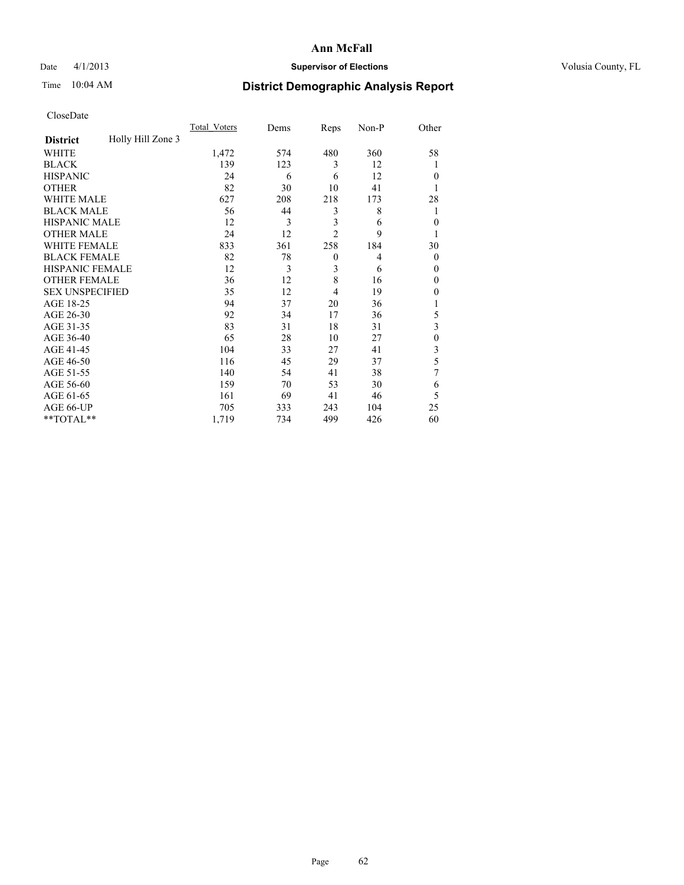# Ann McFall

Date 4/1/2013 **Supervisor of Elections** Volusia County, FL

Time 10:04 AM **District Demographic Analysis Report**

CloseDate

| **District** Holly Hill Zone 3 | Total_Voters | Dems | Reps | Non-P | Other |
|---|---|---|---|---|---|
| WHITE | 1,472 | 574 | 480 | 360 | 58 |
| BLACK | 139 | 123 | 3 | 12 | 1 |
| HISPANIC | 24 | 6 | 6 | 12 | 0 |
| OTHER | 82 | 30 | 10 | 41 | 1 |
| WHITE MALE | 627 | 208 | 218 | 173 | 28 |
| BLACK MALE | 56 | 44 | 3 | 8 | 1 |
| HISPANIC MALE | 12 | 3 | 3 | 6 | 0 |
| OTHER MALE | 24 | 12 | 2 | 9 | 1 |
| WHITE FEMALE | 833 | 361 | 258 | 184 | 30 |
| BLACK FEMALE | 82 | 78 | 0 | 4 | 0 |
| HISPANIC FEMALE | 12 | 3 | 3 | 6 | 0 |
| OTHER FEMALE | 36 | 12 | 8 | 16 | 0 |
| SEX UNSPECIFIED | 35 | 12 | 4 | 19 | 0 |
| AGE 18-25 | 94 | 37 | 20 | 36 | 1 |
| AGE 26-30 | 92 | 34 | 17 | 36 | 5 |
| AGE 31-35 | 83 | 31 | 18 | 31 | 3 |
| AGE 36-40 | 65 | 28 | 10 | 27 | 0 |
| AGE 41-45 | 104 | 33 | 27 | 41 | 3 |
| AGE 46-50 | 116 | 45 | 29 | 37 | 5 |
| AGE 51-55 | 140 | 54 | 41 | 38 | 7 |
| AGE 56-60 | 159 | 70 | 53 | 30 | 6 |
| AGE 61-65 | 161 | 69 | 41 | 46 | 5 |
| AGE 66-UP | 705 | 333 | 243 | 104 | 25 |
| **TOTAL** | 1,719 | 734 | 499 | 426 | 60 |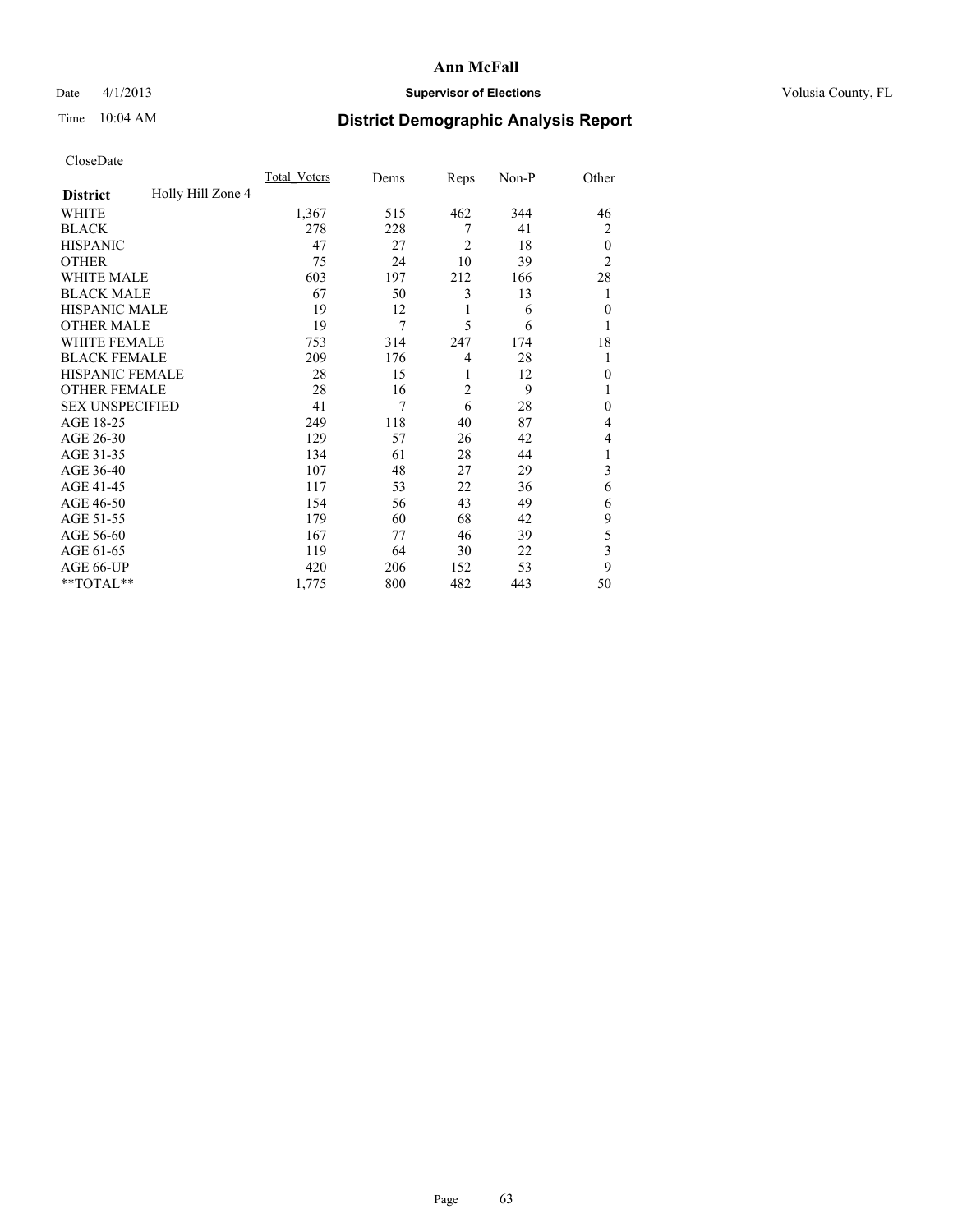**Ann McFall**

Date 4/1/2013 **Supervisor of Elections** Volusia County, FL

Time 10:04 AM

# District Demographic Analysis Report

CloseDate

| **District** Holly Hill Zone 4 | Total_Voters | Dems | Reps | Non-P | Other |
|---|---|---|---|---|---|
| WHITE | 1,367 | 515 | 462 | 344 | 46 |
| BLACK | 278 | 228 | 7 | 41 | 2 |
| HISPANIC | 47 | 27 | 2 | 18 | 0 |
| OTHER | 75 | 24 | 10 | 39 | 2 |
| WHITE MALE | 603 | 197 | 212 | 166 | 28 |
| BLACK MALE | 67 | 50 | 3 | 13 | 1 |
| HISPANIC MALE | 19 | 12 | 1 | 6 | 0 |
| OTHER MALE | 19 | 7 | 5 | 6 | 1 |
| WHITE FEMALE | 753 | 314 | 247 | 174 | 18 |
| BLACK FEMALE | 209 | 176 | 4 | 28 | 1 |
| HISPANIC FEMALE | 28 | 15 | 1 | 12 | 0 |
| OTHER FEMALE | 28 | 16 | 2 | 9 | 1 |
| SEX UNSPECIFIED | 41 | 7 | 6 | 28 | 0 |
| AGE 18-25 | 249 | 118 | 40 | 87 | 4 |
| AGE 26-30 | 129 | 57 | 26 | 42 | 4 |
| AGE 31-35 | 134 | 61 | 28 | 44 | 1 |
| AGE 36-40 | 107 | 48 | 27 | 29 | 3 |
| AGE 41-45 | 117 | 53 | 22 | 36 | 6 |
| AGE 46-50 | 154 | 56 | 43 | 49 | 6 |
| AGE 51-55 | 179 | 60 | 68 | 42 | 9 |
| AGE 56-60 | 167 | 77 | 46 | 39 | 5 |
| AGE 61-65 | 119 | 64 | 30 | 22 | 3 |
| AGE 66-UP | 420 | 206 | 152 | 53 | 9 |
| **TOTAL** | 1,775 | 800 | 482 | 443 | 50 |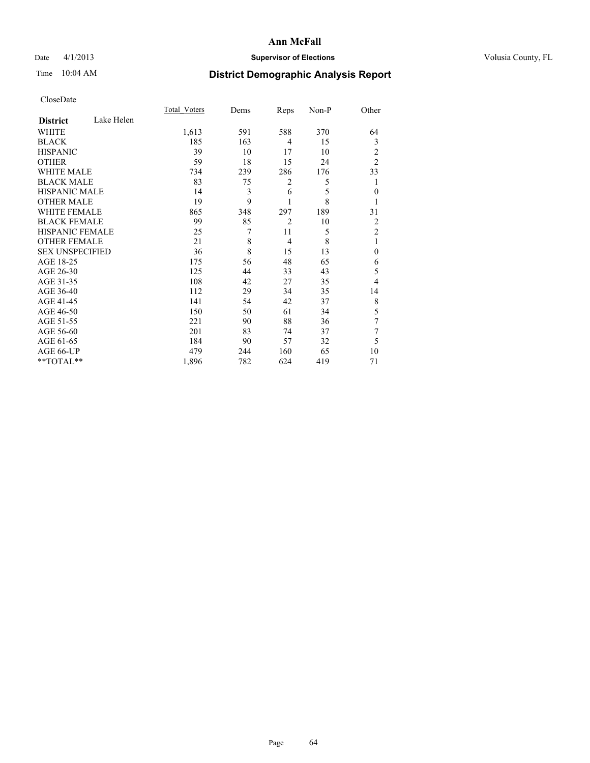# Ann McFall

Date 4/1/2013 **Supervisor of Elections** Volusia County, FL

Time 10:04 AM **District Demographic Analysis Report**

CloseDate

| **District** Lake Helen | Total_Voters | Dems | Reps | Non-P | Other |
|---|---|---|---|---|---|
| WHITE | 1,613 | 591 | 588 | 370 | 64 |
| BLACK | 185 | 163 | 4 | 15 | 3 |
| HISPANIC | 39 | 10 | 17 | 10 | 2 |
| OTHER | 59 | 18 | 15 | 24 | 2 |
| WHITE MALE | 734 | 239 | 286 | 176 | 33 |
| BLACK MALE | 83 | 75 | 2 | 5 | 1 |
| HISPANIC MALE | 14 | 3 | 6 | 5 | 0 |
| OTHER MALE | 19 | 9 | 1 | 8 | 1 |
| WHITE FEMALE | 865 | 348 | 297 | 189 | 31 |
| BLACK FEMALE | 99 | 85 | 2 | 10 | 2 |
| HISPANIC FEMALE | 25 | 7 | 11 | 5 | 2 |
| OTHER FEMALE | 21 | 8 | 4 | 8 | 1 |
| SEX UNSPECIFIED | 36 | 8 | 15 | 13 | 0 |
| AGE 18-25 | 175 | 56 | 48 | 65 | 6 |
| AGE 26-30 | 125 | 44 | 33 | 43 | 5 |
| AGE 31-35 | 108 | 42 | 27 | 35 | 4 |
| AGE 36-40 | 112 | 29 | 34 | 35 | 14 |
| AGE 41-45 | 141 | 54 | 42 | 37 | 8 |
| AGE 46-50 | 150 | 50 | 61 | 34 | 5 |
| AGE 51-55 | 221 | 90 | 88 | 36 | 7 |
| AGE 56-60 | 201 | 83 | 74 | 37 | 7 |
| AGE 61-65 | 184 | 90 | 57 | 32 | 5 |
| AGE 66-UP | 479 | 244 | 160 | 65 | 10 |
| **TOTAL** | 1,896 | 782 | 624 | 419 | 71 |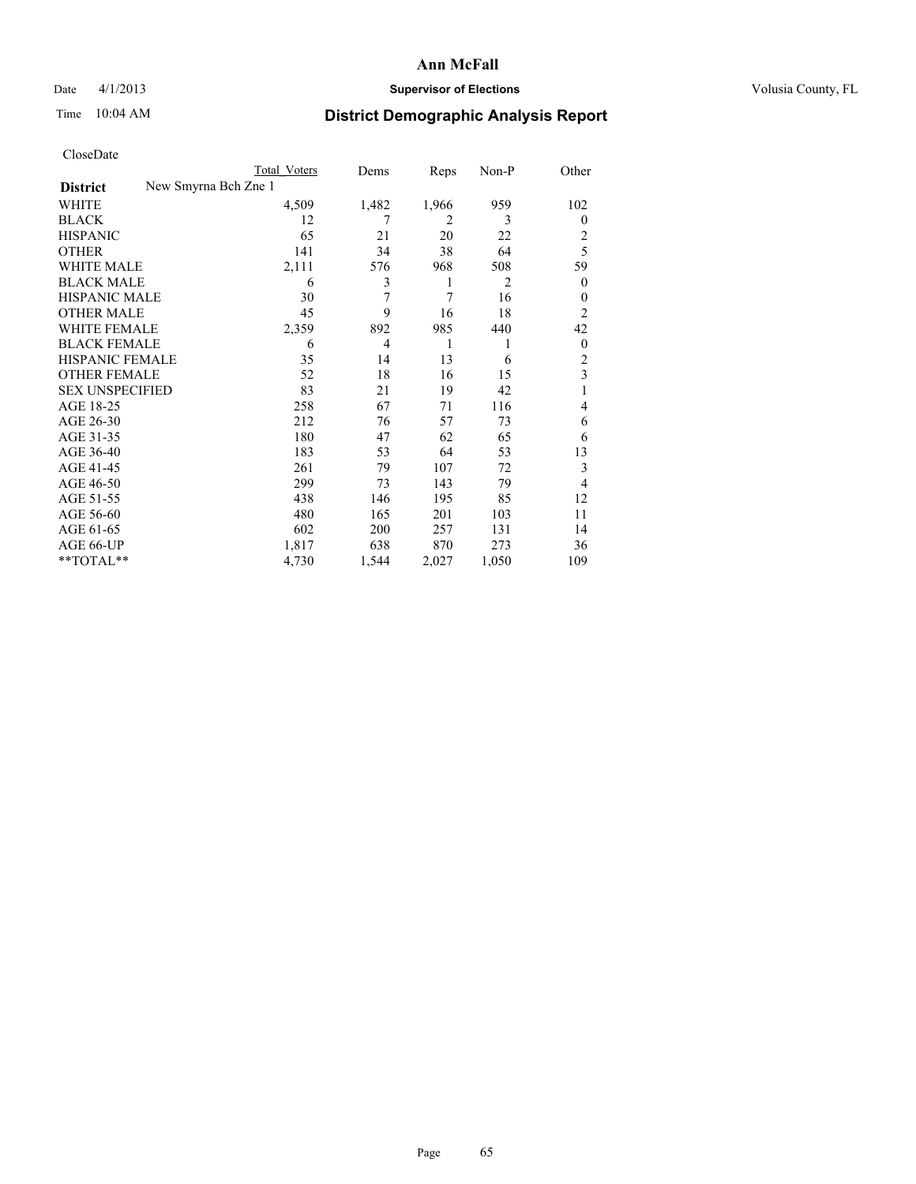# Ann McFall

Date 4/1/2013 **Supervisor of Elections** Volusia County, FL

Time 10:04 AM **District Demographic Analysis Report**

CloseDate

| District | New Smyrna Bch Zne 1 | Total Voters | Dems | Reps | Non-P | Other |
|---|---|---|---|---|---|---|
| WHITE | | 4,509 | 1,482 | 1,966 | 959 | 102 |
| BLACK | | 12 | 7 | 2 | 3 | 0 |
| HISPANIC | | 65 | 21 | 20 | 22 | 2 |
| OTHER | | 141 | 34 | 38 | 64 | 5 |
| WHITE MALE | | 2,111 | 576 | 968 | 508 | 59 |
| BLACK MALE | | 6 | 3 | 1 | 2 | 0 |
| HISPANIC MALE | | 30 | 7 | 7 | 16 | 0 |
| OTHER MALE | | 45 | 9 | 16 | 18 | 2 |
| WHITE FEMALE | | 2,359 | 892 | 985 | 440 | 42 |
| BLACK FEMALE | | 6 | 4 | 1 | 1 | 0 |
| HISPANIC FEMALE | | 35 | 14 | 13 | 6 | 2 |
| OTHER FEMALE | | 52 | 18 | 16 | 15 | 3 |
| SEX UNSPECIFIED | | 83 | 21 | 19 | 42 | 1 |
| AGE 18-25 | | 258 | 67 | 71 | 116 | 4 |
| AGE 26-30 | | 212 | 76 | 57 | 73 | 6 |
| AGE 31-35 | | 180 | 47 | 62 | 65 | 6 |
| AGE 36-40 | | 183 | 53 | 64 | 53 | 13 |
| AGE 41-45 | | 261 | 79 | 107 | 72 | 3 |
| AGE 46-50 | | 299 | 73 | 143 | 79 | 4 |
| AGE 51-55 | | 438 | 146 | 195 | 85 | 12 |
| AGE 56-60 | | 480 | 165 | 201 | 103 | 11 |
| AGE 61-65 | | 602 | 200 | 257 | 131 | 14 |
| AGE 66-UP | | 1,817 | 638 | 870 | 273 | 36 |
| **TOTAL** | | 4,730 | 1,544 | 2,027 | 1,050 | 109 |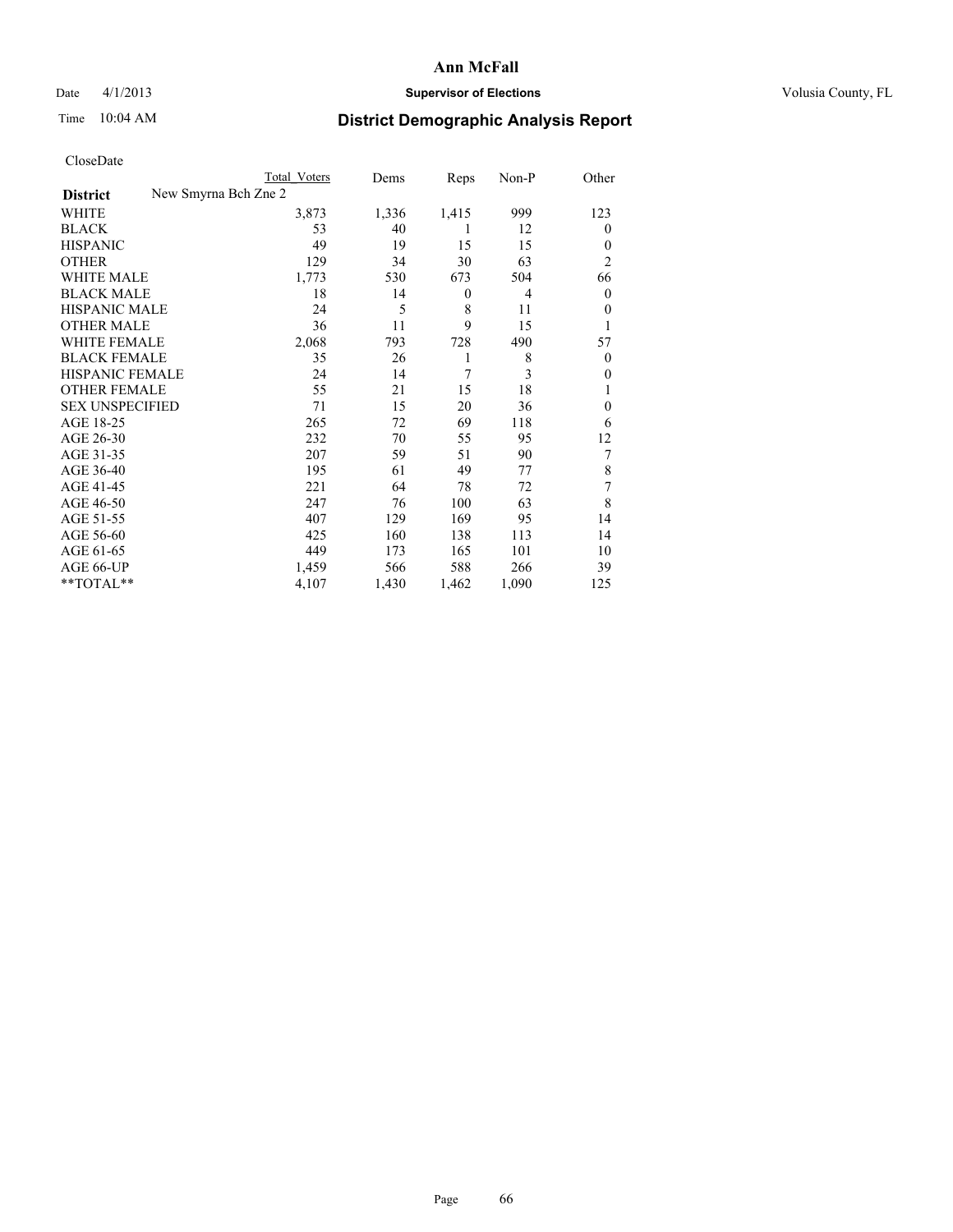# Ann McFall

Date 4/1/2013 **Supervisor of Elections** Volusia County, FL

Time 10:04 AM **District Demographic Analysis Report**

CloseDate

| | Total Voters | Dems | Reps | Non-P | Other |
|---|---|---|---|---|---|
| **District** New Smyrna Bch Zne 2 | | | | | |
| WHITE | 3,873 | 1,336 | 1,415 | 999 | 123 |
| BLACK | 53 | 40 | 1 | 12 | 0 |
| HISPANIC | 49 | 19 | 15 | 15 | 0 |
| OTHER | 129 | 34 | 30 | 63 | 2 |
| WHITE MALE | 1,773 | 530 | 673 | 504 | 66 |
| BLACK MALE | 18 | 14 | 0 | 4 | 0 |
| HISPANIC MALE | 24 | 5 | 8 | 11 | 0 |
| OTHER MALE | 36 | 11 | 9 | 15 | 1 |
| WHITE FEMALE | 2,068 | 793 | 728 | 490 | 57 |
| BLACK FEMALE | 35 | 26 | 1 | 8 | 0 |
| HISPANIC FEMALE | 24 | 14 | 7 | 3 | 0 |
| OTHER FEMALE | 55 | 21 | 15 | 18 | 1 |
| SEX UNSPECIFIED | 71 | 15 | 20 | 36 | 0 |
| AGE 18-25 | 265 | 72 | 69 | 118 | 6 |
| AGE 26-30 | 232 | 70 | 55 | 95 | 12 |
| AGE 31-35 | 207 | 59 | 51 | 90 | 7 |
| AGE 36-40 | 195 | 61 | 49 | 77 | 8 |
| AGE 41-45 | 221 | 64 | 78 | 72 | 7 |
| AGE 46-50 | 247 | 76 | 100 | 63 | 8 |
| AGE 51-55 | 407 | 129 | 169 | 95 | 14 |
| AGE 56-60 | 425 | 160 | 138 | 113 | 14 |
| AGE 61-65 | 449 | 173 | 165 | 101 | 10 |
| AGE 66-UP | 1,459 | 566 | 588 | 266 | 39 |
| **TOTAL** | 4,107 | 1,430 | 1,462 | 1,090 | 125 |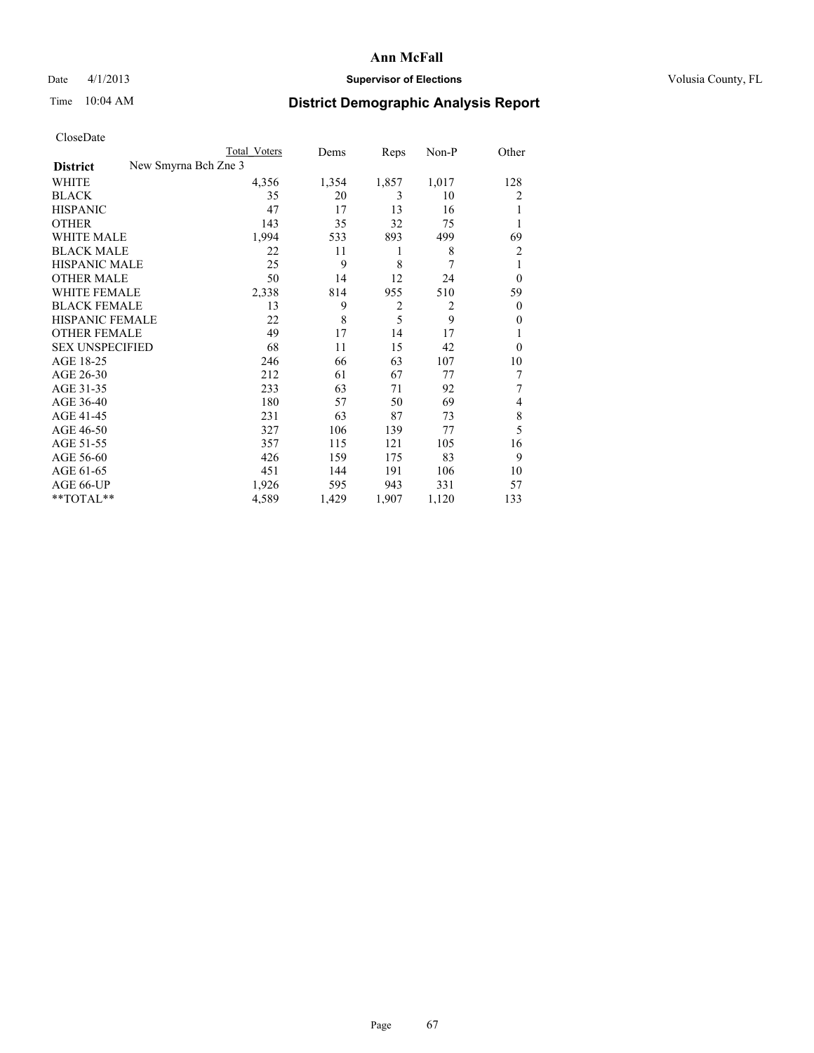# Ann McFall

Date 4/1/2013 **Supervisor of Elections** Volusia County, FL

Time 10:04 AM **District Demographic Analysis Report**

CloseDate

| District: New Smyrna Bch Zne 3 | Total Voters | Dems | Reps | Non-P | Other |
|---|---|---|---|---|---|
| WHITE | 4,356 | 1,354 | 1,857 | 1,017 | 128 |
| BLACK | 35 | 20 | 3 | 10 | 2 |
| HISPANIC | 47 | 17 | 13 | 16 | 1 |
| OTHER | 143 | 35 | 32 | 75 | 1 |
| WHITE MALE | 1,994 | 533 | 893 | 499 | 69 |
| BLACK MALE | 22 | 11 | 1 | 8 | 2 |
| HISPANIC MALE | 25 | 9 | 8 | 7 | 1 |
| OTHER MALE | 50 | 14 | 12 | 24 | 0 |
| WHITE FEMALE | 2,338 | 814 | 955 | 510 | 59 |
| BLACK FEMALE | 13 | 9 | 2 | 2 | 0 |
| HISPANIC FEMALE | 22 | 8 | 5 | 9 | 0 |
| OTHER FEMALE | 49 | 17 | 14 | 17 | 1 |
| SEX UNSPECIFIED | 68 | 11 | 15 | 42 | 0 |
| AGE 18-25 | 246 | 66 | 63 | 107 | 10 |
| AGE 26-30 | 212 | 61 | 67 | 77 | 7 |
| AGE 31-35 | 233 | 63 | 71 | 92 | 7 |
| AGE 36-40 | 180 | 57 | 50 | 69 | 4 |
| AGE 41-45 | 231 | 63 | 87 | 73 | 8 |
| AGE 46-50 | 327 | 106 | 139 | 77 | 5 |
| AGE 51-55 | 357 | 115 | 121 | 105 | 16 |
| AGE 56-60 | 426 | 159 | 175 | 83 | 9 |
| AGE 61-65 | 451 | 144 | 191 | 106 | 10 |
| AGE 66-UP | 1,926 | 595 | 943 | 331 | 57 |
| **TOTAL** | 4,589 | 1,429 | 1,907 | 1,120 | 133 |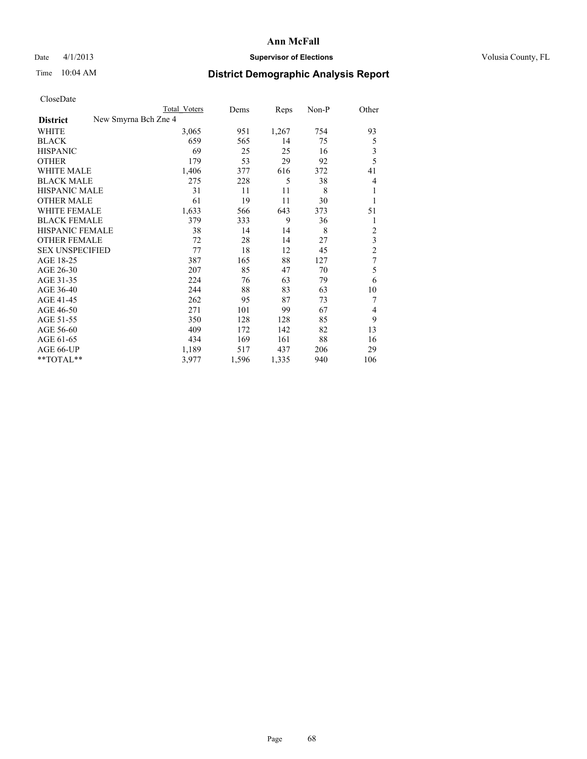# Ann McFall

Date 4/1/2013 **Supervisor of Elections** Volusia County, FL

Time 10:04 AM **District Demographic Analysis Report**

CloseDate

| | Total Voters | Dems | Reps | Non-P | Other |
|---|---|---|---|---|---|
| **District** New Smyrna Bch Zne 4 | | | | | |
| WHITE | 3,065 | 951 | 1,267 | 754 | 93 |
| BLACK | 659 | 565 | 14 | 75 | 5 |
| HISPANIC | 69 | 25 | 25 | 16 | 3 |
| OTHER | 179 | 53 | 29 | 92 | 5 |
| WHITE MALE | 1,406 | 377 | 616 | 372 | 41 |
| BLACK MALE | 275 | 228 | 5 | 38 | 4 |
| HISPANIC MALE | 31 | 11 | 11 | 8 | 1 |
| OTHER MALE | 61 | 19 | 11 | 30 | 1 |
| WHITE FEMALE | 1,633 | 566 | 643 | 373 | 51 |
| BLACK FEMALE | 379 | 333 | 9 | 36 | 1 |
| HISPANIC FEMALE | 38 | 14 | 14 | 8 | 2 |
| OTHER FEMALE | 72 | 28 | 14 | 27 | 3 |
| SEX UNSPECIFIED | 77 | 18 | 12 | 45 | 2 |
| AGE 18-25 | 387 | 165 | 88 | 127 | 7 |
| AGE 26-30 | 207 | 85 | 47 | 70 | 5 |
| AGE 31-35 | 224 | 76 | 63 | 79 | 6 |
| AGE 36-40 | 244 | 88 | 83 | 63 | 10 |
| AGE 41-45 | 262 | 95 | 87 | 73 | 7 |
| AGE 46-50 | 271 | 101 | 99 | 67 | 4 |
| AGE 51-55 | 350 | 128 | 128 | 85 | 9 |
| AGE 56-60 | 409 | 172 | 142 | 82 | 13 |
| AGE 61-65 | 434 | 169 | 161 | 88 | 16 |
| AGE 66-UP | 1,189 | 517 | 437 | 206 | 29 |
| **TOTAL** | 3,977 | 1,596 | 1,335 | 940 | 106 |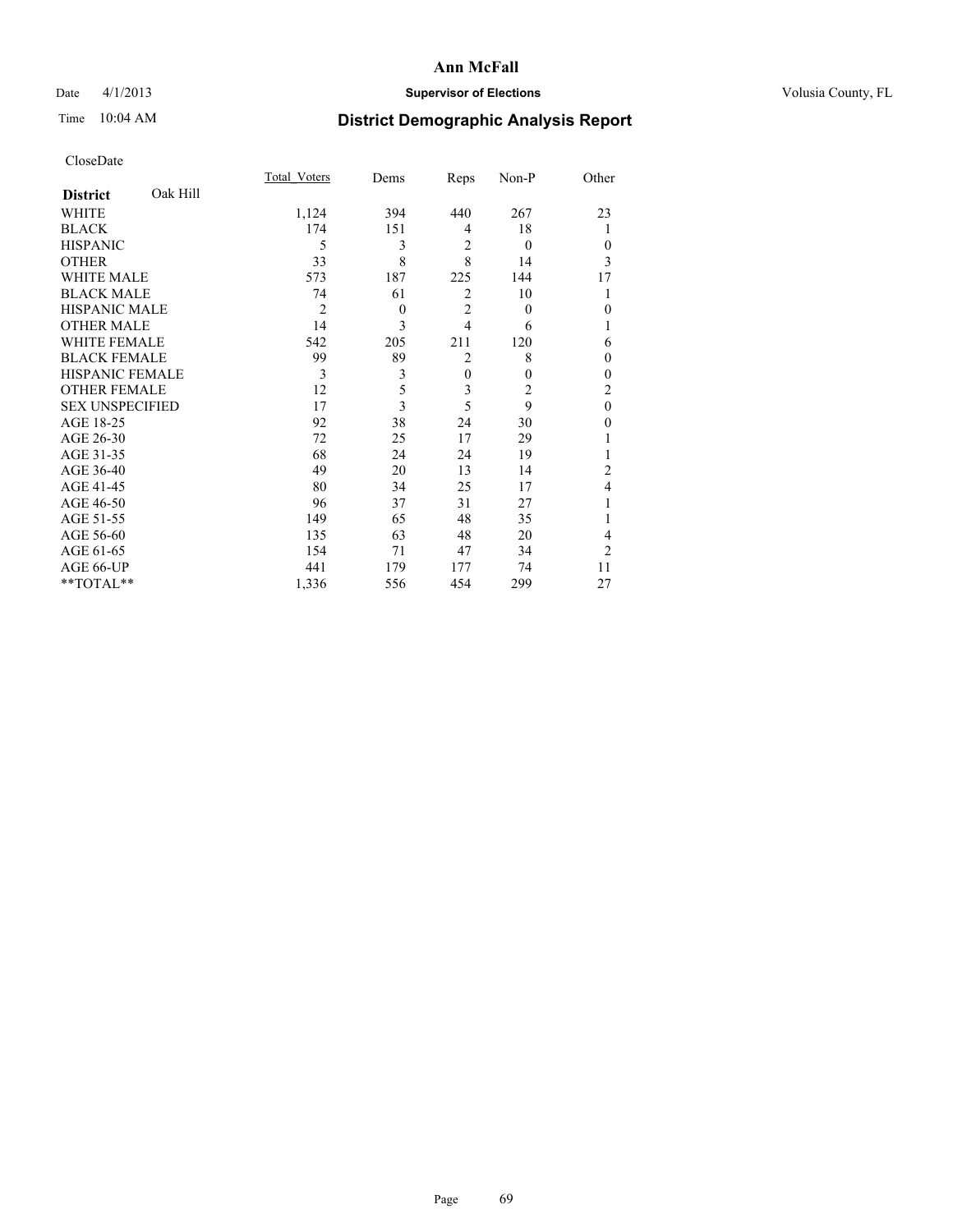# Ann McFall

Date 4/1/2013 **Supervisor of Elections** Volusia County, FL

Time 10:04 AM **District Demographic Analysis Report**

CloseDate

| **District** Oak Hill | Total_Voters | Dems | Reps | Non-P | Other |
|---|---|---|---|---|---|
| WHITE | 1,124 | 394 | 440 | 267 | 23 |
| BLACK | 174 | 151 | 4 | 18 | 1 |
| HISPANIC | 5 | 3 | 2 | 0 | 0 |
| OTHER | 33 | 8 | 8 | 14 | 3 |
| WHITE MALE | 573 | 187 | 225 | 144 | 17 |
| BLACK MALE | 74 | 61 | 2 | 10 | 1 |
| HISPANIC MALE | 2 | 0 | 2 | 0 | 0 |
| OTHER MALE | 14 | 3 | 4 | 6 | 1 |
| WHITE FEMALE | 542 | 205 | 211 | 120 | 6 |
| BLACK FEMALE | 99 | 89 | 2 | 8 | 0 |
| HISPANIC FEMALE | 3 | 3 | 0 | 0 | 0 |
| OTHER FEMALE | 12 | 5 | 3 | 2 | 2 |
| SEX UNSPECIFIED | 17 | 3 | 5 | 9 | 0 |
| AGE 18-25 | 92 | 38 | 24 | 30 | 0 |
| AGE 26-30 | 72 | 25 | 17 | 29 | 1 |
| AGE 31-35 | 68 | 24 | 24 | 19 | 1 |
| AGE 36-40 | 49 | 20 | 13 | 14 | 2 |
| AGE 41-45 | 80 | 34 | 25 | 17 | 4 |
| AGE 46-50 | 96 | 37 | 31 | 27 | 1 |
| AGE 51-55 | 149 | 65 | 48 | 35 | 1 |
| AGE 56-60 | 135 | 63 | 48 | 20 | 4 |
| AGE 61-65 | 154 | 71 | 47 | 34 | 2 |
| AGE 66-UP | 441 | 179 | 177 | 74 | 11 |
| **TOTAL** | 1,336 | 556 | 454 | 299 | 27 |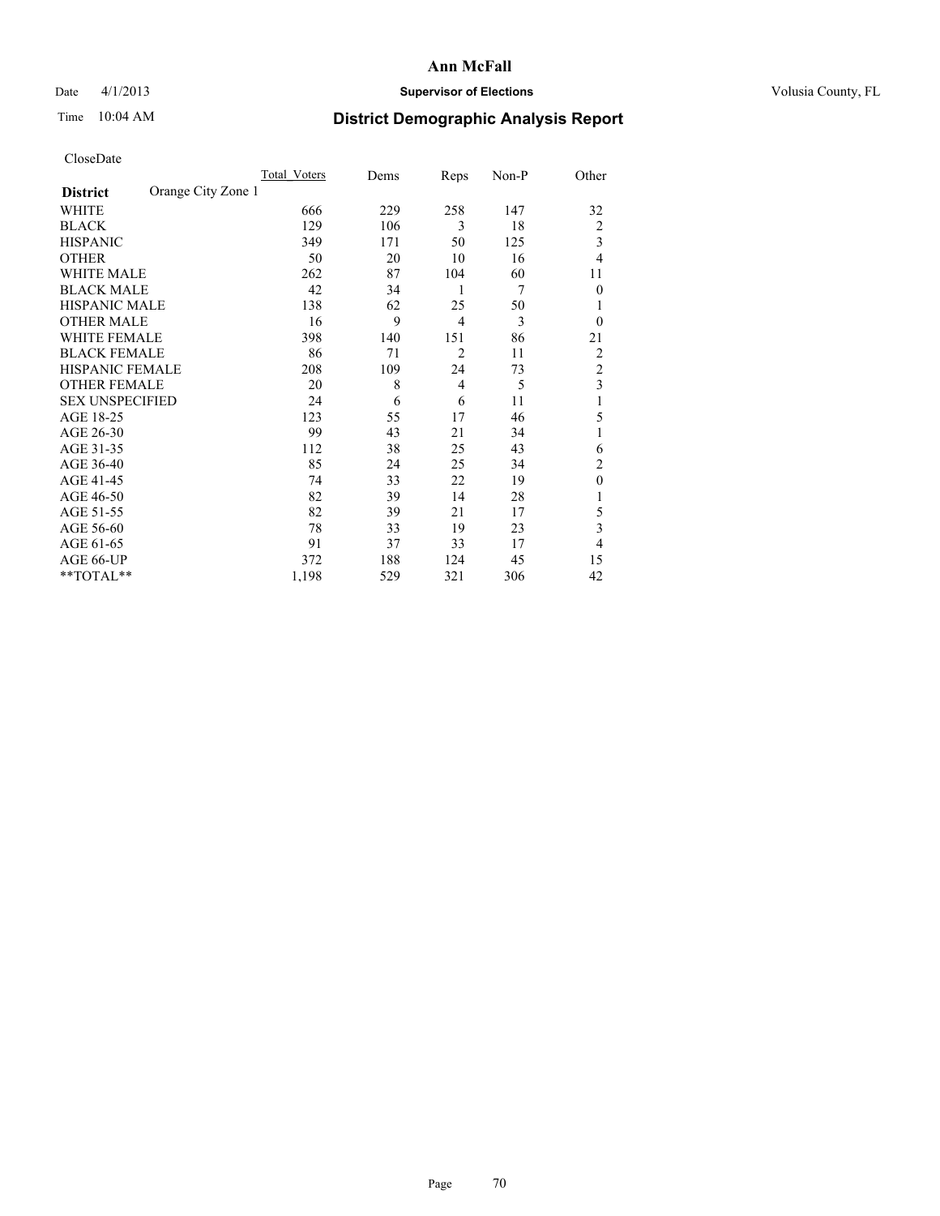# Ann McFall

Date 4/1/2013 **Supervisor of Elections** Volusia County, FL

Time 10:04 AM

## District Demographic Analysis Report

CloseDate

| District: Orange City Zone 1 | Total_Voters | Dems | Reps | Non-P | Other |
|---|---|---|---|---|---|
| WHITE | 666 | 229 | 258 | 147 | 32 |
| BLACK | 129 | 106 | 3 | 18 | 2 |
| HISPANIC | 349 | 171 | 50 | 125 | 3 |
| OTHER | 50 | 20 | 10 | 16 | 4 |
| WHITE MALE | 262 | 87 | 104 | 60 | 11 |
| BLACK MALE | 42 | 34 | 1 | 7 | 0 |
| HISPANIC MALE | 138 | 62 | 25 | 50 | 1 |
| OTHER MALE | 16 | 9 | 4 | 3 | 0 |
| WHITE FEMALE | 398 | 140 | 151 | 86 | 21 |
| BLACK FEMALE | 86 | 71 | 2 | 11 | 2 |
| HISPANIC FEMALE | 208 | 109 | 24 | 73 | 2 |
| OTHER FEMALE | 20 | 8 | 4 | 5 | 3 |
| SEX UNSPECIFIED | 24 | 6 | 6 | 11 | 1 |
| AGE 18-25 | 123 | 55 | 17 | 46 | 5 |
| AGE 26-30 | 99 | 43 | 21 | 34 | 1 |
| AGE 31-35 | 112 | 38 | 25 | 43 | 6 |
| AGE 36-40 | 85 | 24 | 25 | 34 | 2 |
| AGE 41-45 | 74 | 33 | 22 | 19 | 0 |
| AGE 46-50 | 82 | 39 | 14 | 28 | 1 |
| AGE 51-55 | 82 | 39 | 21 | 17 | 5 |
| AGE 56-60 | 78 | 33 | 19 | 23 | 3 |
| AGE 61-65 | 91 | 37 | 33 | 17 | 4 |
| AGE 66-UP | 372 | 188 | 124 | 45 | 15 |
| **TOTAL** | 1,198 | 529 | 321 | 306 | 42 |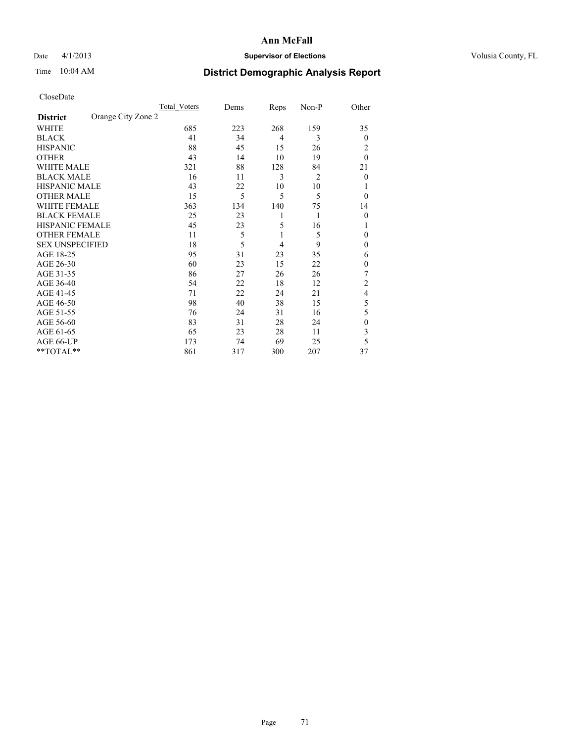# Ann McFall

Date 4/1/2013 **Supervisor of Elections** Volusia County, FL

Time 10:04 AM **District Demographic Analysis Report**

CloseDate

| | Total_Voters | Dems | Reps | Non-P | Other |
|---|---|---|---|---|---|
| **District** Orange City Zone 2 | | | | | |
| WHITE | 685 | 223 | 268 | 159 | 35 |
| BLACK | 41 | 34 | 4 | 3 | 0 |
| HISPANIC | 88 | 45 | 15 | 26 | 2 |
| OTHER | 43 | 14 | 10 | 19 | 0 |
| WHITE MALE | 321 | 88 | 128 | 84 | 21 |
| BLACK MALE | 16 | 11 | 3 | 2 | 0 |
| HISPANIC MALE | 43 | 22 | 10 | 10 | 1 |
| OTHER MALE | 15 | 5 | 5 | 5 | 0 |
| WHITE FEMALE | 363 | 134 | 140 | 75 | 14 |
| BLACK FEMALE | 25 | 23 | 1 | 1 | 0 |
| HISPANIC FEMALE | 45 | 23 | 5 | 16 | 1 |
| OTHER FEMALE | 11 | 5 | 1 | 5 | 0 |
| SEX UNSPECIFIED | 18 | 5 | 4 | 9 | 0 |
| AGE 18-25 | 95 | 31 | 23 | 35 | 6 |
| AGE 26-30 | 60 | 23 | 15 | 22 | 0 |
| AGE 31-35 | 86 | 27 | 26 | 26 | 7 |
| AGE 36-40 | 54 | 22 | 18 | 12 | 2 |
| AGE 41-45 | 71 | 22 | 24 | 21 | 4 |
| AGE 46-50 | 98 | 40 | 38 | 15 | 5 |
| AGE 51-55 | 76 | 24 | 31 | 16 | 5 |
| AGE 56-60 | 83 | 31 | 28 | 24 | 0 |
| AGE 61-65 | 65 | 23 | 28 | 11 | 3 |
| AGE 66-UP | 173 | 74 | 69 | 25 | 5 |
| **TOTAL** | 861 | 317 | 300 | 207 | 37 |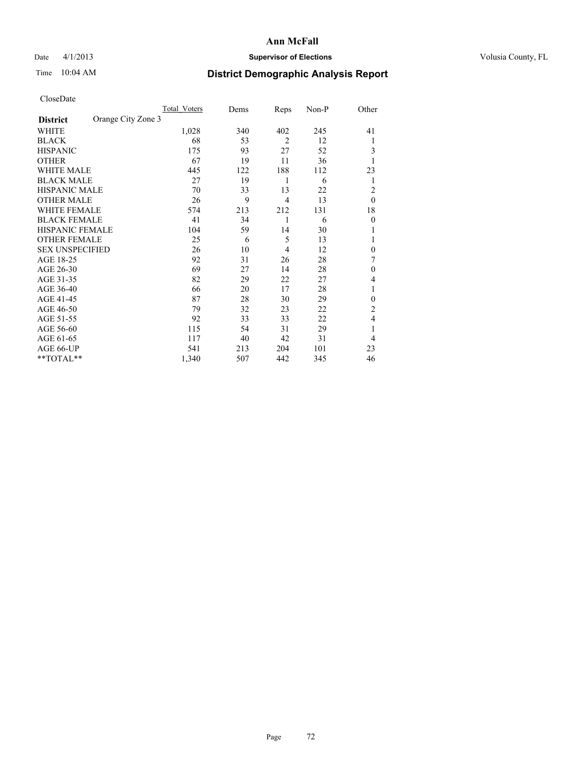# Ann McFall

Date 4/1/2013 **Supervisor of Elections** Volusia County, FL

Time 10:04 AM

## District Demographic Analysis Report

CloseDate

| **District** Orange City Zone 3 | Total Voters | Dems | Reps | Non-P | Other |
|---|---|---|---|---|---|
| WHITE | 1,028 | 340 | 402 | 245 | 41 |
| BLACK | 68 | 53 | 2 | 12 | 1 |
| HISPANIC | 175 | 93 | 27 | 52 | 3 |
| OTHER | 67 | 19 | 11 | 36 | 1 |
| WHITE MALE | 445 | 122 | 188 | 112 | 23 |
| BLACK MALE | 27 | 19 | 1 | 6 | 1 |
| HISPANIC MALE | 70 | 33 | 13 | 22 | 2 |
| OTHER MALE | 26 | 9 | 4 | 13 | 0 |
| WHITE FEMALE | 574 | 213 | 212 | 131 | 18 |
| BLACK FEMALE | 41 | 34 | 1 | 6 | 0 |
| HISPANIC FEMALE | 104 | 59 | 14 | 30 | 1 |
| OTHER FEMALE | 25 | 6 | 5 | 13 | 1 |
| SEX UNSPECIFIED | 26 | 10 | 4 | 12 | 0 |
| AGE 18-25 | 92 | 31 | 26 | 28 | 7 |
| AGE 26-30 | 69 | 27 | 14 | 28 | 0 |
| AGE 31-35 | 82 | 29 | 22 | 27 | 4 |
| AGE 36-40 | 66 | 20 | 17 | 28 | 1 |
| AGE 41-45 | 87 | 28 | 30 | 29 | 0 |
| AGE 46-50 | 79 | 32 | 23 | 22 | 2 |
| AGE 51-55 | 92 | 33 | 33 | 22 | 4 |
| AGE 56-60 | 115 | 54 | 31 | 29 | 1 |
| AGE 61-65 | 117 | 40 | 42 | 31 | 4 |
| AGE 66-UP | 541 | 213 | 204 | 101 | 23 |
| **TOTAL** | 1,340 | 507 | 442 | 345 | 46 |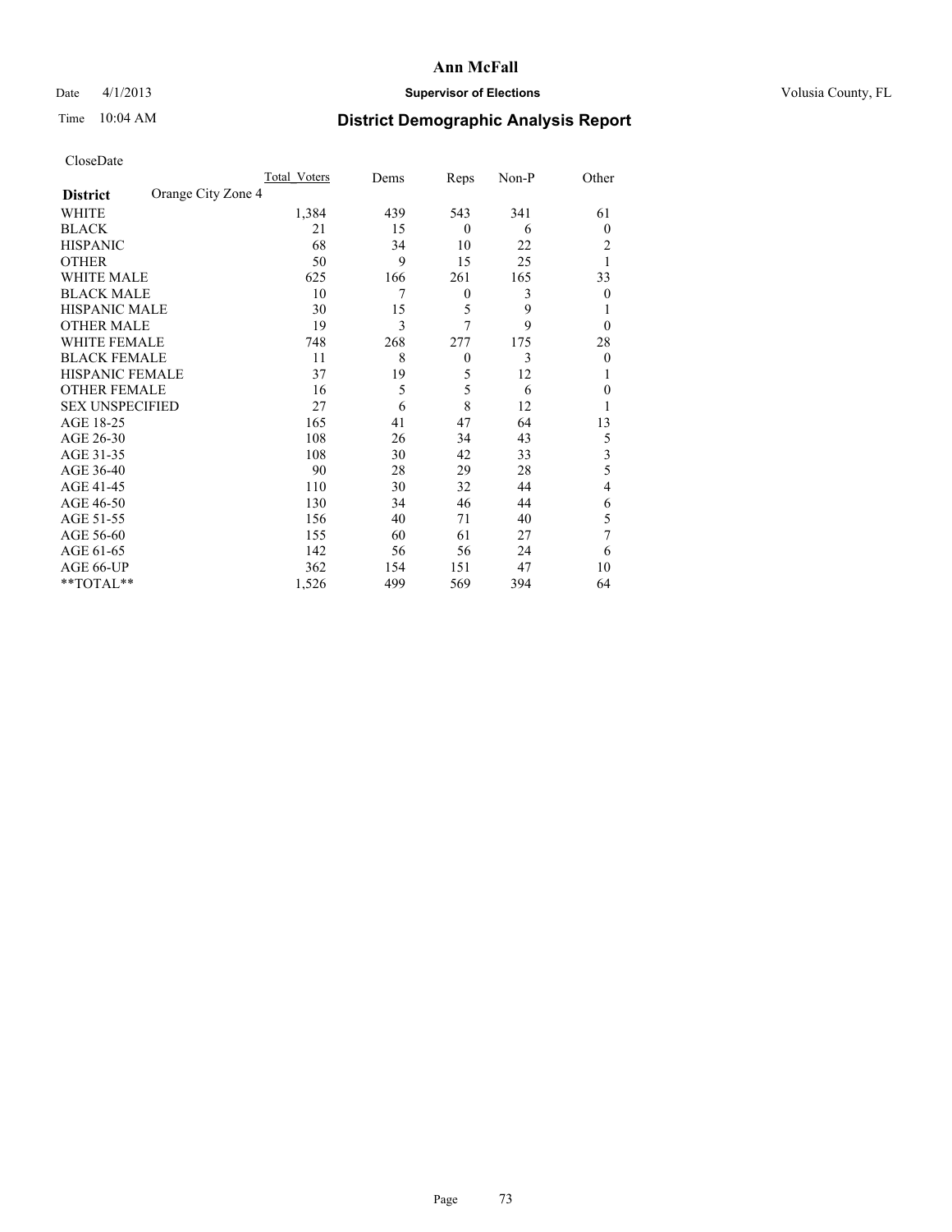# Ann McFall

Date 4/1/2013 **Supervisor of Elections** Volusia County, FL

Time 10:04 AM **District Demographic Analysis Report**

CloseDate

| **District** Orange City Zone 4 | Total Voters | Dems | Reps | Non-P | Other |
|---|---|---|---|---|---|
| WHITE | 1,384 | 439 | 543 | 341 | 61 |
| BLACK | 21 | 15 | 0 | 6 | 0 |
| HISPANIC | 68 | 34 | 10 | 22 | 2 |
| OTHER | 50 | 9 | 15 | 25 | 1 |
| WHITE MALE | 625 | 166 | 261 | 165 | 33 |
| BLACK MALE | 10 | 7 | 0 | 3 | 0 |
| HISPANIC MALE | 30 | 15 | 5 | 9 | 1 |
| OTHER MALE | 19 | 3 | 7 | 9 | 0 |
| WHITE FEMALE | 748 | 268 | 277 | 175 | 28 |
| BLACK FEMALE | 11 | 8 | 0 | 3 | 0 |
| HISPANIC FEMALE | 37 | 19 | 5 | 12 | 1 |
| OTHER FEMALE | 16 | 5 | 5 | 6 | 0 |
| SEX UNSPECIFIED | 27 | 6 | 8 | 12 | 1 |
| AGE 18-25 | 165 | 41 | 47 | 64 | 13 |
| AGE 26-30 | 108 | 26 | 34 | 43 | 5 |
| AGE 31-35 | 108 | 30 | 42 | 33 | 3 |
| AGE 36-40 | 90 | 28 | 29 | 28 | 5 |
| AGE 41-45 | 110 | 30 | 32 | 44 | 4 |
| AGE 46-50 | 130 | 34 | 46 | 44 | 6 |
| AGE 51-55 | 156 | 40 | 71 | 40 | 5 |
| AGE 56-60 | 155 | 60 | 61 | 27 | 7 |
| AGE 61-65 | 142 | 56 | 56 | 24 | 6 |
| AGE 66-UP | 362 | 154 | 151 | 47 | 10 |
| **TOTAL** | 1,526 | 499 | 569 | 394 | 64 |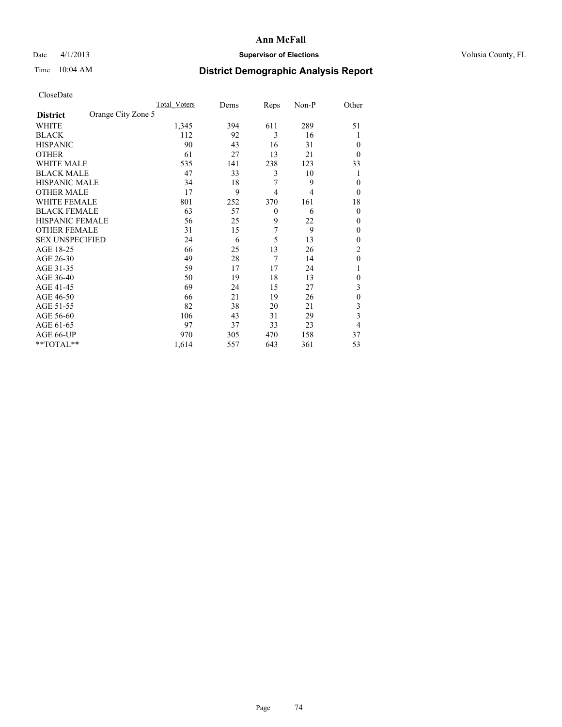# Ann McFall

Date 4/1/2013 **Supervisor of Elections** Volusia County, FL

Time 10:04 AM **District Demographic Analysis Report**

CloseDate

| **District** | Orange City Zone 5 | Total_Voters | Dems | Reps | Non-P | Other |
|---|---|---|---|---|---|---|
| WHITE | | 1,345 | 394 | 611 | 289 | 51 |
| BLACK | | 112 | 92 | 3 | 16 | 1 |
| HISPANIC | | 90 | 43 | 16 | 31 | 0 |
| OTHER | | 61 | 27 | 13 | 21 | 0 |
| WHITE MALE | | 535 | 141 | 238 | 123 | 33 |
| BLACK MALE | | 47 | 33 | 3 | 10 | 1 |
| HISPANIC MALE | | 34 | 18 | 7 | 9 | 0 |
| OTHER MALE | | 17 | 9 | 4 | 4 | 0 |
| WHITE FEMALE | | 801 | 252 | 370 | 161 | 18 |
| BLACK FEMALE | | 63 | 57 | 0 | 6 | 0 |
| HISPANIC FEMALE | | 56 | 25 | 9 | 22 | 0 |
| OTHER FEMALE | | 31 | 15 | 7 | 9 | 0 |
| SEX UNSPECIFIED | | 24 | 6 | 5 | 13 | 0 |
| AGE 18-25 | | 66 | 25 | 13 | 26 | 2 |
| AGE 26-30 | | 49 | 28 | 7 | 14 | 0 |
| AGE 31-35 | | 59 | 17 | 17 | 24 | 1 |
| AGE 36-40 | | 50 | 19 | 18 | 13 | 0 |
| AGE 41-45 | | 69 | 24 | 15 | 27 | 3 |
| AGE 46-50 | | 66 | 21 | 19 | 26 | 0 |
| AGE 51-55 | | 82 | 38 | 20 | 21 | 3 |
| AGE 56-60 | | 106 | 43 | 31 | 29 | 3 |
| AGE 61-65 | | 97 | 37 | 33 | 23 | 4 |
| AGE 66-UP | | 970 | 305 | 470 | 158 | 37 |
| **TOTAL** | | 1,614 | 557 | 643 | 361 | 53 |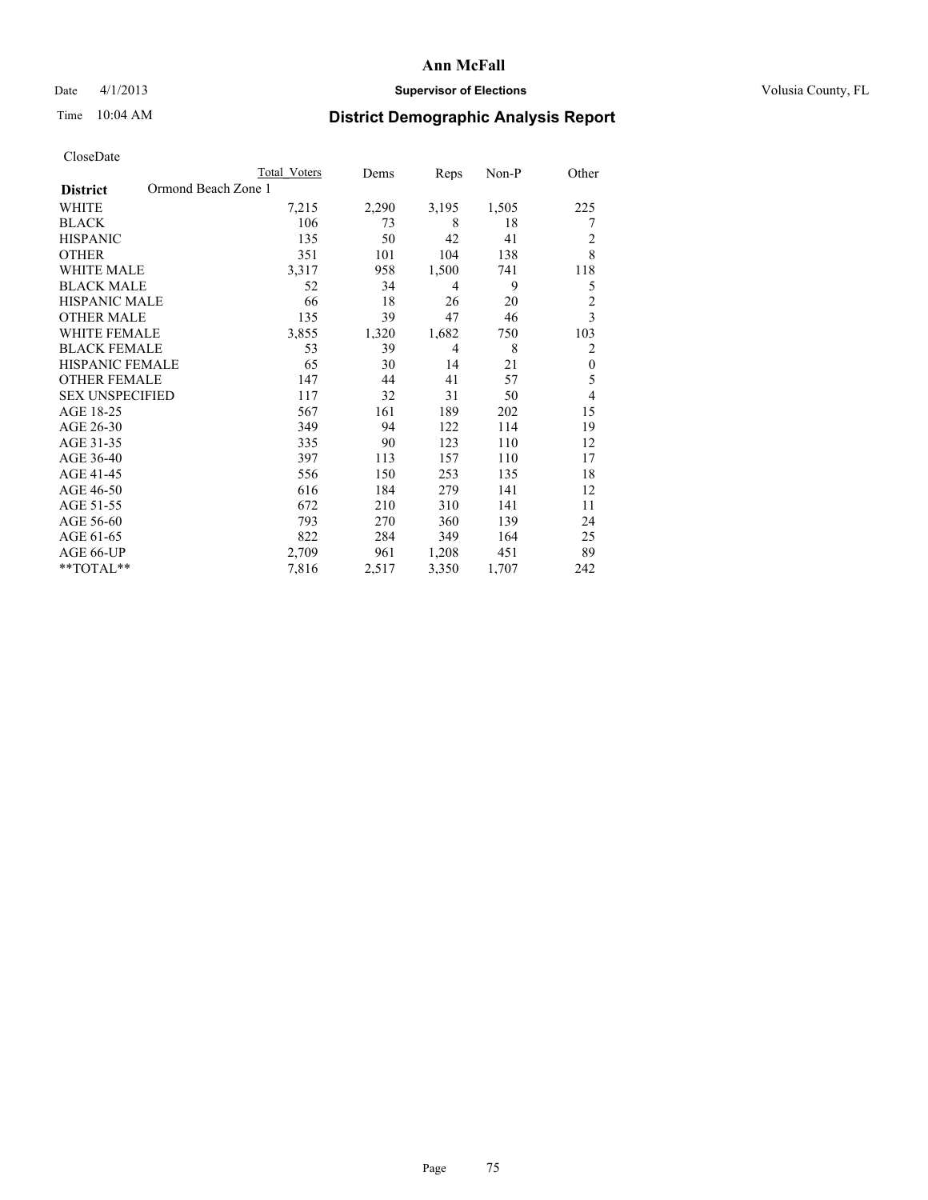# Ann McFall

Date 4/1/2013 **Supervisor of Elections** Volusia County, FL

Time 10:04 AM

## District Demographic Analysis Report

CloseDate

| **District** Ormond Beach Zone 1 | Total Voters | Dems | Reps | Non-P | Other |
|---|---|---|---|---|---|
| WHITE | 7,215 | 2,290 | 3,195 | 1,505 | 225 |
| BLACK | 106 | 73 | 8 | 18 | 7 |
| HISPANIC | 135 | 50 | 42 | 41 | 2 |
| OTHER | 351 | 101 | 104 | 138 | 8 |
| WHITE MALE | 3,317 | 958 | 1,500 | 741 | 118 |
| BLACK MALE | 52 | 34 | 4 | 9 | 5 |
| HISPANIC MALE | 66 | 18 | 26 | 20 | 2 |
| OTHER MALE | 135 | 39 | 47 | 46 | 3 |
| WHITE FEMALE | 3,855 | 1,320 | 1,682 | 750 | 103 |
| BLACK FEMALE | 53 | 39 | 4 | 8 | 2 |
| HISPANIC FEMALE | 65 | 30 | 14 | 21 | 0 |
| OTHER FEMALE | 147 | 44 | 41 | 57 | 5 |
| SEX UNSPECIFIED | 117 | 32 | 31 | 50 | 4 |
| AGE 18-25 | 567 | 161 | 189 | 202 | 15 |
| AGE 26-30 | 349 | 94 | 122 | 114 | 19 |
| AGE 31-35 | 335 | 90 | 123 | 110 | 12 |
| AGE 36-40 | 397 | 113 | 157 | 110 | 17 |
| AGE 41-45 | 556 | 150 | 253 | 135 | 18 |
| AGE 46-50 | 616 | 184 | 279 | 141 | 12 |
| AGE 51-55 | 672 | 210 | 310 | 141 | 11 |
| AGE 56-60 | 793 | 270 | 360 | 139 | 24 |
| AGE 61-65 | 822 | 284 | 349 | 164 | 25 |
| AGE 66-UP | 2,709 | 961 | 1,208 | 451 | 89 |
| **TOTAL** | 7,816 | 2,517 | 3,350 | 1,707 | 242 |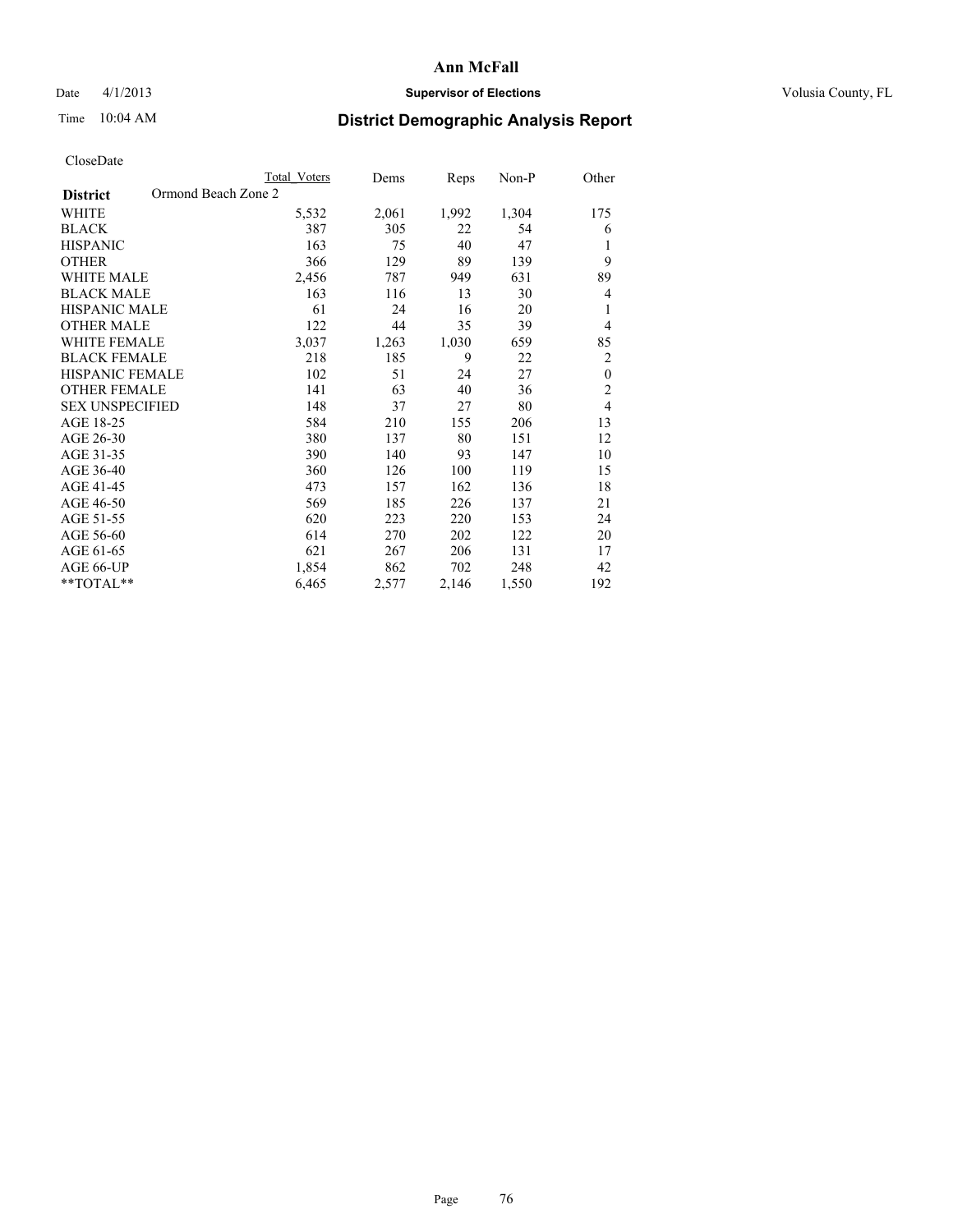**Ann McFall**

Date 4/1/2013 **Supervisor of Elections** Volusia County, FL

Time 10:04 AM

## District Demographic Analysis Report

CloseDate

| District | Ormond Beach Zone 2 | Total Voters | Dems | Reps | Non-P | Other |
|---|---|---|---|---|---|---|
| WHITE | | 5,532 | 2,061 | 1,992 | 1,304 | 175 |
| BLACK | | 387 | 305 | 22 | 54 | 6 |
| HISPANIC | | 163 | 75 | 40 | 47 | 1 |
| OTHER | | 366 | 129 | 89 | 139 | 9 |
| WHITE MALE | | 2,456 | 787 | 949 | 631 | 89 |
| BLACK MALE | | 163 | 116 | 13 | 30 | 4 |
| HISPANIC MALE | | 61 | 24 | 16 | 20 | 1 |
| OTHER MALE | | 122 | 44 | 35 | 39 | 4 |
| WHITE FEMALE | | 3,037 | 1,263 | 1,030 | 659 | 85 |
| BLACK FEMALE | | 218 | 185 | 9 | 22 | 2 |
| HISPANIC FEMALE | | 102 | 51 | 24 | 27 | 0 |
| OTHER FEMALE | | 141 | 63 | 40 | 36 | 2 |
| SEX UNSPECIFIED | | 148 | 37 | 27 | 80 | 4 |
| AGE 18-25 | | 584 | 210 | 155 | 206 | 13 |
| AGE 26-30 | | 380 | 137 | 80 | 151 | 12 |
| AGE 31-35 | | 390 | 140 | 93 | 147 | 10 |
| AGE 36-40 | | 360 | 126 | 100 | 119 | 15 |
| AGE 41-45 | | 473 | 157 | 162 | 136 | 18 |
| AGE 46-50 | | 569 | 185 | 226 | 137 | 21 |
| AGE 51-55 | | 620 | 223 | 220 | 153 | 24 |
| AGE 56-60 | | 614 | 270 | 202 | 122 | 20 |
| AGE 61-65 | | 621 | 267 | 206 | 131 | 17 |
| AGE 66-UP | | 1,854 | 862 | 702 | 248 | 42 |
| **TOTAL** | | 6,465 | 2,577 | 2,146 | 1,550 | 192 |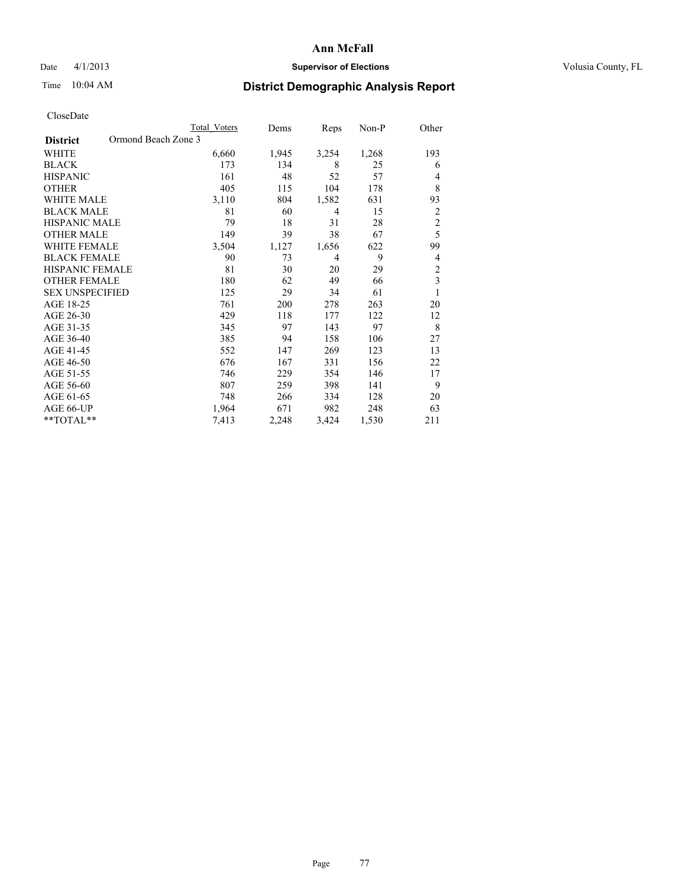# Ann McFall

Date 4/1/2013 **Supervisor of Elections** Volusia County, FL

Time 10:04 AM **District Demographic Analysis Report**

CloseDate

| | Total Voters | Dems | Reps | Non-P | Other |
|---|---|---|---|---|---|
| **District** Ormond Beach Zone 3 | | | | | |
| WHITE | 6,660 | 1,945 | 3,254 | 1,268 | 193 |
| BLACK | 173 | 134 | 8 | 25 | 6 |
| HISPANIC | 161 | 48 | 52 | 57 | 4 |
| OTHER | 405 | 115 | 104 | 178 | 8 |
| WHITE MALE | 3,110 | 804 | 1,582 | 631 | 93 |
| BLACK MALE | 81 | 60 | 4 | 15 | 2 |
| HISPANIC MALE | 79 | 18 | 31 | 28 | 2 |
| OTHER MALE | 149 | 39 | 38 | 67 | 5 |
| WHITE FEMALE | 3,504 | 1,127 | 1,656 | 622 | 99 |
| BLACK FEMALE | 90 | 73 | 4 | 9 | 4 |
| HISPANIC FEMALE | 81 | 30 | 20 | 29 | 2 |
| OTHER FEMALE | 180 | 62 | 49 | 66 | 3 |
| SEX UNSPECIFIED | 125 | 29 | 34 | 61 | 1 |
| AGE 18-25 | 761 | 200 | 278 | 263 | 20 |
| AGE 26-30 | 429 | 118 | 177 | 122 | 12 |
| AGE 31-35 | 345 | 97 | 143 | 97 | 8 |
| AGE 36-40 | 385 | 94 | 158 | 106 | 27 |
| AGE 41-45 | 552 | 147 | 269 | 123 | 13 |
| AGE 46-50 | 676 | 167 | 331 | 156 | 22 |
| AGE 51-55 | 746 | 229 | 354 | 146 | 17 |
| AGE 56-60 | 807 | 259 | 398 | 141 | 9 |
| AGE 61-65 | 748 | 266 | 334 | 128 | 20 |
| AGE 66-UP | 1,964 | 671 | 982 | 248 | 63 |
| **TOTAL** | 7,413 | 2,248 | 3,424 | 1,530 | 211 |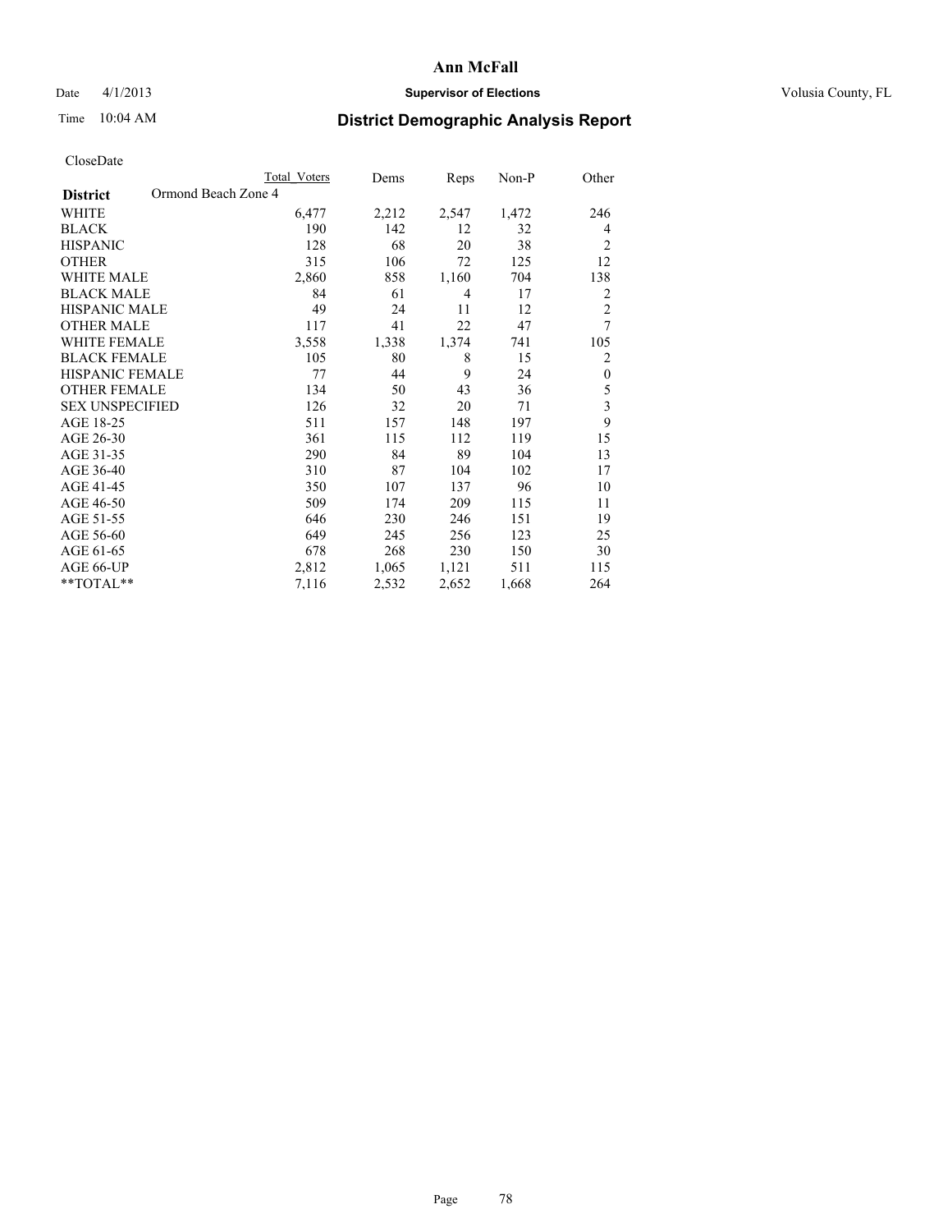# Ann McFall

Date 4/1/2013 **Supervisor of Elections** Volusia County, FL

Time 10:04 AM **District Demographic Analysis Report**

CloseDate

| | Total Voters | Dems | Reps | Non-P | Other |
|---|---|---|---|---|---|
| **District** Ormond Beach Zone 4 | | | | | |
| WHITE | 6,477 | 2,212 | 2,547 | 1,472 | 246 |
| BLACK | 190 | 142 | 12 | 32 | 4 |
| HISPANIC | 128 | 68 | 20 | 38 | 2 |
| OTHER | 315 | 106 | 72 | 125 | 12 |
| WHITE MALE | 2,860 | 858 | 1,160 | 704 | 138 |
| BLACK MALE | 84 | 61 | 4 | 17 | 2 |
| HISPANIC MALE | 49 | 24 | 11 | 12 | 2 |
| OTHER MALE | 117 | 41 | 22 | 47 | 7 |
| WHITE FEMALE | 3,558 | 1,338 | 1,374 | 741 | 105 |
| BLACK FEMALE | 105 | 80 | 8 | 15 | 2 |
| HISPANIC FEMALE | 77 | 44 | 9 | 24 | 0 |
| OTHER FEMALE | 134 | 50 | 43 | 36 | 5 |
| SEX UNSPECIFIED | 126 | 32 | 20 | 71 | 3 |
| AGE 18-25 | 511 | 157 | 148 | 197 | 9 |
| AGE 26-30 | 361 | 115 | 112 | 119 | 15 |
| AGE 31-35 | 290 | 84 | 89 | 104 | 13 |
| AGE 36-40 | 310 | 87 | 104 | 102 | 17 |
| AGE 41-45 | 350 | 107 | 137 | 96 | 10 |
| AGE 46-50 | 509 | 174 | 209 | 115 | 11 |
| AGE 51-55 | 646 | 230 | 246 | 151 | 19 |
| AGE 56-60 | 649 | 245 | 256 | 123 | 25 |
| AGE 61-65 | 678 | 268 | 230 | 150 | 30 |
| AGE 66-UP | 2,812 | 1,065 | 1,121 | 511 | 115 |
| **TOTAL** | 7,116 | 2,532 | 2,652 | 1,668 | 264 |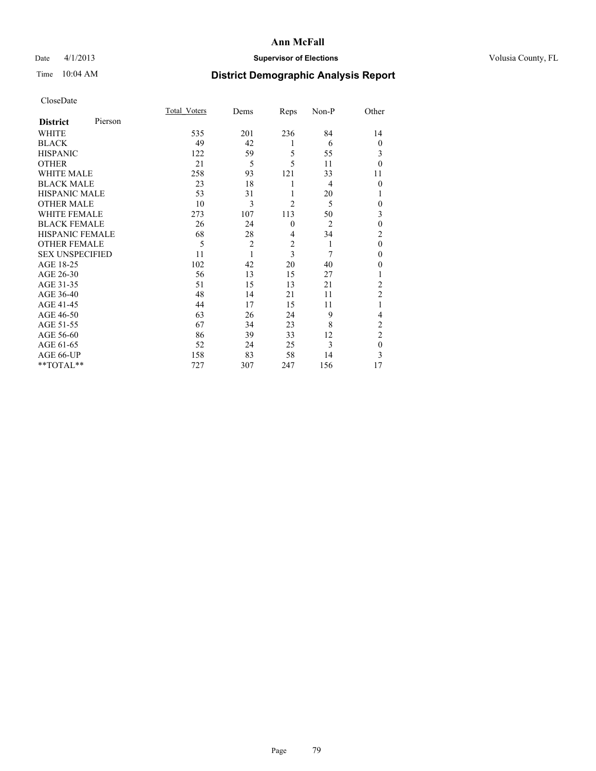# Ann McFall

Date 4/1/2013 **Supervisor of Elections** Volusia County, FL

Time 10:04 AM

## District Demographic Analysis Report

CloseDate

| **District** Pierson | Total_Voters | Dems | Reps | Non-P | Other |
|---|---|---|---|---|---|
| WHITE | 535 | 201 | 236 | 84 | 14 |
| BLACK | 49 | 42 | 1 | 6 | 0 |
| HISPANIC | 122 | 59 | 5 | 55 | 3 |
| OTHER | 21 | 5 | 5 | 11 | 0 |
| WHITE MALE | 258 | 93 | 121 | 33 | 11 |
| BLACK MALE | 23 | 18 | 1 | 4 | 0 |
| HISPANIC MALE | 53 | 31 | 1 | 20 | 1 |
| OTHER MALE | 10 | 3 | 2 | 5 | 0 |
| WHITE FEMALE | 273 | 107 | 113 | 50 | 3 |
| BLACK FEMALE | 26 | 24 | 0 | 2 | 0 |
| HISPANIC FEMALE | 68 | 28 | 4 | 34 | 2 |
| OTHER FEMALE | 5 | 2 | 2 | 1 | 0 |
| SEX UNSPECIFIED | 11 | 1 | 3 | 7 | 0 |
| AGE 18-25 | 102 | 42 | 20 | 40 | 0 |
| AGE 26-30 | 56 | 13 | 15 | 27 | 1 |
| AGE 31-35 | 51 | 15 | 13 | 21 | 2 |
| AGE 36-40 | 48 | 14 | 21 | 11 | 2 |
| AGE 41-45 | 44 | 17 | 15 | 11 | 1 |
| AGE 46-50 | 63 | 26 | 24 | 9 | 4 |
| AGE 51-55 | 67 | 34 | 23 | 8 | 2 |
| AGE 56-60 | 86 | 39 | 33 | 12 | 2 |
| AGE 61-65 | 52 | 24 | 25 | 3 | 0 |
| AGE 66-UP | 158 | 83 | 58 | 14 | 3 |
| **TOTAL** | 727 | 307 | 247 | 156 | 17 |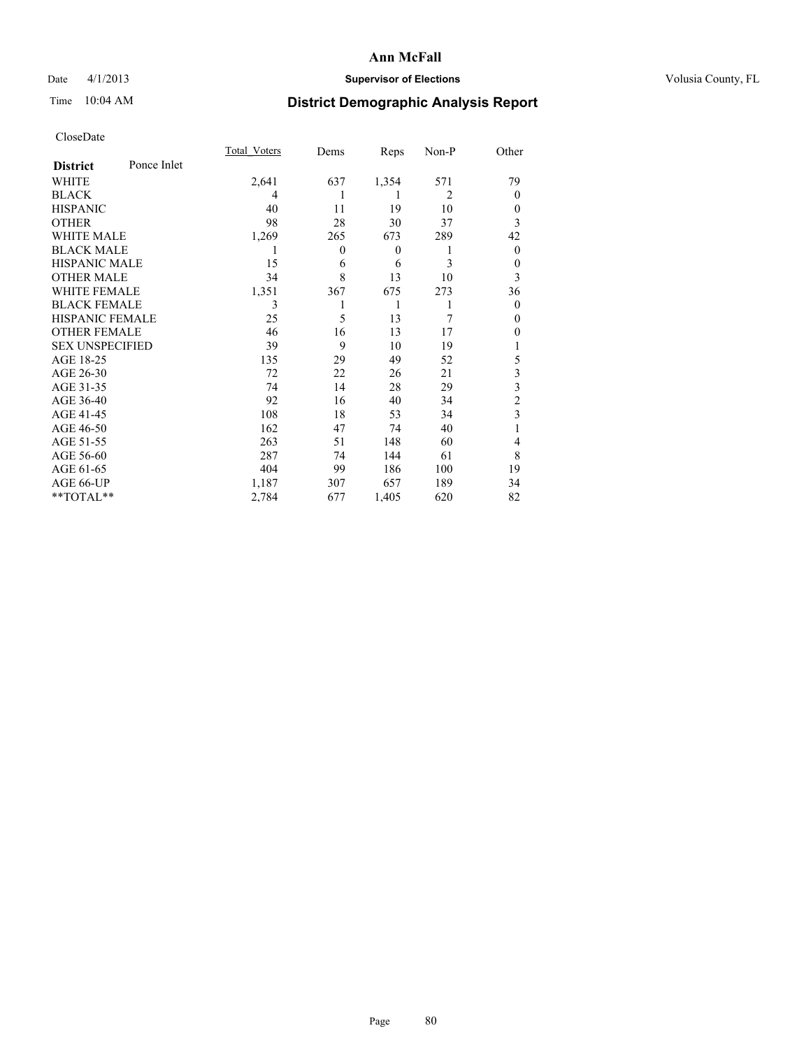# Ann McFall

Date 4/1/2013 **Supervisor of Elections** Volusia County, FL

Time 10:04 AM **District Demographic Analysis Report**

CloseDate

| **District** Ponce Inlet | Total_Voters | Dems | Reps | Non-P | Other |
|---|---|---|---|---|---|
| WHITE | 2,641 | 637 | 1,354 | 571 | 79 |
| BLACK | 4 | 1 | 1 | 2 | 0 |
| HISPANIC | 40 | 11 | 19 | 10 | 0 |
| OTHER | 98 | 28 | 30 | 37 | 3 |
| WHITE MALE | 1,269 | 265 | 673 | 289 | 42 |
| BLACK MALE | 1 | 0 | 0 | 1 | 0 |
| HISPANIC MALE | 15 | 6 | 6 | 3 | 0 |
| OTHER MALE | 34 | 8 | 13 | 10 | 3 |
| WHITE FEMALE | 1,351 | 367 | 675 | 273 | 36 |
| BLACK FEMALE | 3 | 1 | 1 | 1 | 0 |
| HISPANIC FEMALE | 25 | 5 | 13 | 7 | 0 |
| OTHER FEMALE | 46 | 16 | 13 | 17 | 0 |
| SEX UNSPECIFIED | 39 | 9 | 10 | 19 | 1 |
| AGE 18-25 | 135 | 29 | 49 | 52 | 5 |
| AGE 26-30 | 72 | 22 | 26 | 21 | 3 |
| AGE 31-35 | 74 | 14 | 28 | 29 | 3 |
| AGE 36-40 | 92 | 16 | 40 | 34 | 2 |
| AGE 41-45 | 108 | 18 | 53 | 34 | 3 |
| AGE 46-50 | 162 | 47 | 74 | 40 | 1 |
| AGE 51-55 | 263 | 51 | 148 | 60 | 4 |
| AGE 56-60 | 287 | 74 | 144 | 61 | 8 |
| AGE 61-65 | 404 | 99 | 186 | 100 | 19 |
| AGE 66-UP | 1,187 | 307 | 657 | 189 | 34 |
| **TOTAL** | 2,784 | 677 | 1,405 | 620 | 82 |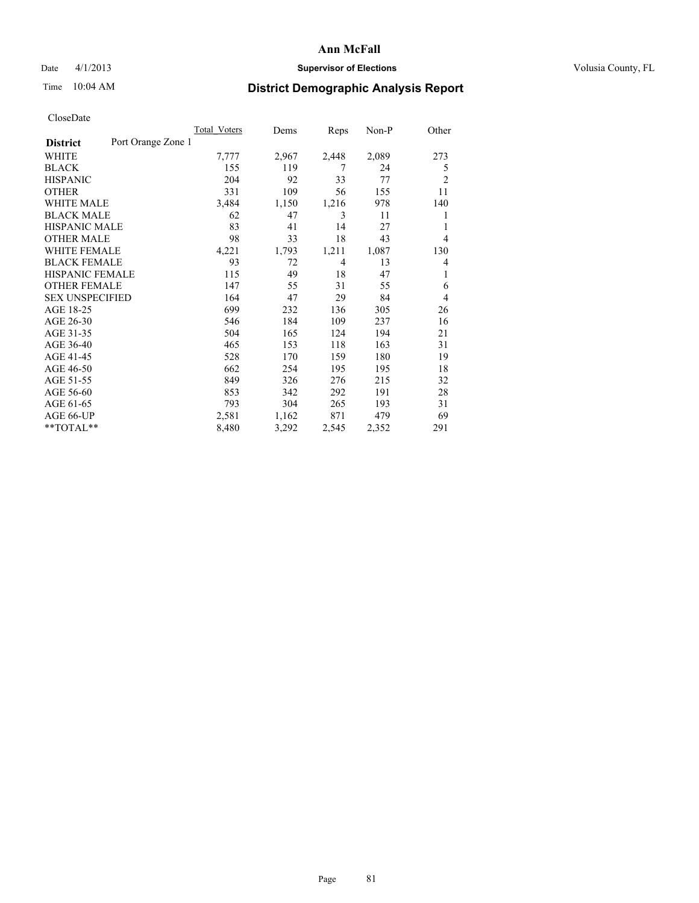# Ann McFall

Date 4/1/2013 **Supervisor of Elections** Volusia County, FL

Time 10:04 AM **District Demographic Analysis Report**

CloseDate

| **District** Port Orange Zone 1 | Total_Voters | Dems | Reps | Non-P | Other |
|---|---|---|---|---|---|
| WHITE | 7,777 | 2,967 | 2,448 | 2,089 | 273 |
| BLACK | 155 | 119 | 7 | 24 | 5 |
| HISPANIC | 204 | 92 | 33 | 77 | 2 |
| OTHER | 331 | 109 | 56 | 155 | 11 |
| WHITE MALE | 3,484 | 1,150 | 1,216 | 978 | 140 |
| BLACK MALE | 62 | 47 | 3 | 11 | 1 |
| HISPANIC MALE | 83 | 41 | 14 | 27 | 1 |
| OTHER MALE | 98 | 33 | 18 | 43 | 4 |
| WHITE FEMALE | 4,221 | 1,793 | 1,211 | 1,087 | 130 |
| BLACK FEMALE | 93 | 72 | 4 | 13 | 4 |
| HISPANIC FEMALE | 115 | 49 | 18 | 47 | 1 |
| OTHER FEMALE | 147 | 55 | 31 | 55 | 6 |
| SEX UNSPECIFIED | 164 | 47 | 29 | 84 | 4 |
| AGE 18-25 | 699 | 232 | 136 | 305 | 26 |
| AGE 26-30 | 546 | 184 | 109 | 237 | 16 |
| AGE 31-35 | 504 | 165 | 124 | 194 | 21 |
| AGE 36-40 | 465 | 153 | 118 | 163 | 31 |
| AGE 41-45 | 528 | 170 | 159 | 180 | 19 |
| AGE 46-50 | 662 | 254 | 195 | 195 | 18 |
| AGE 51-55 | 849 | 326 | 276 | 215 | 32 |
| AGE 56-60 | 853 | 342 | 292 | 191 | 28 |
| AGE 61-65 | 793 | 304 | 265 | 193 | 31 |
| AGE 66-UP | 2,581 | 1,162 | 871 | 479 | 69 |
| **TOTAL** | 8,480 | 3,292 | 2,545 | 2,352 | 291 |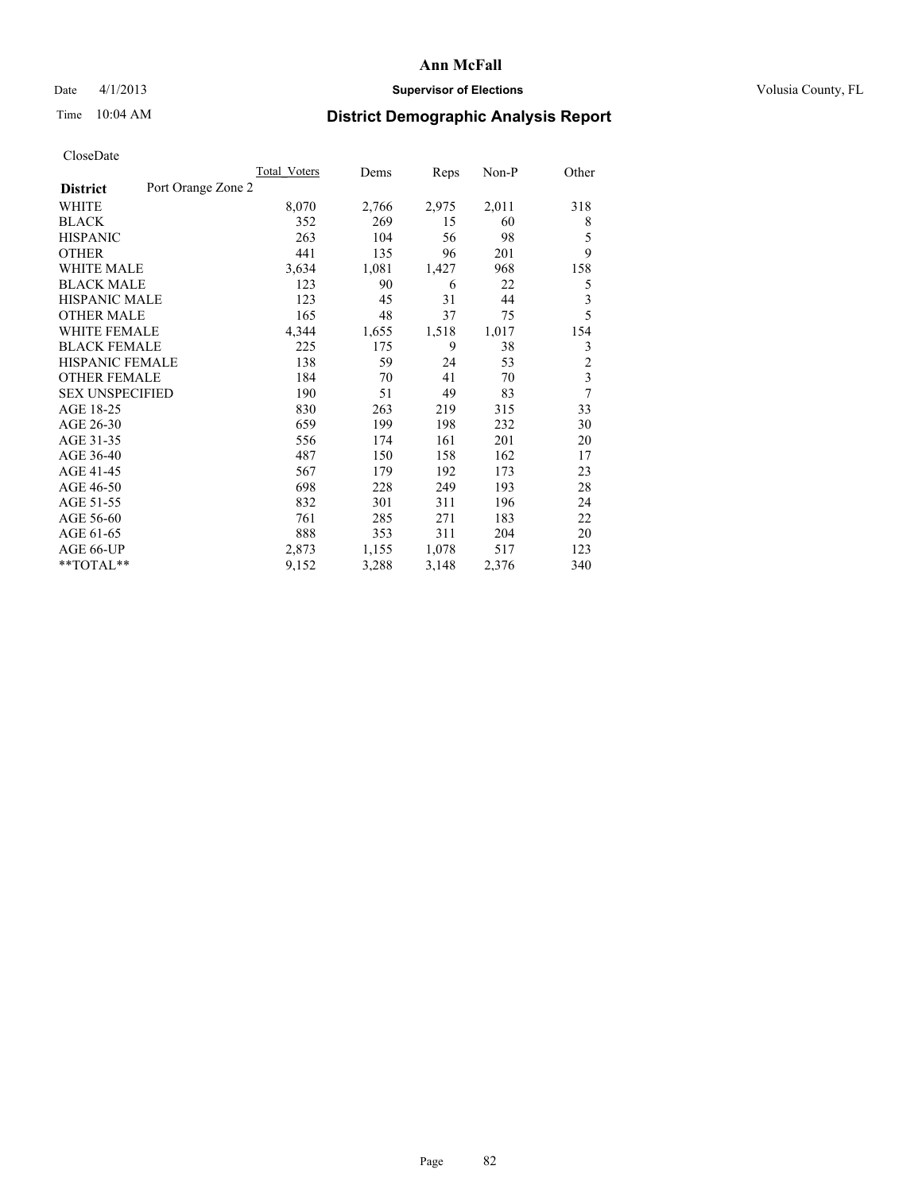**Ann McFall**

Date 4/1/2013 **Supervisor of Elections** Volusia County, FL

Time 10:04 AM

## District Demographic Analysis Report

CloseDate

| | Total_Voters | Dems | Reps | Non-P | Other |
|---|---|---|---|---|---|
| **District** Port Orange Zone 2 | | | | | |
| WHITE | 8,070 | 2,766 | 2,975 | 2,011 | 318 |
| BLACK | 352 | 269 | 15 | 60 | 8 |
| HISPANIC | 263 | 104 | 56 | 98 | 5 |
| OTHER | 441 | 135 | 96 | 201 | 9 |
| WHITE MALE | 3,634 | 1,081 | 1,427 | 968 | 158 |
| BLACK MALE | 123 | 90 | 6 | 22 | 5 |
| HISPANIC MALE | 123 | 45 | 31 | 44 | 3 |
| OTHER MALE | 165 | 48 | 37 | 75 | 5 |
| WHITE FEMALE | 4,344 | 1,655 | 1,518 | 1,017 | 154 |
| BLACK FEMALE | 225 | 175 | 9 | 38 | 3 |
| HISPANIC FEMALE | 138 | 59 | 24 | 53 | 2 |
| OTHER FEMALE | 184 | 70 | 41 | 70 | 3 |
| SEX UNSPECIFIED | 190 | 51 | 49 | 83 | 7 |
| AGE 18-25 | 830 | 263 | 219 | 315 | 33 |
| AGE 26-30 | 659 | 199 | 198 | 232 | 30 |
| AGE 31-35 | 556 | 174 | 161 | 201 | 20 |
| AGE 36-40 | 487 | 150 | 158 | 162 | 17 |
| AGE 41-45 | 567 | 179 | 192 | 173 | 23 |
| AGE 46-50 | 698 | 228 | 249 | 193 | 28 |
| AGE 51-55 | 832 | 301 | 311 | 196 | 24 |
| AGE 56-60 | 761 | 285 | 271 | 183 | 22 |
| AGE 61-65 | 888 | 353 | 311 | 204 | 20 |
| AGE 66-UP | 2,873 | 1,155 | 1,078 | 517 | 123 |
| **TOTAL** | 9,152 | 3,288 | 3,148 | 2,376 | 340 |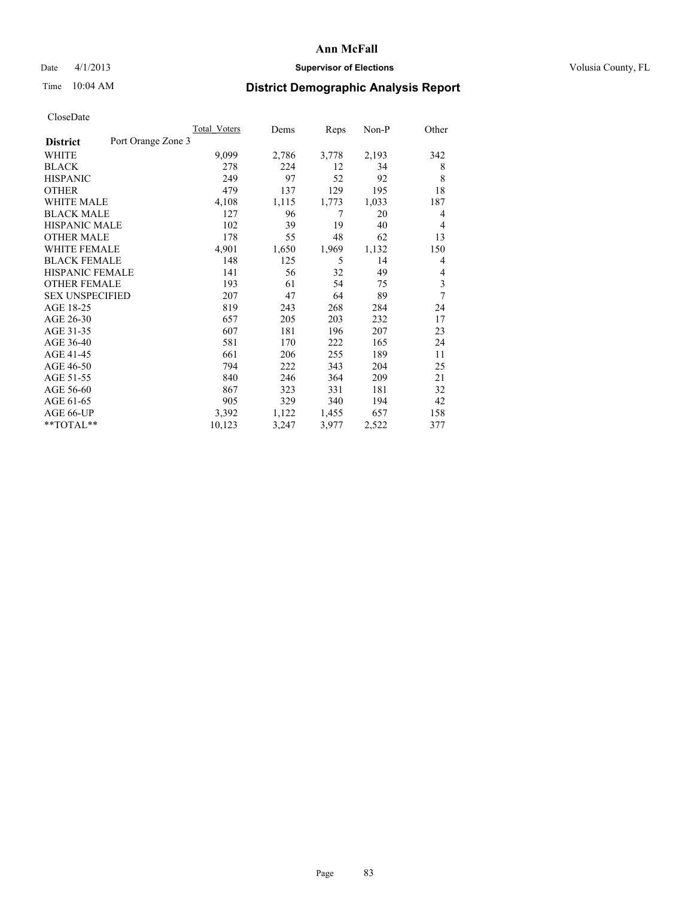# Ann McFall

Date 4/1/2013 **Supervisor of Elections** Volusia County, FL

Time 10:04 AM **District Demographic Analysis Report**

CloseDate

| **District** Port Orange Zone 3 | Total_Voters | Dems | Reps | Non-P | Other |
|---|---|---|---|---|---|
| WHITE | 9,099 | 2,786 | 3,778 | 2,193 | 342 |
| BLACK | 278 | 224 | 12 | 34 | 8 |
| HISPANIC | 249 | 97 | 52 | 92 | 8 |
| OTHER | 479 | 137 | 129 | 195 | 18 |
| WHITE MALE | 4,108 | 1,115 | 1,773 | 1,033 | 187 |
| BLACK MALE | 127 | 96 | 7 | 20 | 4 |
| HISPANIC MALE | 102 | 39 | 19 | 40 | 4 |
| OTHER MALE | 178 | 55 | 48 | 62 | 13 |
| WHITE FEMALE | 4,901 | 1,650 | 1,969 | 1,132 | 150 |
| BLACK FEMALE | 148 | 125 | 5 | 14 | 4 |
| HISPANIC FEMALE | 141 | 56 | 32 | 49 | 4 |
| OTHER FEMALE | 193 | 61 | 54 | 75 | 3 |
| SEX UNSPECIFIED | 207 | 47 | 64 | 89 | 7 |
| AGE 18-25 | 819 | 243 | 268 | 284 | 24 |
| AGE 26-30 | 657 | 205 | 203 | 232 | 17 |
| AGE 31-35 | 607 | 181 | 196 | 207 | 23 |
| AGE 36-40 | 581 | 170 | 222 | 165 | 24 |
| AGE 41-45 | 661 | 206 | 255 | 189 | 11 |
| AGE 46-50 | 794 | 222 | 343 | 204 | 25 |
| AGE 51-55 | 840 | 246 | 364 | 209 | 21 |
| AGE 56-60 | 867 | 323 | 331 | 181 | 32 |
| AGE 61-65 | 905 | 329 | 340 | 194 | 42 |
| AGE 66-UP | 3,392 | 1,122 | 1,455 | 657 | 158 |
| **TOTAL** | 10,123 | 3,247 | 3,977 | 2,522 | 377 |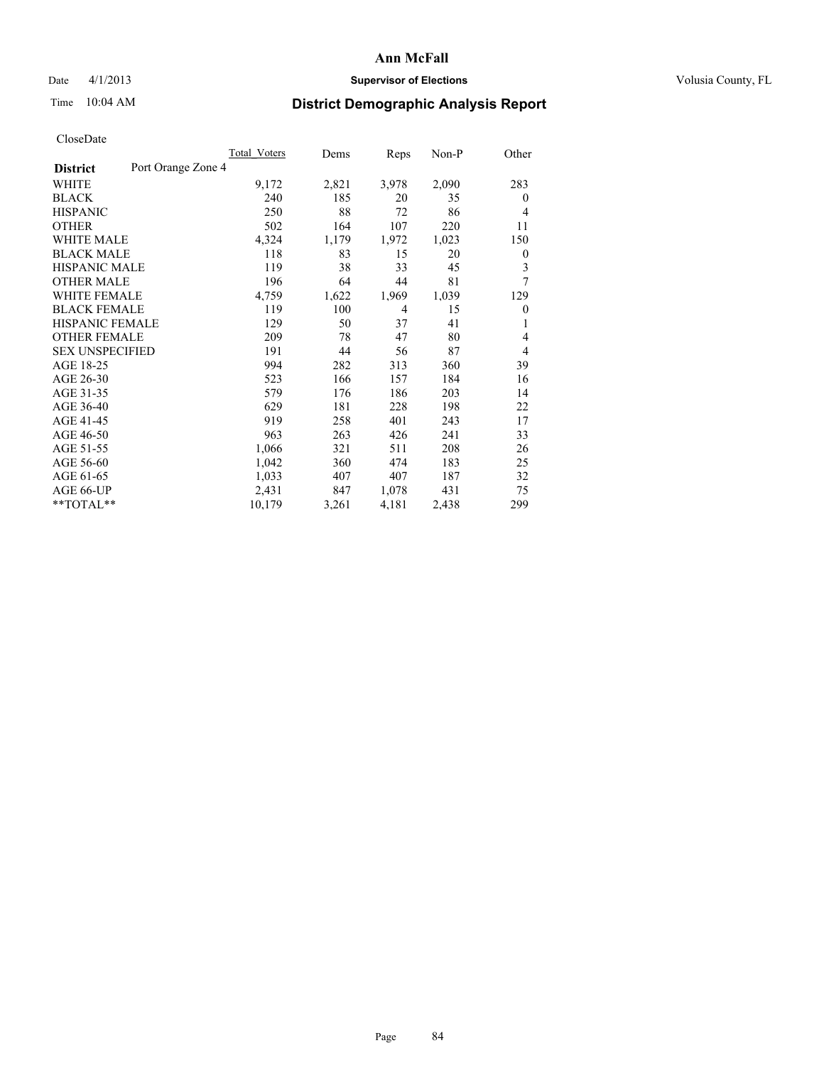# Ann McFall

Date 4/1/2013 **Supervisor of Elections** Volusia County, FL

Time 10:04 AM

## District Demographic Analysis Report

CloseDate

| **District** Port Orange Zone 4 | Total Voters | Dems | Reps | Non-P | Other |
|---|---|---|---|---|---|
| WHITE | 9,172 | 2,821 | 3,978 | 2,090 | 283 |
| BLACK | 240 | 185 | 20 | 35 | 0 |
| HISPANIC | 250 | 88 | 72 | 86 | 4 |
| OTHER | 502 | 164 | 107 | 220 | 11 |
| WHITE MALE | 4,324 | 1,179 | 1,972 | 1,023 | 150 |
| BLACK MALE | 118 | 83 | 15 | 20 | 0 |
| HISPANIC MALE | 119 | 38 | 33 | 45 | 3 |
| OTHER MALE | 196 | 64 | 44 | 81 | 7 |
| WHITE FEMALE | 4,759 | 1,622 | 1,969 | 1,039 | 129 |
| BLACK FEMALE | 119 | 100 | 4 | 15 | 0 |
| HISPANIC FEMALE | 129 | 50 | 37 | 41 | 1 |
| OTHER FEMALE | 209 | 78 | 47 | 80 | 4 |
| SEX UNSPECIFIED | 191 | 44 | 56 | 87 | 4 |
| AGE 18-25 | 994 | 282 | 313 | 360 | 39 |
| AGE 26-30 | 523 | 166 | 157 | 184 | 16 |
| AGE 31-35 | 579 | 176 | 186 | 203 | 14 |
| AGE 36-40 | 629 | 181 | 228 | 198 | 22 |
| AGE 41-45 | 919 | 258 | 401 | 243 | 17 |
| AGE 46-50 | 963 | 263 | 426 | 241 | 33 |
| AGE 51-55 | 1,066 | 321 | 511 | 208 | 26 |
| AGE 56-60 | 1,042 | 360 | 474 | 183 | 25 |
| AGE 61-65 | 1,033 | 407 | 407 | 187 | 32 |
| AGE 66-UP | 2,431 | 847 | 1,078 | 431 | 75 |
| **TOTAL** | 10,179 | 3,261 | 4,181 | 2,438 | 299 |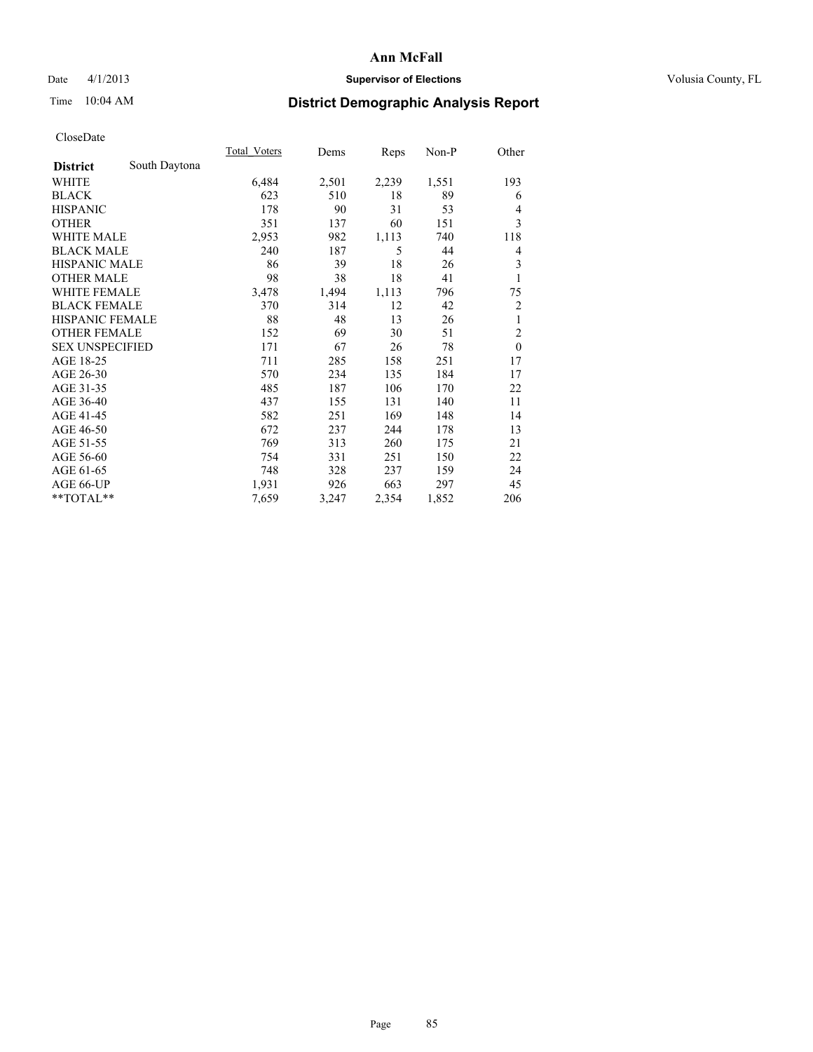**Ann McFall**

Date 4/1/2013 **Supervisor of Elections** Volusia County, FL

Time 10:04 AM **District Demographic Analysis Report**

CloseDate

| **District** South Daytona | Total_Voters | Dems | Reps | Non-P | Other |
|---|---|---|---|---|---|
| WHITE | 6,484 | 2,501 | 2,239 | 1,551 | 193 |
| BLACK | 623 | 510 | 18 | 89 | 6 |
| HISPANIC | 178 | 90 | 31 | 53 | 4 |
| OTHER | 351 | 137 | 60 | 151 | 3 |
| WHITE MALE | 2,953 | 982 | 1,113 | 740 | 118 |
| BLACK MALE | 240 | 187 | 5 | 44 | 4 |
| HISPANIC MALE | 86 | 39 | 18 | 26 | 3 |
| OTHER MALE | 98 | 38 | 18 | 41 | 1 |
| WHITE FEMALE | 3,478 | 1,494 | 1,113 | 796 | 75 |
| BLACK FEMALE | 370 | 314 | 12 | 42 | 2 |
| HISPANIC FEMALE | 88 | 48 | 13 | 26 | 1 |
| OTHER FEMALE | 152 | 69 | 30 | 51 | 2 |
| SEX UNSPECIFIED | 171 | 67 | 26 | 78 | 0 |
| AGE 18-25 | 711 | 285 | 158 | 251 | 17 |
| AGE 26-30 | 570 | 234 | 135 | 184 | 17 |
| AGE 31-35 | 485 | 187 | 106 | 170 | 22 |
| AGE 36-40 | 437 | 155 | 131 | 140 | 11 |
| AGE 41-45 | 582 | 251 | 169 | 148 | 14 |
| AGE 46-50 | 672 | 237 | 244 | 178 | 13 |
| AGE 51-55 | 769 | 313 | 260 | 175 | 21 |
| AGE 56-60 | 754 | 331 | 251 | 150 | 22 |
| AGE 61-65 | 748 | 328 | 237 | 159 | 24 |
| AGE 66-UP | 1,931 | 926 | 663 | 297 | 45 |
| **TOTAL** | 7,659 | 3,247 | 2,354 | 1,852 | 206 |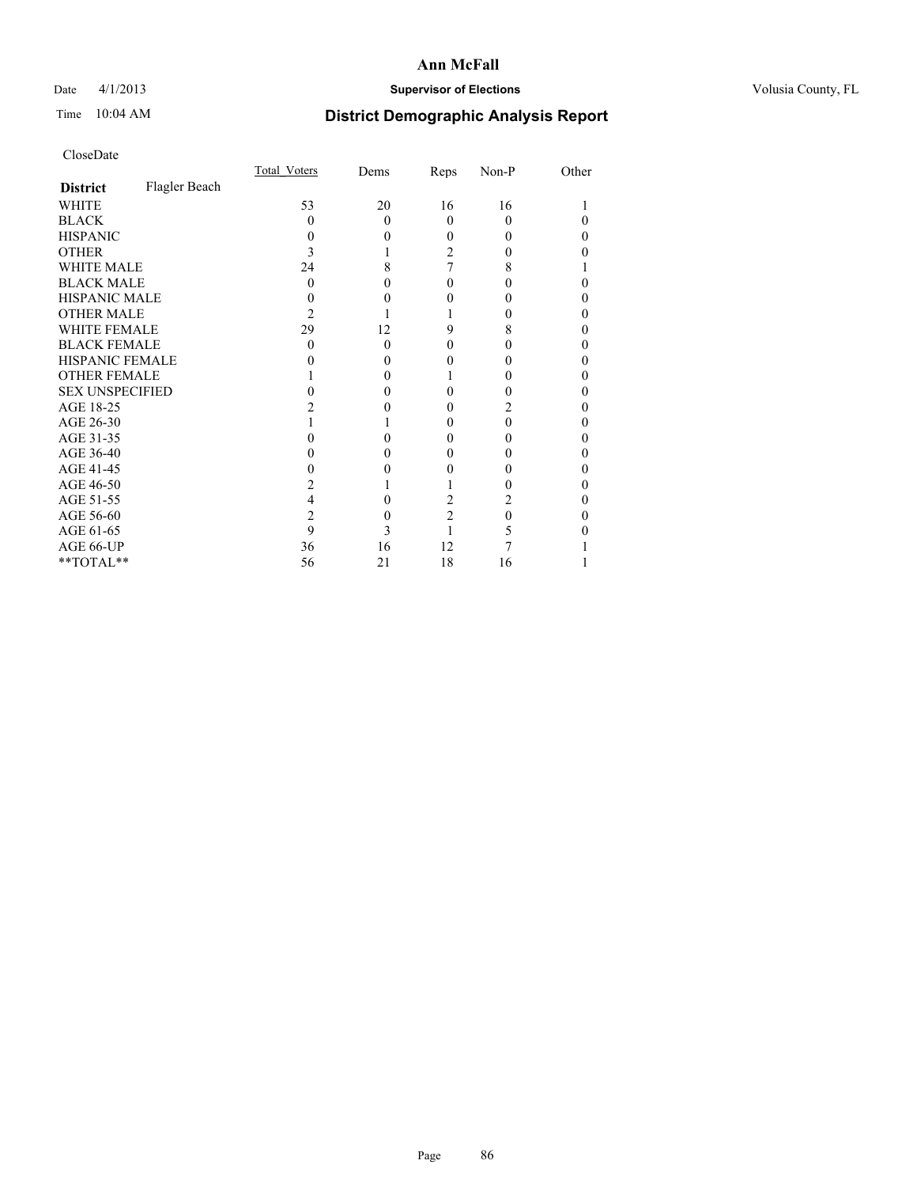# Ann McFall

Date 4/1/2013 **Supervisor of Elections** Volusia County, FL

Time 10:04 AM **District Demographic Analysis Report**

CloseDate

| **District** Flagler Beach | Total_Voters | Dems | Reps | Non-P | Other |
|---|---|---|---|---|---|
| WHITE | 53 | 20 | 16 | 16 | 1 |
| BLACK | 0 | 0 | 0 | 0 | 0 |
| HISPANIC | 0 | 0 | 0 | 0 | 0 |
| OTHER | 3 | 1 | 2 | 0 | 0 |
| WHITE MALE | 24 | 8 | 7 | 8 | 1 |
| BLACK MALE | 0 | 0 | 0 | 0 | 0 |
| HISPANIC MALE | 0 | 0 | 0 | 0 | 0 |
| OTHER MALE | 2 | 1 | 1 | 0 | 0 |
| WHITE FEMALE | 29 | 12 | 9 | 8 | 0 |
| BLACK FEMALE | 0 | 0 | 0 | 0 | 0 |
| HISPANIC FEMALE | 0 | 0 | 0 | 0 | 0 |
| OTHER FEMALE | 1 | 0 | 1 | 0 | 0 |
| SEX UNSPECIFIED | 0 | 0 | 0 | 0 | 0 |
| AGE 18-25 | 2 | 0 | 0 | 2 | 0 |
| AGE 26-30 | 1 | 1 | 0 | 0 | 0 |
| AGE 31-35 | 0 | 0 | 0 | 0 | 0 |
| AGE 36-40 | 0 | 0 | 0 | 0 | 0 |
| AGE 41-45 | 0 | 0 | 0 | 0 | 0 |
| AGE 46-50 | 2 | 1 | 1 | 0 | 0 |
| AGE 51-55 | 4 | 0 | 2 | 2 | 0 |
| AGE 56-60 | 2 | 0 | 2 | 0 | 0 |
| AGE 61-65 | 9 | 3 | 1 | 5 | 0 |
| AGE 66-UP | 36 | 16 | 12 | 7 | 1 |
| **TOTAL** | 56 | 21 | 18 | 16 | 1 |